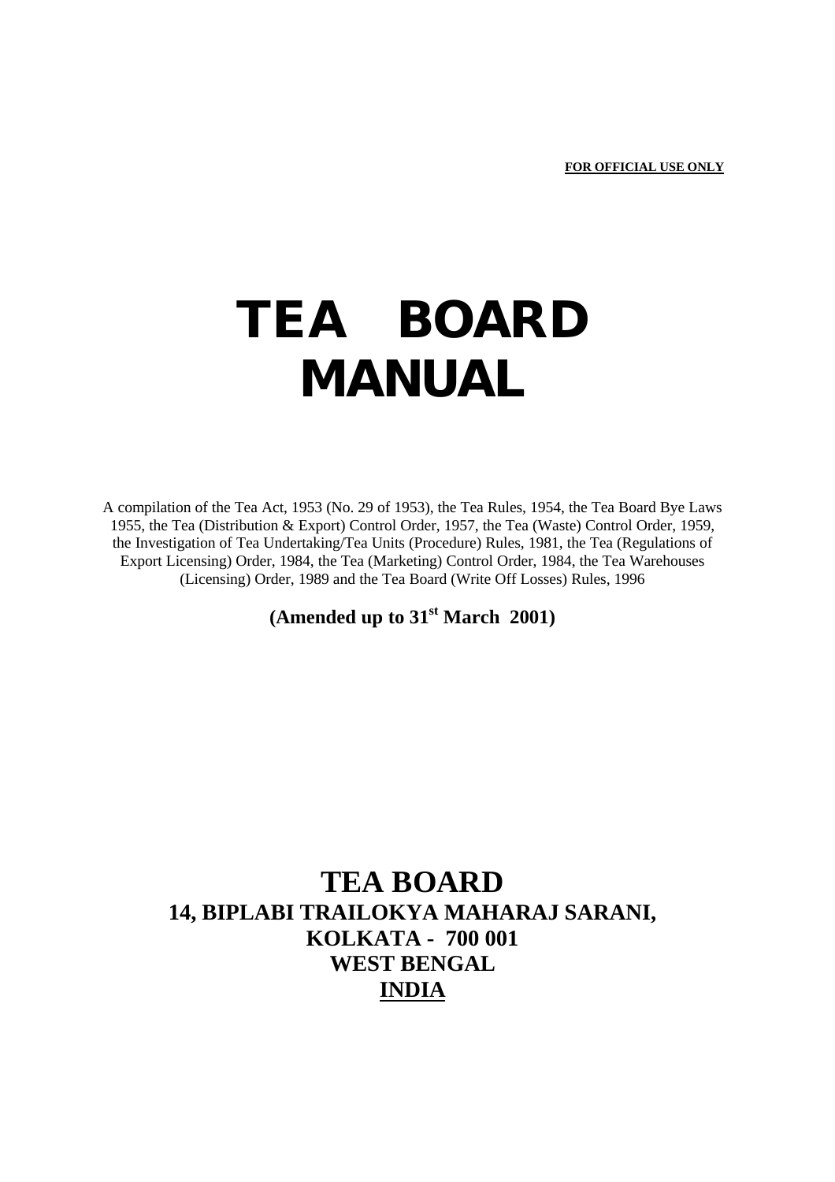**FOR OFFICIAL USE ONLY**

# TEA BOARD MANUAL

A compilation of the Tea Act, 1953 (No. 29 of 1953), the Tea Rules, 1954, the Tea Board Bye Laws 1955, the Tea (Distribution & Export) Control Order, 1957, the Tea (Waste) Control Order, 1959, the Investigation of Tea Undertaking/Tea Units (Procedure) Rules, 1981, the Tea (Regulations of Export Licensing) Order, 1984, the Tea (Marketing) Control Order, 1984, the Tea Warehouses (Licensing) Order, 1989 and the Tea Board (Write Off Losses) Rules, 1996

**(Amended up to 31st March 2001)**

## TEA BOARD

**14, BIPLABI TRAILOKYA MAHARAJ SARANI,**
**KOLKATA - 700 001**
**WEST BENGAL**
**INDIA**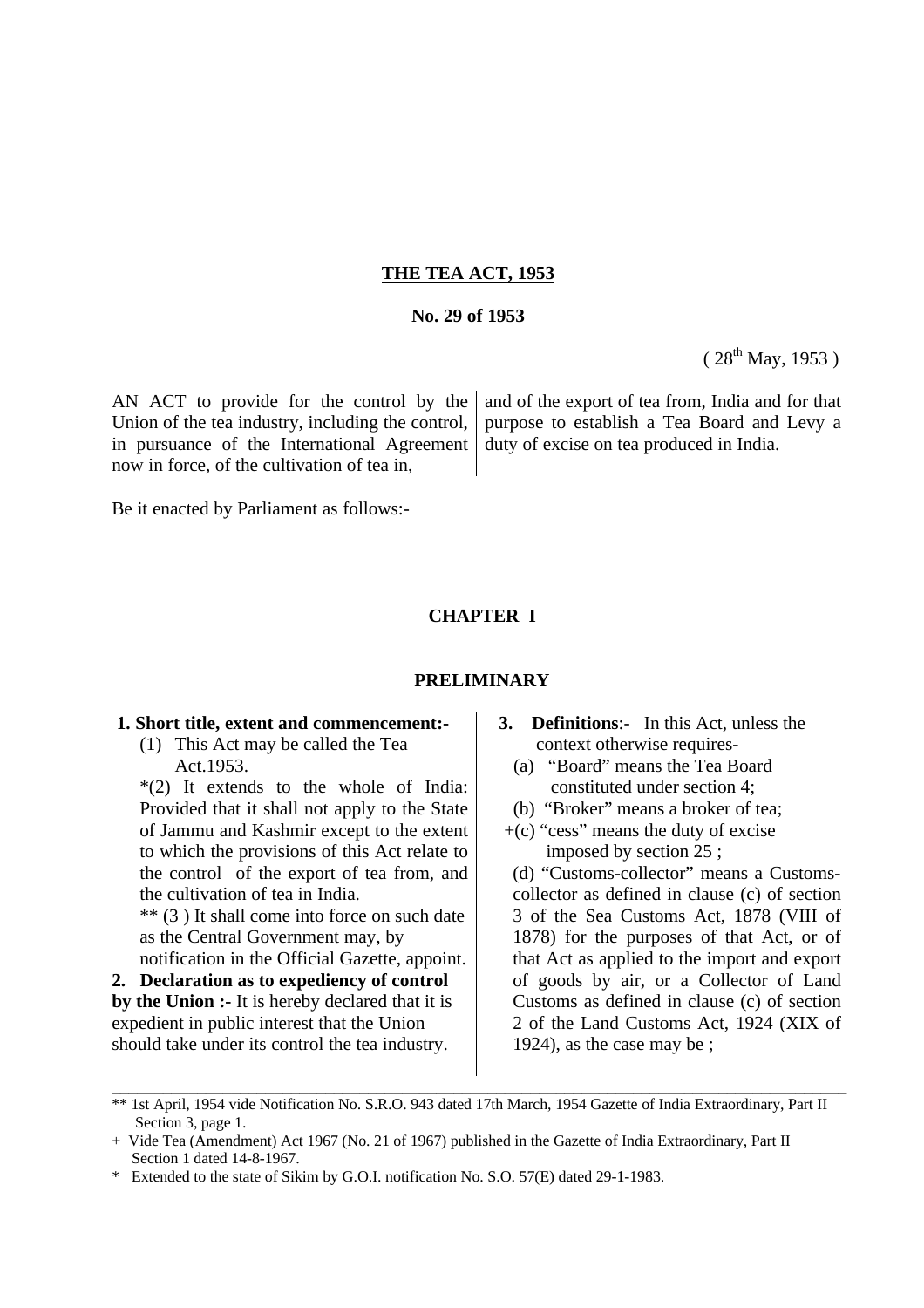# THE TEA ACT, 1953

**No. 29 of 1953**

( 28th May, 1953 )

AN ACT to provide for the control by the Union of the tea industry, including the control, in pursuance of the International Agreement now in force, of the cultivation of tea in, and of the export of tea from, India and for that purpose to establish a Tea Board and Levy a duty of excise on tea produced in India.

Be it enacted by Parliament as follows:-

## CHAPTER I

## PRELIMINARY

**1. Short title, extent and commencement:-**

(1) This Act may be called the Tea Act.1953.

*(2) It extends to the whole of India: Provided that it shall not apply to the State of Jammu and Kashmir except to the extent to which the provisions of this Act relate to the control of the export of tea from, and the cultivation of tea in India.

** (3 ) It shall come into force on such date as the Central Government may, by notification in the Official Gazette, appoint.

**2. Declaration as to expediency of control by the Union :-** It is hereby declared that it is expedient in public interest that the Union should take under its control the tea industry.

**3. Definitions**:- In this Act, unless the context otherwise requires-

(a) "Board" means the Tea Board constituted under section 4;

(b) "Broker" means a broker of tea;

+(c) "cess" means the duty of excise imposed by section 25 ;

(d) "Customs-collector" means a Customs-collector as defined in clause (c) of section 3 of the Sea Customs Act, 1878 (VIII of 1878) for the purposes of that Act, or of that Act as applied to the import and export of goods by air, or a Collector of Land Customs as defined in clause (c) of section 2 of the Land Customs Act, 1924 (XIX of 1924), as the case may be ;

---

** 1st April, 1954 vide Notification No. S.R.O. 943 dated 17th March, 1954 Gazette of India Extraordinary, Part II Section 3, page 1.

+ Vide Tea (Amendment) Act 1967 (No. 21 of 1967) published in the Gazette of India Extraordinary, Part II Section 1 dated 14-8-1967.

* Extended to the state of Sikim by G.O.I. notification No. S.O. 57(E) dated 29-1-1983.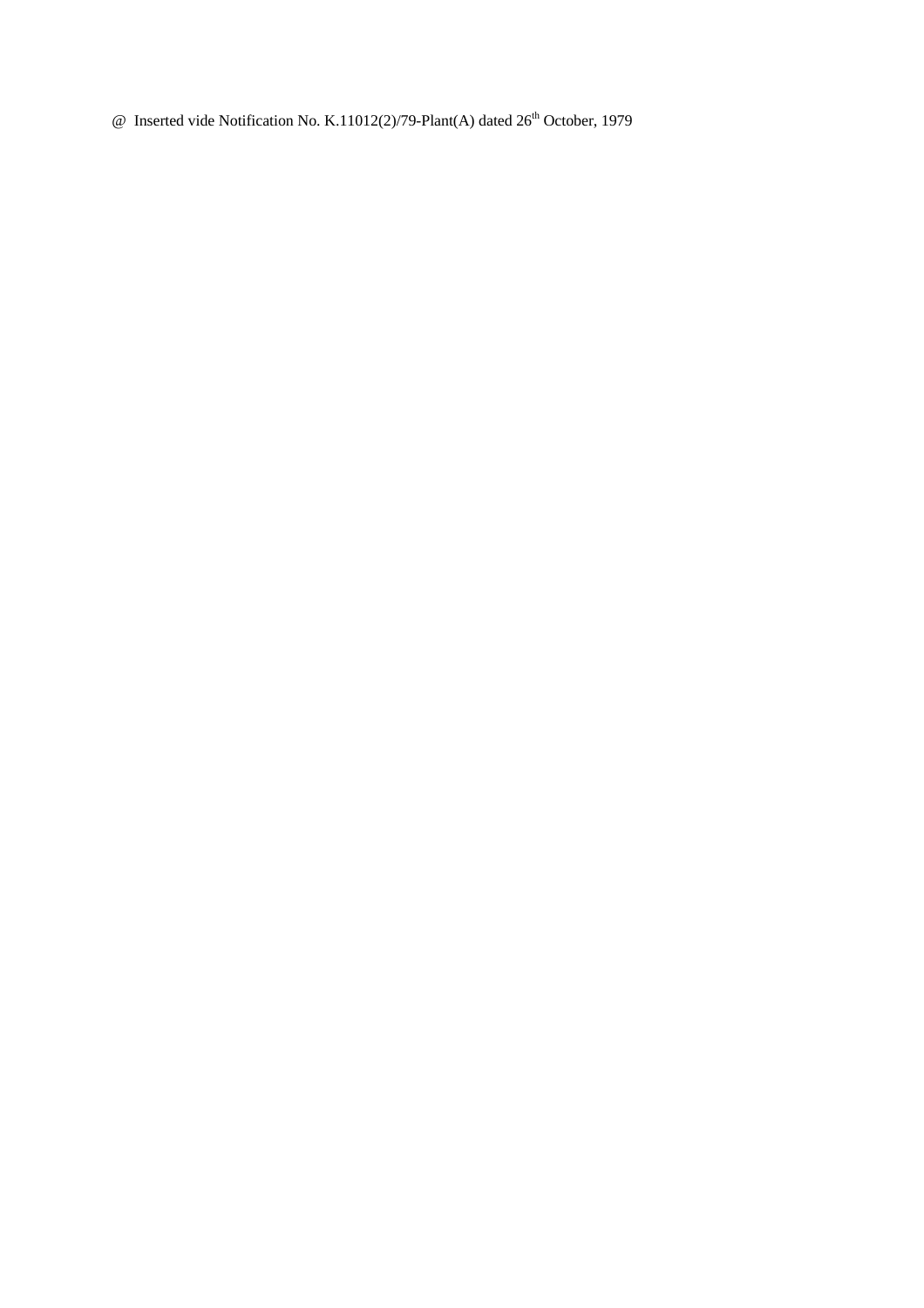@ Inserted vide Notification No. K.11012(2)/79-Plant(A) dated 26th October, 1979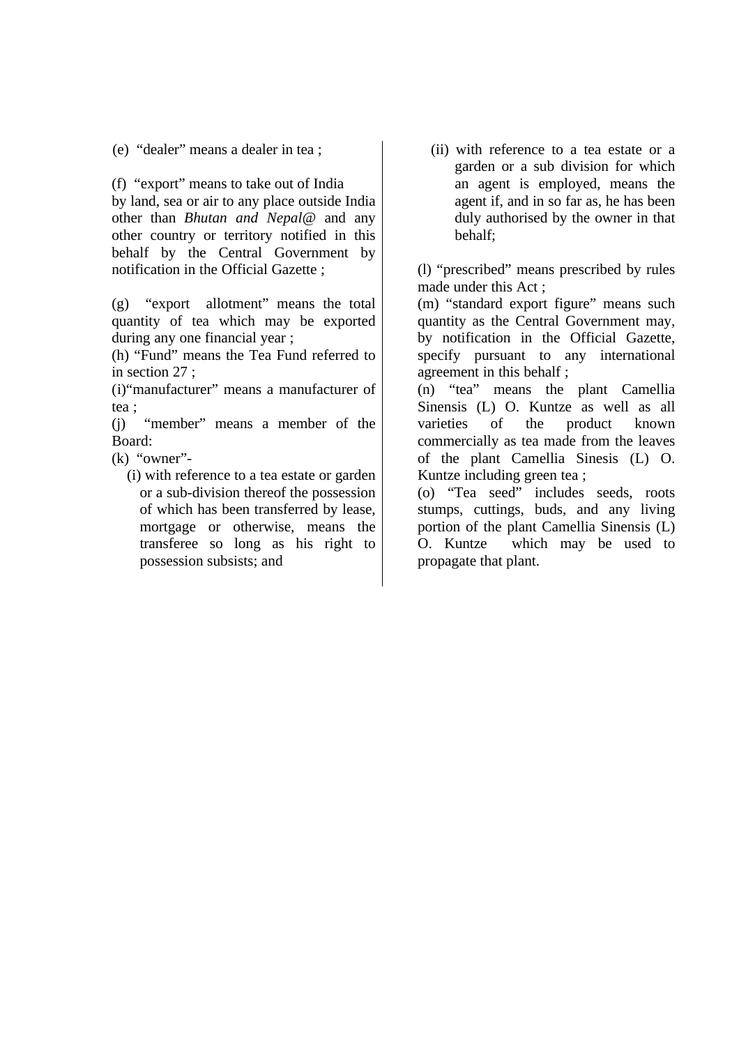(e) "dealer" means a dealer in tea ;

(f) "export" means to take out of India by land, sea or air to any place outside India other than *Bhutan and Nepal@* and any other country or territory notified in this behalf by the Central Government by notification in the Official Gazette ;

(g) "export allotment" means the total quantity of tea which may be exported during any one financial year ;

(h) "Fund" means the Tea Fund referred to in section 27 ;

(i) "manufacturer" means a manufacturer of tea ;

(j) "member" means a member of the Board:

(k) "owner"-

(i) with reference to a tea estate or garden or a sub-division thereof the possession of which has been transferred by lease, mortgage or otherwise, means the transferee so long as his right to possession subsists; and

(ii) with reference to a tea estate or a garden or a sub division for which an agent is employed, means the agent if, and in so far as, he has been duly authorised by the owner in that behalf;

(l) "prescribed" means prescribed by rules made under this Act ;

(m) "standard export figure" means such quantity as the Central Government may, by notification in the Official Gazette, specify pursuant to any international agreement in this behalf ;

(n) "tea" means the plant Camellia Sinensis (L) O. Kuntze as well as all varieties of the product known commercially as tea made from the leaves of the plant Camellia Sinesis (L) O. Kuntze including green tea ;

(o) "Tea seed" includes seeds, roots stumps, cuttings, buds, and any living portion of the plant Camellia Sinensis (L) O. Kuntze which may be used to propagate that plant.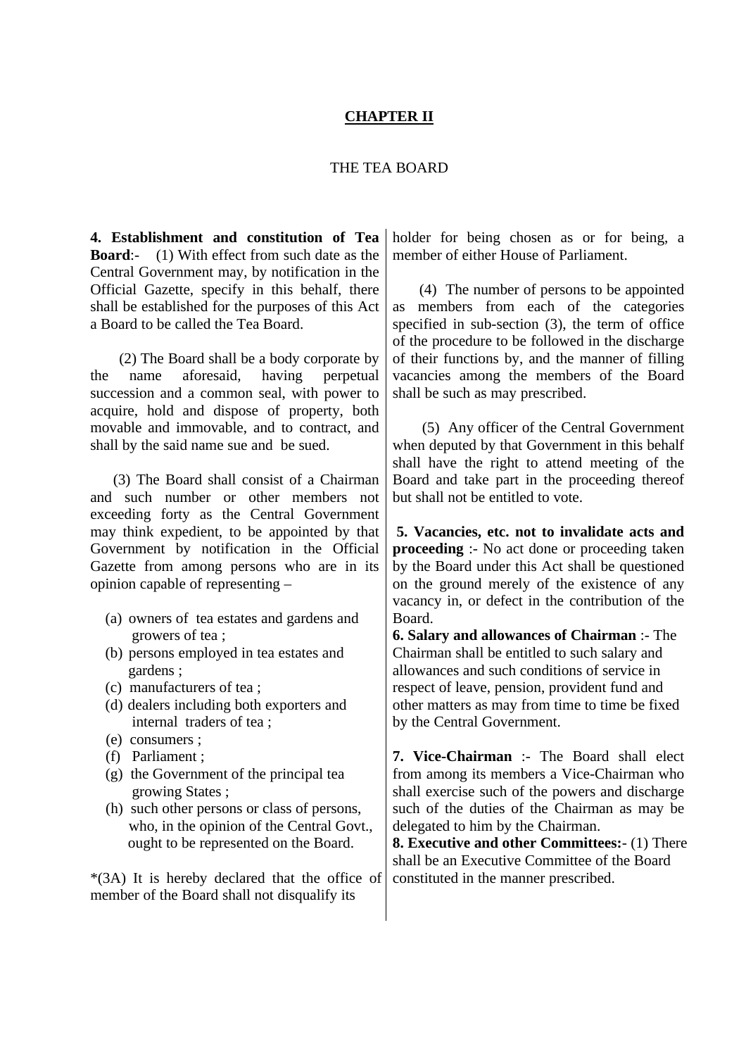## CHAPTER II

### THE TEA BOARD

**4. Establishment and constitution of Tea Board**:- (1) With effect from such date as the Central Government may, by notification in the Official Gazette, specify in this behalf, there shall be established for the purposes of this Act a Board to be called the Tea Board.

(2) The Board shall be a body corporate by the name aforesaid, having perpetual succession and a common seal, with power to acquire, hold and dispose of property, both movable and immovable, and to contract, and shall by the said name sue and be sued.

(3) The Board shall consist of a Chairman and such number or other members not exceeding forty as the Central Government may think expedient, to be appointed by that Government by notification in the Official Gazette from among persons who are in its opinion capable of representing –

(a) owners of tea estates and gardens and growers of tea ;
(b) persons employed in tea estates and gardens ;
(c) manufacturers of tea ;
(d) dealers including both exporters and internal traders of tea ;
(e) consumers ;
(f) Parliament ;
(g) the Government of the principal tea growing States ;
(h) such other persons or class of persons, who, in the opinion of the Central Govt., ought to be represented on the Board.

*(3A) It is hereby declared that the office of member of the Board shall not disqualify its holder for being chosen as or for being, a member of either House of Parliament.

(4) The number of persons to be appointed as members from each of the categories specified in sub-section (3), the term of office of the procedure to be followed in the discharge of their functions by, and the manner of filling vacancies among the members of the Board shall be such as may prescribed.

(5) Any officer of the Central Government when deputed by that Government in this behalf shall have the right to attend meeting of the Board and take part in the proceeding thereof but shall not be entitled to vote.

**5. Vacancies, etc. not to invalidate acts and proceeding** :- No act done or proceeding taken by the Board under this Act shall be questioned on the ground merely of the existence of any vacancy in, or defect in the contribution of the Board.

**6. Salary and allowances of Chairman** :- The Chairman shall be entitled to such salary and allowances and such conditions of service in respect of leave, pension, provident fund and other matters as may from time to time be fixed by the Central Government.

**7. Vice-Chairman** :- The Board shall elect from among its members a Vice-Chairman who shall exercise such of the powers and discharge such of the duties of the Chairman as may be delegated to him by the Chairman.

**8. Executive and other Committees:-** (1) There shall be an Executive Committee of the Board constituted in the manner prescribed.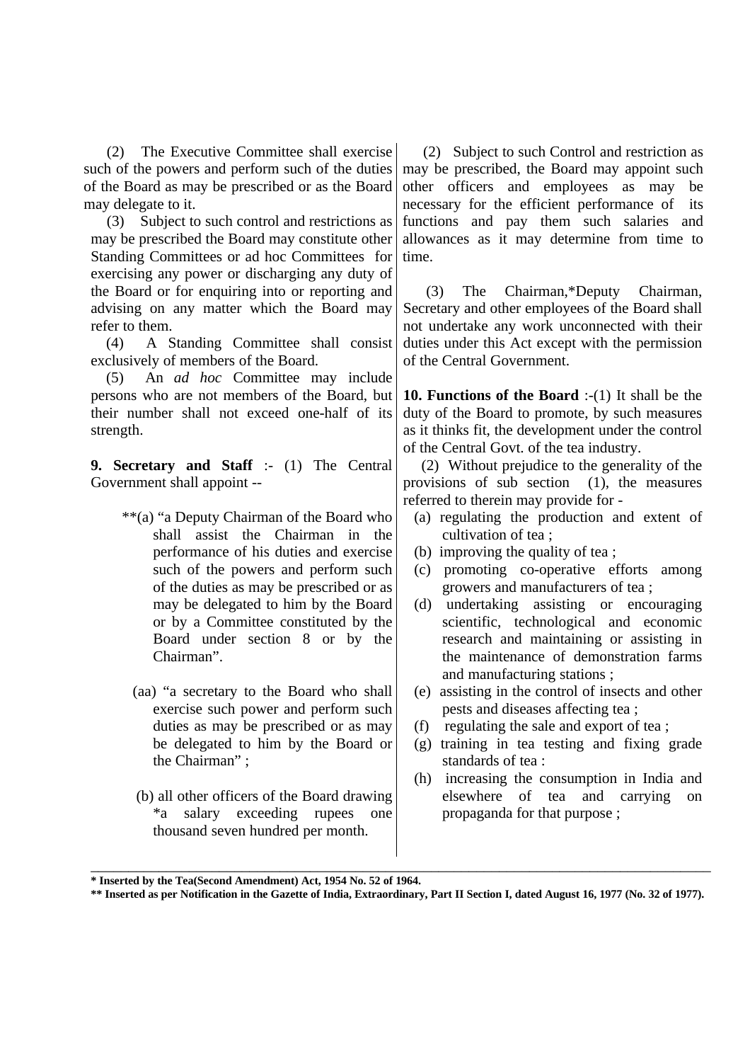(2) The Executive Committee shall exercise such of the powers and perform such of the duties of the Board as may be prescribed or as the Board may delegate to it.

(3) Subject to such control and restrictions as may be prescribed the Board may constitute other Standing Committees or ad hoc Committees for exercising any power or discharging any duty of the Board or for enquiring into or reporting and advising on any matter which the Board may refer to them.

(4) A Standing Committee shall consist exclusively of members of the Board.

(5) An *ad hoc* Committee may include persons who are not members of the Board, but their number shall not exceed one-half of its strength.

**9. Secretary and Staff** :- (1) The Central Government shall appoint --

**(a) "a Deputy Chairman of the Board who shall assist the Chairman in the performance of his duties and exercise such of the powers and perform such of the duties as may be prescribed or as may be delegated to him by the Board or by a Committee constituted by the Board under section 8 or by the Chairman".

(aa) "a secretary to the Board who shall exercise such power and perform such duties as may be prescribed or as may be delegated to him by the Board or the Chairman" ;

(b) all other officers of the Board drawing *a salary exceeding rupees one thousand seven hundred per month.

(2) Subject to such Control and restriction as may be prescribed, the Board may appoint such other officers and employees as may be necessary for the efficient performance of its functions and pay them such salaries and allowances as it may determine from time to time.

(3) The Chairman,*Deputy Chairman, Secretary and other employees of the Board shall not undertake any work unconnected with their duties under this Act except with the permission of the Central Government.

**10. Functions of the Board** :-(1) It shall be the duty of the Board to promote, by such measures as it thinks fit, the development under the control of the Central Govt. of the tea industry.

(2) Without prejudice to the generality of the provisions of sub section (1), the measures referred to therein may provide for -

(a) regulating the production and extent of cultivation of tea ;
(b) improving the quality of tea ;
(c) promoting co-operative efforts among growers and manufacturers of tea ;
(d) undertaking assisting or encouraging scientific, technological and economic research and maintaining or assisting in the maintenance of demonstration farms and manufacturing stations ;
(e) assisting in the control of insects and other pests and diseases affecting tea ;
(f) regulating the sale and export of tea ;
(g) training in tea testing and fixing grade standards of tea :
(h) increasing the consumption in India and elsewhere of tea and carrying on propaganda for that purpose ;

---

**\* Inserted by the Tea(Second Amendment) Act, 1954 No. 52 of 1964.**

**\*\* Inserted as per Notification in the Gazette of India, Extraordinary, Part II Section I, dated August 16, 1977 (No. 32 of 1977).**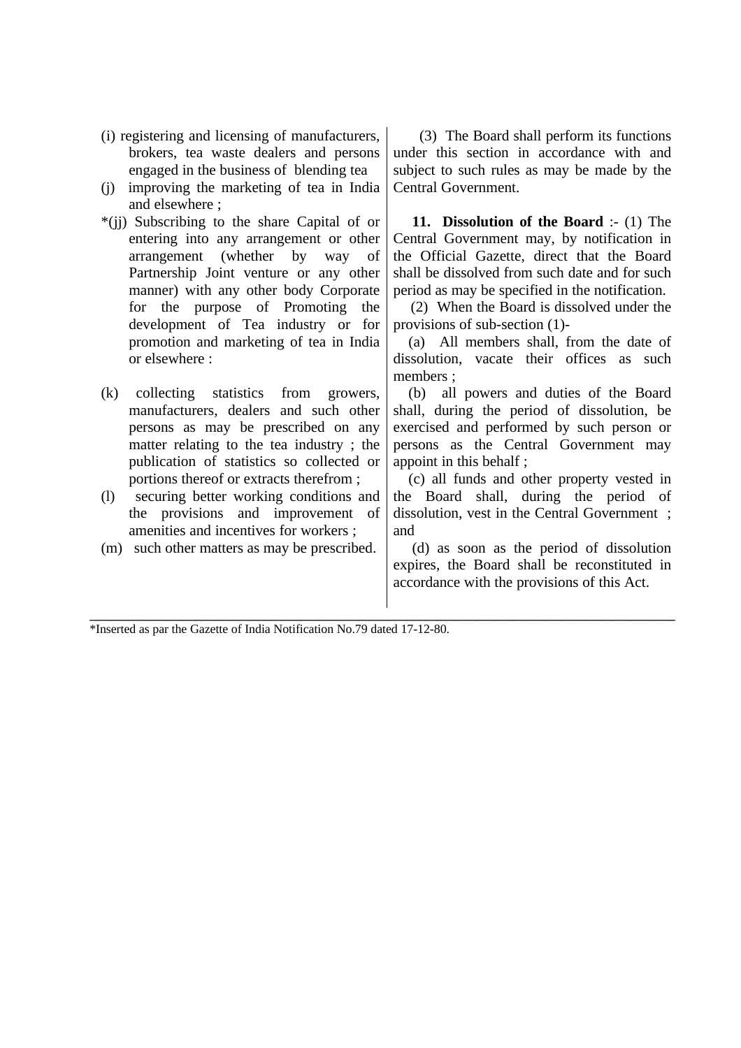(i) registering and licensing of manufacturers, brokers, tea waste dealers and persons engaged in the business of blending tea

(j) improving the marketing of tea in India and elsewhere ;

*(jj) Subscribing to the share Capital of or entering into any arrangement or other arrangement (whether by way of Partnership Joint venture or any other manner) with any other body Corporate for the purpose of Promoting the development of Tea industry or for promotion and marketing of tea in India or elsewhere :

(k) collecting statistics from growers, manufacturers, dealers and such other persons as may be prescribed on any matter relating to the tea industry ; the publication of statistics so collected or portions thereof or extracts therefrom ;

(l) securing better working conditions and the provisions and improvement of amenities and incentives for workers ;

(m) such other matters as may be prescribed.

(3) The Board shall perform its functions under this section in accordance with and subject to such rules as may be made by the Central Government.

**11. Dissolution of the Board** :- (1) The Central Government may, by notification in the Official Gazette, direct that the Board shall be dissolved from such date and for such period as may be specified in the notification.

(2) When the Board is dissolved under the provisions of sub-section (1)-

(a) All members shall, from the date of dissolution, vacate their offices as such members ;

(b) all powers and duties of the Board shall, during the period of dissolution, be exercised and performed by such person or persons as the Central Government may appoint in this behalf ;

(c) all funds and other property vested in the Board shall, during the period of dissolution, vest in the Central Government ; and

(d) as soon as the period of dissolution expires, the Board shall be reconstituted in accordance with the provisions of this Act.

---

*Inserted as par the Gazette of India Notification No.79 dated 17-12-80.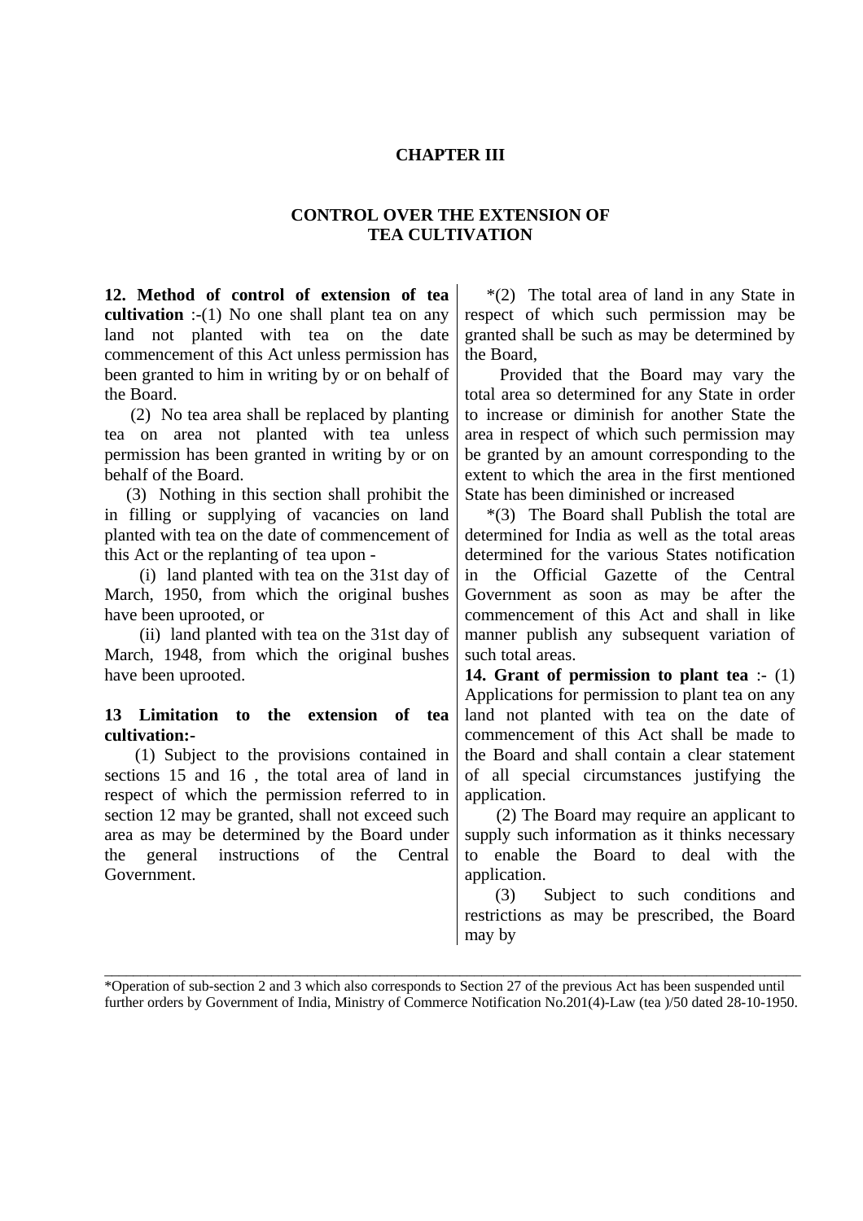# CHAPTER III

## CONTROL OVER THE EXTENSION OF TEA CULTIVATION

**12. Method of control of extension of tea cultivation** :-(1) No one shall plant tea on any land not planted with tea on the date commencement of this Act unless permission has been granted to him in writing by or on behalf of the Board.

(2) No tea area shall be replaced by planting tea on area not planted with tea unless permission has been granted in writing by or on behalf of the Board.

(3) Nothing in this section shall prohibit the in filling or supplying of vacancies on land planted with tea on the date of commencement of this Act or the replanting of tea upon -

(i) land planted with tea on the 31st day of March, 1950, from which the original bushes have been uprooted, or

(ii) land planted with tea on the 31st day of March, 1948, from which the original bushes have been uprooted.

**13 Limitation to the extension of tea cultivation:-**

(1) Subject to the provisions contained in sections 15 and 16 , the total area of land in respect of which the permission referred to in section 12 may be granted, shall not exceed such area as may be determined by the Board under the general instructions of the Central Government.

*(2) The total area of land in any State in respect of which such permission may be granted shall be such as may be determined by the Board,

Provided that the Board may vary the total area so determined for any State in order to increase or diminish for another State the area in respect of which such permission may be granted by an amount corresponding to the extent to which the area in the first mentioned State has been diminished or increased

*(3) The Board shall Publish the total are determined for India as well as the total areas determined for the various States notification in the Official Gazette of the Central Government as soon as may be after the commencement of this Act and shall in like manner publish any subsequent variation of such total areas.

**14. Grant of permission to plant tea** :- (1) Applications for permission to plant tea on any land not planted with tea on the date of commencement of this Act shall be made to the Board and shall contain a clear statement of all special circumstances justifying the application.

(2) The Board may require an applicant to supply such information as it thinks necessary to enable the Board to deal with the application.

(3) Subject to such conditions and restrictions as may be prescribed, the Board may by

---

*Operation of sub-section 2 and 3 which also corresponds to Section 27 of the previous Act has been suspended until further orders by Government of India, Ministry of Commerce Notification No.201(4)-Law (tea )/50 dated 28-10-1950.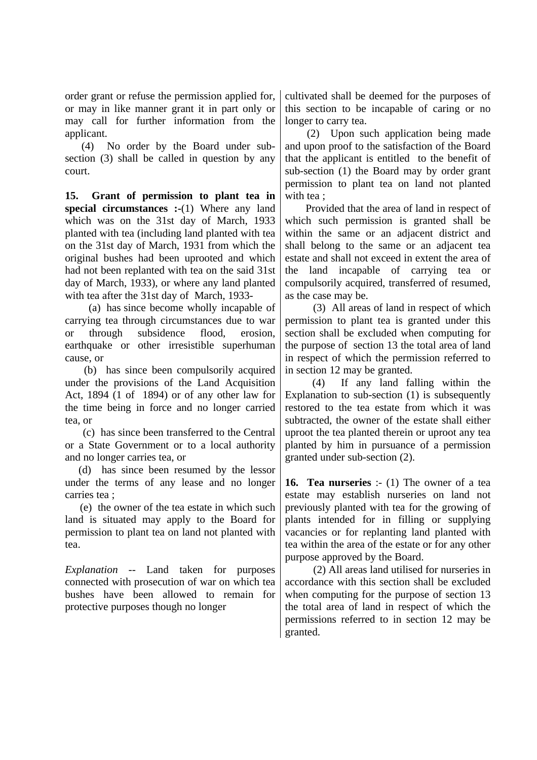order grant or refuse the permission applied for, or may in like manner grant it in part only or may call for further information from the applicant.

(4) No order by the Board under sub-section (3) shall be called in question by any court.

**15. Grant of permission to plant tea in special circumstances :-**(1) Where any land which was on the 31st day of March, 1933 planted with tea (including land planted with tea on the 31st day of March, 1931 from which the original bushes had been uprooted and which had not been replanted with tea on the said 31st day of March, 1933), or where any land planted with tea after the 31st day of March, 1933-

(a) has since become wholly incapable of carrying tea through circumstances due to war or through subsidence flood, erosion, earthquake or other irresistible superhuman cause, or

(b) has since been compulsorily acquired under the provisions of the Land Acquisition Act, 1894 (1 of 1894) or of any other law for the time being in force and no longer carried tea, or

(c) has since been transferred to the Central or a State Government or to a local authority and no longer carries tea, or

(d) has since been resumed by the lessor under the terms of any lease and no longer carries tea ;

(e) the owner of the tea estate in which such land is situated may apply to the Board for permission to plant tea on land not planted with tea.

*Explanation* -- Land taken for purposes connected with prosecution of war on which tea bushes have been allowed to remain for protective purposes though no longer cultivated shall be deemed for the purposes of this section to be incapable of caring or no longer to carry tea.

(2) Upon such application being made and upon proof to the satisfaction of the Board that the applicant is entitled to the benefit of sub-section (1) the Board may by order grant permission to plant tea on land not planted with tea ;

Provided that the area of land in respect of which such permission is granted shall be within the same or an adjacent district and shall belong to the same or an adjacent tea estate and shall not exceed in extent the area of the land incapable of carrying tea or compulsorily acquired, transferred of resumed, as the case may be.

(3) All areas of land in respect of which permission to plant tea is granted under this section shall be excluded when computing for the purpose of section 13 the total area of land in respect of which the permission referred to in section 12 may be granted.

(4) If any land falling within the Explanation to sub-section (1) is subsequently restored to the tea estate from which it was subtracted, the owner of the estate shall either uproot the tea planted therein or uproot any tea planted by him in pursuance of a permission granted under sub-section (2).

**16. Tea nurseries** :- (1) The owner of a tea estate may establish nurseries on land not previously planted with tea for the growing of plants intended for in filling or supplying vacancies or for replanting land planted with tea within the area of the estate or for any other purpose approved by the Board.

(2) All areas land utilised for nurseries in accordance with this section shall be excluded when computing for the purpose of section 13 the total area of land in respect of which the permissions referred to in section 12 may be granted.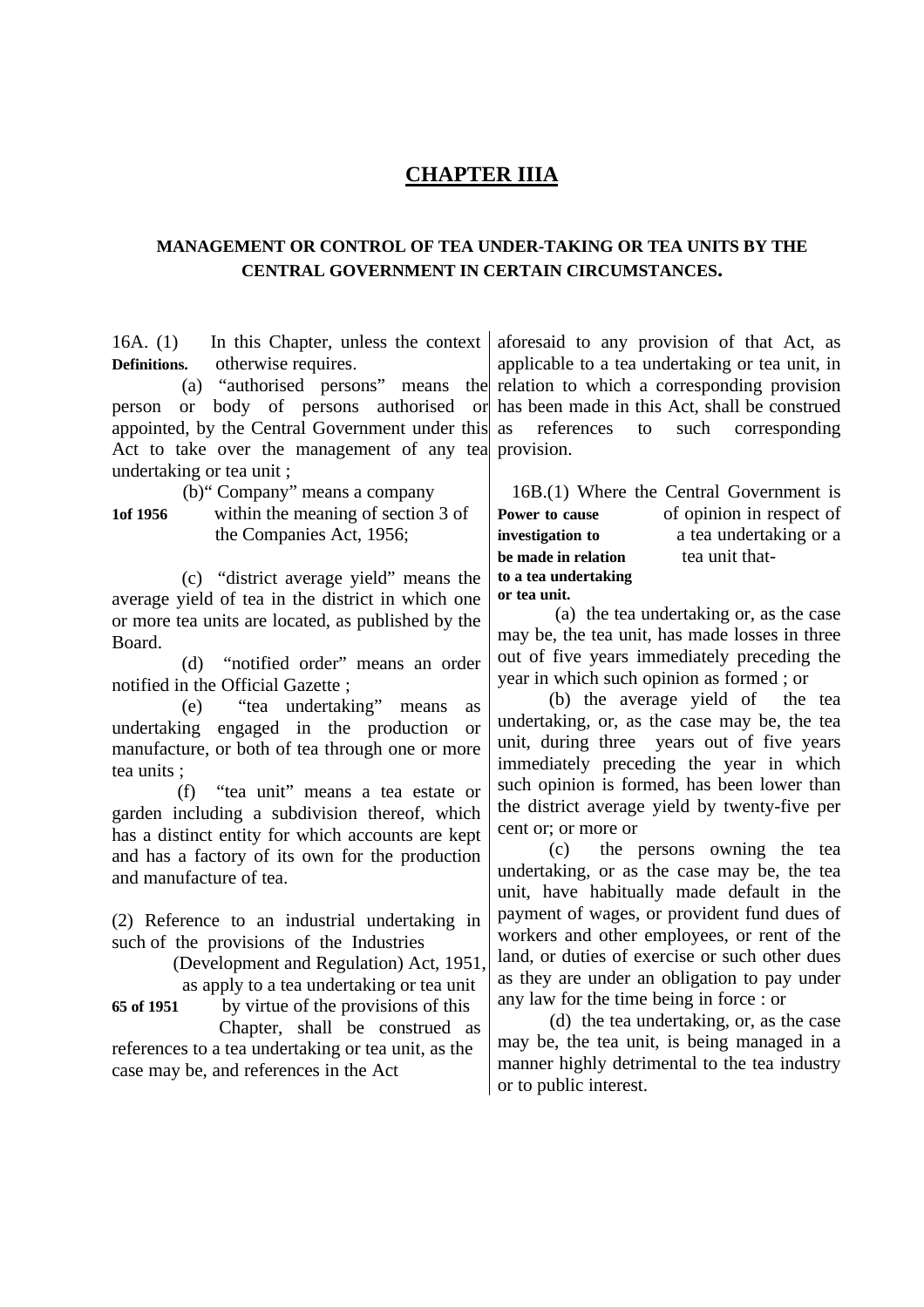# CHAPTER IIIA

## MANAGEMENT OR CONTROL OF TEA UNDER-TAKING OR TEA UNITS BY THE CENTRAL GOVERNMENT IN CERTAIN CIRCUMSTANCES.

**Definitions.**

16A. (1) In this Chapter, unless the context otherwise requires.

(a) "authorised persons" means the person or body of persons authorised or appointed, by the Central Government under this Act to take over the management of any tea undertaking or tea unit ;

**1of 1956**

(b)" Company" means a company within the meaning of section 3 of the Companies Act, 1956;

(c) "district average yield" means the average yield of tea in the district in which one or more tea units are located, as published by the Board.

(d) "notified order" means an order notified in the Official Gazette ;

(e) "tea undertaking" means as undertaking engaged in the production or manufacture, or both of tea through one or more tea units ;

(f) "tea unit" means a tea estate or garden including a subdivision thereof, which has a distinct entity for which accounts are kept and has a factory of its own for the production and manufacture of tea.

**65 of 1951**

(2) Reference to an industrial undertaking in such of the provisions of the Industries (Development and Regulation) Act, 1951, as apply to a tea undertaking or tea unit by virtue of the provisions of this Chapter, shall be construed as references to a tea undertaking or tea unit, as the case may be, and references in the Act aforesaid to any provision of that Act, as applicable to a tea undertaking or tea unit, in relation to which a corresponding provision has been made in this Act, shall be construed as references to such corresponding provision.

**Power to cause investigation to be made in relation to a tea undertaking or tea unit.**

16B.(1) Where the Central Government is of opinion in respect of a tea undertaking or a tea unit that-

(a) the tea undertaking or, as the case may be, the tea unit, has made losses in three out of five years immediately preceding the year in which such opinion as formed ; or

(b) the average yield of the tea undertaking, or, as the case may be, the tea unit, during three years out of five years immediately preceding the year in which such opinion is formed, has been lower than the district average yield by twenty-five per cent or; or more or

(c) the persons owning the tea undertaking, or as the case may be, the tea unit, have habitually made default in the payment of wages, or provident fund dues of workers and other employees, or rent of the land, or duties of exercise or such other dues as they are under an obligation to pay under any law for the time being in force : or

(d) the tea undertaking, or, as the case may be, the tea unit, is being managed in a manner highly detrimental to the tea industry or to public interest.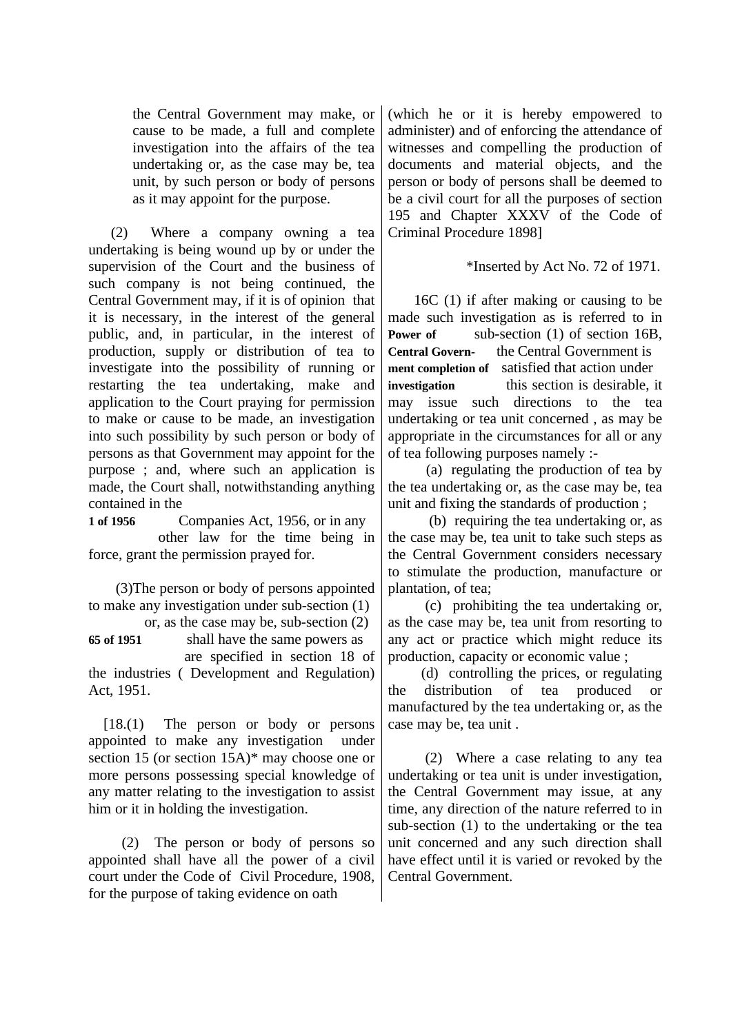the Central Government may make, or cause to be made, a full and complete investigation into the affairs of the tea undertaking or, as the case may be, tea unit, by such person or body of persons as it may appoint for the purpose.

(2) Where a company owning a tea undertaking is being wound up by or under the supervision of the Court and the business of such company is not being continued, the Central Government may, if it is of opinion that it is necessary, in the interest of the general public, and, in particular, in the interest of production, supply or distribution of tea to investigate into the possibility of running or restarting the tea undertaking, make and application to the Court praying for permission to make or cause to be made, an investigation into such possibility by such person or body of persons as that Government may appoint for the purpose ; and, where such an application is made, the Court shall, notwithstanding anything contained in the Companies Act, 1956, or in any other law for the time being in force, grant the permission prayed for.

**1 of 1956**

(3)The person or body of persons appointed to make any investigation under sub-section (1) or, as the case may be, sub-section (2) shall have the same powers as are specified in section 18 of the industries ( Development and Regulation) Act, 1951.

**65 of 1951**

[18.(1) The person or body or persons appointed to make any investigation under section 15 (or section 15A)* may choose one or more persons possessing special knowledge of any matter relating to the investigation to assist him or it in holding the investigation.

(2) The person or body of persons so appointed shall have all the power of a civil court under the Code of Civil Procedure, 1908, for the purpose of taking evidence on oath (which he or it is hereby empowered to administer) and of enforcing the attendance of witnesses and compelling the production of documents and material objects, and the person or body of persons shall be deemed to be a civil court for all the purposes of section 195 and Chapter XXXV of the Code of Criminal Procedure 1898]

*Inserted by Act No. 72 of 1971.

**Power of Central Government completion of investigation**

16C (1) if after making or causing to be made such investigation as is referred to in sub-section (1) of section 16B, the Central Government is satisfied that action under this section is desirable, it may issue such directions to the tea undertaking or tea unit concerned , as may be appropriate in the circumstances for all or any of tea following purposes namely :-

(a) regulating the production of tea by the tea undertaking or, as the case may be, tea unit and fixing the standards of production ;

(b) requiring the tea undertaking or, as the case may be, tea unit to take such steps as the Central Government considers necessary to stimulate the production, manufacture or plantation, of tea;

(c) prohibiting the tea undertaking or, as the case may be, tea unit from resorting to any act or practice which might reduce its production, capacity or economic value ;

(d) controlling the prices, or regulating the distribution of tea produced or manufactured by the tea undertaking or, as the case may be, tea unit .

(2) Where a case relating to any tea undertaking or tea unit is under investigation, the Central Government may issue, at any time, any direction of the nature referred to in sub-section (1) to the undertaking or the tea unit concerned and any such direction shall have effect until it is varied or revoked by the Central Government.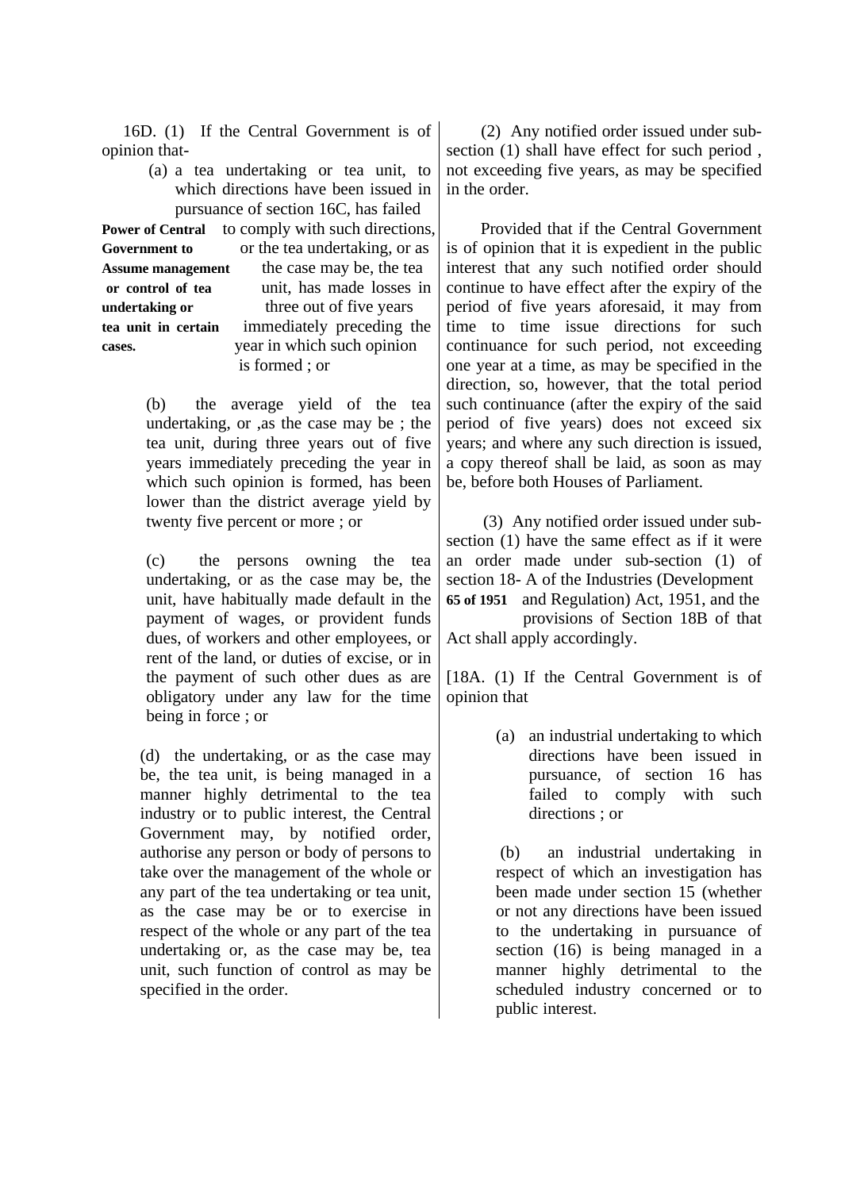16D. (1) If the Central Government is of opinion that-

**Power of Central Government to Assume management or control of tea undertaking or tea unit in certain cases.**

(a) a tea undertaking or tea unit, to which directions have been issued in pursuance of section 16C, has failed to comply with such directions, or the tea undertaking, or as the case may be, the tea unit, has made losses in three out of five years immediately preceding the year in which such opinion is formed ; or

(b) the average yield of the tea undertaking, or ,as the case may be ; the tea unit, during three years out of five years immediately preceding the year in which such opinion is formed, has been lower than the district average yield by twenty five percent or more ; or

(c) the persons owning the tea undertaking, or as the case may be, the unit, have habitually made default in the payment of wages, or provident funds dues, of workers and other employees, or rent of the land, or duties of excise, or in the payment of such other dues as are obligatory under any law for the time being in force ; or

(d) the undertaking, or as the case may be, the tea unit, is being managed in a manner highly detrimental to the tea industry or to public interest, the Central Government may, by notified order, authorise any person or body of persons to take over the management of the whole or any part of the tea undertaking or tea unit, as the case may be or to exercise in respect of the whole or any part of the tea undertaking or, as the case may be, tea unit, such function of control as may be specified in the order.

(2) Any notified order issued under sub-section (1) shall have effect for such period , not exceeding five years, as may be specified in the order.

Provided that if the Central Government is of opinion that it is expedient in the public interest that any such notified order should continue to have effect after the expiry of the period of five years aforesaid, it may from time to time issue directions for such continuance for such period, not exceeding one year at a time, as may be specified in the direction, so, however, that the total period such continuance (after the expiry of the said period of five years) does not exceed six years; and where any such direction is issued, a copy thereof shall be laid, as soon as may be, before both Houses of Parliament.

(3) Any notified order issued under sub-section (1) have the same effect as if it were an order made under sub-section (1) of section 18- A of the Industries (Development and Regulation) Act, 1951, and the provisions of Section 18B of that Act shall apply accordingly.

**65 of 1951**

[18A. (1) If the Central Government is of opinion that

(a) an industrial undertaking to which directions have been issued in pursuance, of section 16 has failed to comply with such directions ; or

(b) an industrial undertaking in respect of which an investigation has been made under section 15 (whether or not any directions have been issued to the undertaking in pursuance of section (16) is being managed in a manner highly detrimental to the scheduled industry concerned or to public interest.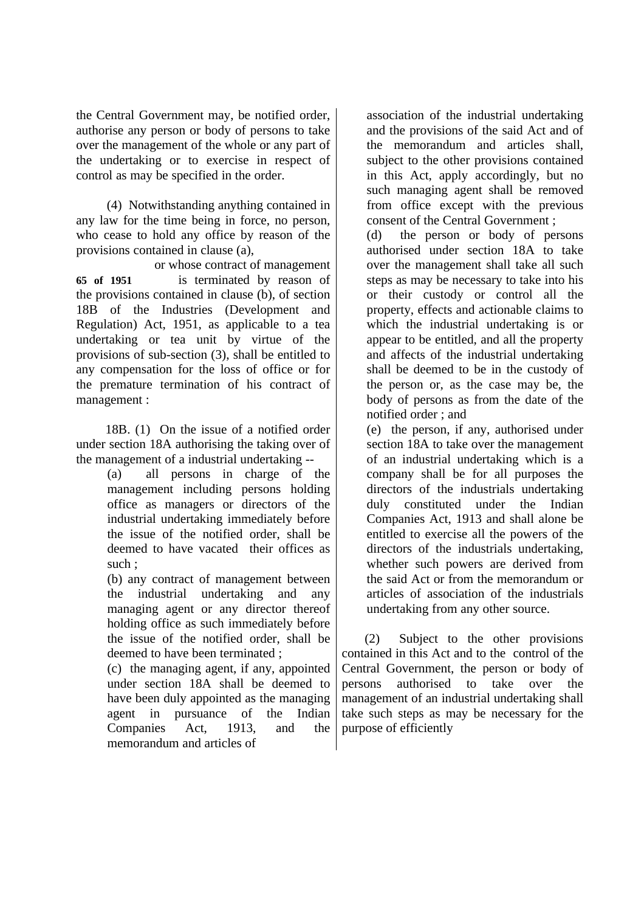the Central Government may, be notified order, authorise any person or body of persons to take over the management of the whole or any part of the undertaking or to exercise in respect of control as may be specified in the order.

(4) Notwithstanding anything contained in any law for the time being in force, no person, who cease to hold any office by reason of the provisions contained in clause (a), or whose contract of management is terminated by reason of the provisions contained in clause (b), of section 18B of the Industries (Development and Regulation) Act, 1951, as applicable to a tea undertaking or tea unit by virtue of the provisions of sub-section (3), shall be entitled to any compensation for the loss of office or for the premature termination of his contract of management :

**65 of 1951**

18B. (1) On the issue of a notified order under section 18A authorising the taking over of the management of a industrial undertaking --

(a) all persons in charge of the management including persons holding office as managers or directors of the industrial undertaking immediately before the issue of the notified order, shall be deemed to have vacated their offices as such ;

(b) any contract of management between the industrial undertaking and any managing agent or any director thereof holding office as such immediately before the issue of the notified order, shall be deemed to have been terminated ;

(c) the managing agent, if any, appointed under section 18A shall be deemed to have been duly appointed as the managing agent in pursuance of the Indian Companies Act, 1913, and the memorandum and articles of association of the industrial undertaking and the provisions of the said Act and of the memorandum and articles shall, subject to the other provisions contained in this Act, apply accordingly, but no such managing agent shall be removed from office except with the previous consent of the Central Government ;

(d) the person or body of persons authorised under section 18A to take over the management shall take all such steps as may be necessary to take into his or their custody or control all the property, effects and actionable claims to which the industrial undertaking is or appear to be entitled, and all the property and affects of the industrial undertaking shall be deemed to be in the custody of the person or, as the case may be, the body of persons as from the date of the notified order ; and

(e) the person, if any, authorised under section 18A to take over the management of an industrial undertaking which is a company shall be for all purposes the directors of the industrials undertaking duly constituted under the Indian Companies Act, 1913 and shall alone be entitled to exercise all the powers of the directors of the industrials undertaking, whether such powers are derived from the said Act or from the memorandum or articles of association of the industrials undertaking from any other source.

(2) Subject to the other provisions contained in this Act and to the control of the Central Government, the person or body of persons authorised to take over the management of an industrial undertaking shall take such steps as may be necessary for the purpose of efficiently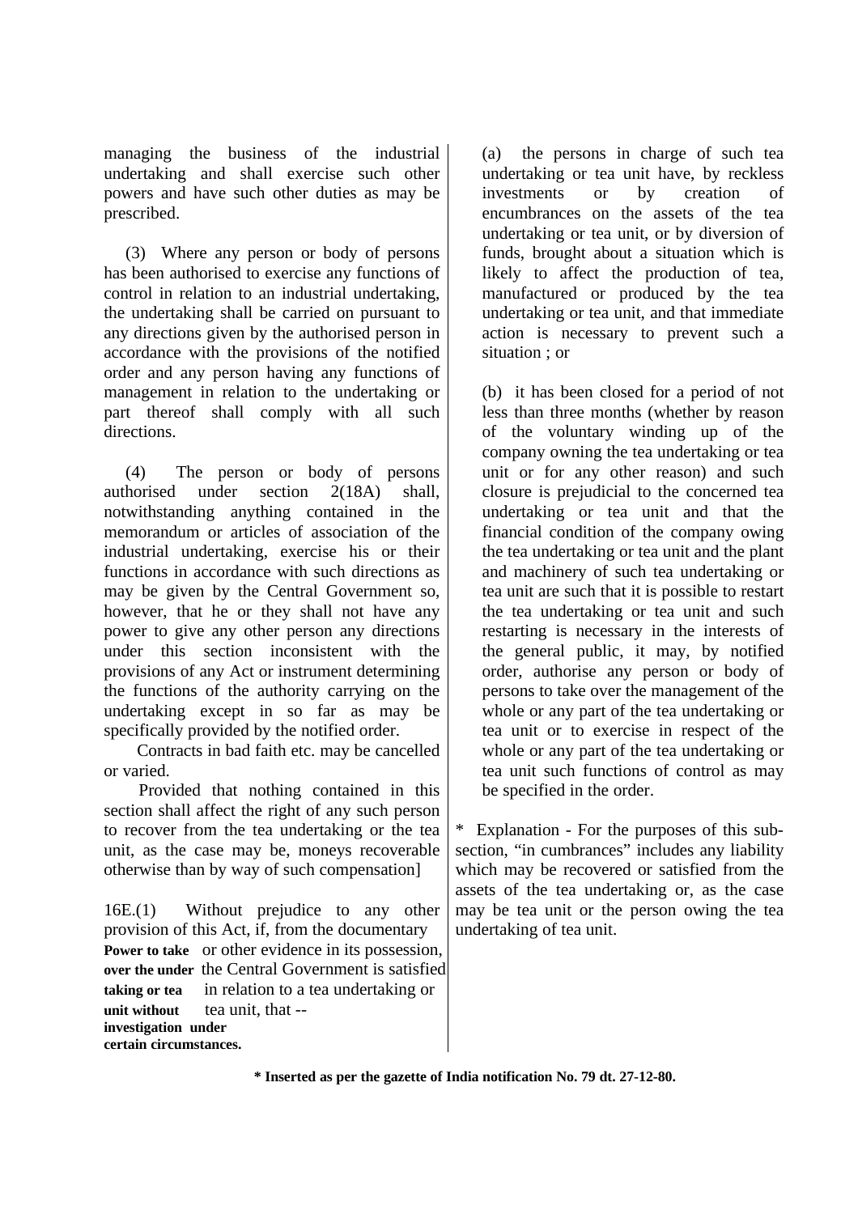managing the business of the industrial undertaking and shall exercise such other powers and have such other duties as may be prescribed.

(3) Where any person or body of persons has been authorised to exercise any functions of control in relation to an industrial undertaking, the undertaking shall be carried on pursuant to any directions given by the authorised person in accordance with the provisions of the notified order and any person having any functions of management in relation to the undertaking or part thereof shall comply with all such directions.

(4) The person or body of persons authorised under section 2(18A) shall, notwithstanding anything contained in the memorandum or articles of association of the industrial undertaking, exercise his or their functions in accordance with such directions as may be given by the Central Government so, however, that he or they shall not have any power to give any other person any directions under this section inconsistent with the provisions of any Act or instrument determining the functions of the authority carrying on the undertaking except in so far as may be specifically provided by the notified order.

Contracts in bad faith etc. may be cancelled or varied.

Provided that nothing contained in this section shall affect the right of any such person to recover from the tea undertaking or the tea unit, as the case may be, moneys recoverable otherwise than by way of such compensation]

**Power to take over the under taking or tea unit without investigation under certain circumstances.**

16E.(1) Without prejudice to any other provision of this Act, if, from the documentary or other evidence in its possession, the Central Government is satisfied in relation to a tea undertaking or tea unit, that --

(a) the persons in charge of such tea undertaking or tea unit have, by reckless investments or by creation of encumbrances on the assets of the tea undertaking or tea unit, or by diversion of funds, brought about a situation which is likely to affect the production of tea, manufactured or produced by the tea undertaking or tea unit, and that immediate action is necessary to prevent such a situation ; or

(b) it has been closed for a period of not less than three months (whether by reason of the voluntary winding up of the company owning the tea undertaking or tea unit or for any other reason) and such closure is prejudicial to the concerned tea undertaking or tea unit and that the financial condition of the company owing the tea undertaking or tea unit and the plant and machinery of such tea undertaking or tea unit are such that it is possible to restart the tea undertaking or tea unit and such restarting is necessary in the interests of the general public, it may, by notified order, authorise any person or body of persons to take over the management of the whole or any part of the tea undertaking or tea unit or to exercise in respect of the whole or any part of the tea undertaking or tea unit such functions of control as may be specified in the order.

\* Explanation - For the purposes of this sub-section, "in cumbrances" includes any liability which may be recovered or satisfied from the assets of the tea undertaking or, as the case may be tea unit or the person owing the tea undertaking of tea unit.

**\* Inserted as per the gazette of India notification No. 79 dt. 27-12-80.**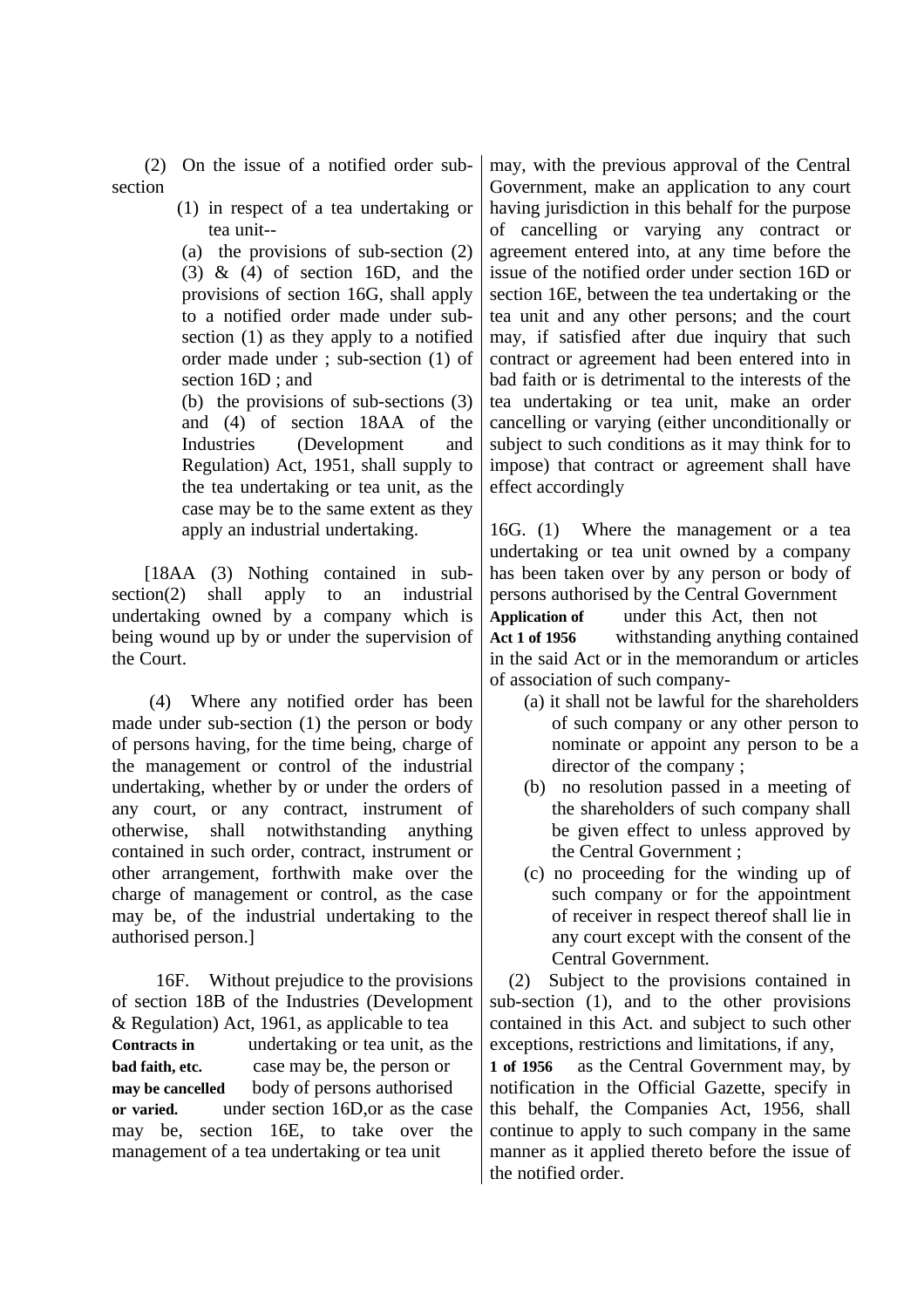(2) On the issue of a notified order sub-section

(1) in respect of a tea undertaking or tea unit--

(a) the provisions of sub-section (2) (3) & (4) of section 16D, and the provisions of section 16G, shall apply to a notified order made under sub-section (1) as they apply to a notified order made under ; sub-section (1) of section 16D ; and

(b) the provisions of sub-sections (3) and (4) of section 18AA of the Industries (Development and Regulation) Act, 1951, shall supply to the tea undertaking or tea unit, as the case may be to the same extent as they apply an industrial undertaking.

[18AA (3) Nothing contained in sub-section(2) shall apply to an industrial undertaking owned by a company which is being wound up by or under the supervision of the Court.

(4) Where any notified order has been made under sub-section (1) the person or body of persons having, for the time being, charge of the management or control of the industrial undertaking, whether by or under the orders of any court, or any contract, instrument of otherwise, shall notwithstanding anything contained in such order, contract, instrument or other arrangement, forthwith make over the charge of management or control, as the case may be, of the industrial undertaking to the authorised person.]

**Contracts in bad faith, etc. may be cancelled or varied.**

16F. Without prejudice to the provisions of section 18B of the Industries (Development & Regulation) Act, 1961, as applicable to tea undertaking or tea unit, as the case may be, the person or body of persons authorised under section 16D,or as the case may be, section 16E, to take over the management of a tea undertaking or tea unit may, with the previous approval of the Central Government, make an application to any court having jurisdiction in this behalf for the purpose of cancelling or varying any contract or agreement entered into, at any time before the issue of the notified order under section 16D or section 16E, between the tea undertaking or the tea unit and any other persons; and the court may, if satisfied after due inquiry that such contract or agreement had been entered into in bad faith or is detrimental to the interests of the tea undertaking or tea unit, make an order cancelling or varying (either unconditionally or subject to such conditions as it may think for to impose) that contract or agreement shall have effect accordingly

**Application of Act 1 of 1956**

16G. (1) Where the management or a tea undertaking or tea unit owned by a company has been taken over by any person or body of persons authorised by the Central Government under this Act, then not withstanding anything contained in the said Act or in the memorandum or articles of association of such company-

(a) it shall not be lawful for the shareholders of such company or any other person to nominate or appoint any person to be a director of the company ;

(b) no resolution passed in a meeting of the shareholders of such company shall be given effect to unless approved by the Central Government ;

(c) no proceeding for the winding up of such company or for the appointment of receiver in respect thereof shall lie in any court except with the consent of the Central Government.

**1 of 1956**

(2) Subject to the provisions contained in sub-section (1), and to the other provisions contained in this Act. and subject to such other exceptions, restrictions and limitations, if any, as the Central Government may, by notification in the Official Gazette, specify in this behalf, the Companies Act, 1956, shall continue to apply to such company in the same manner as it applied thereto before the issue of the notified order.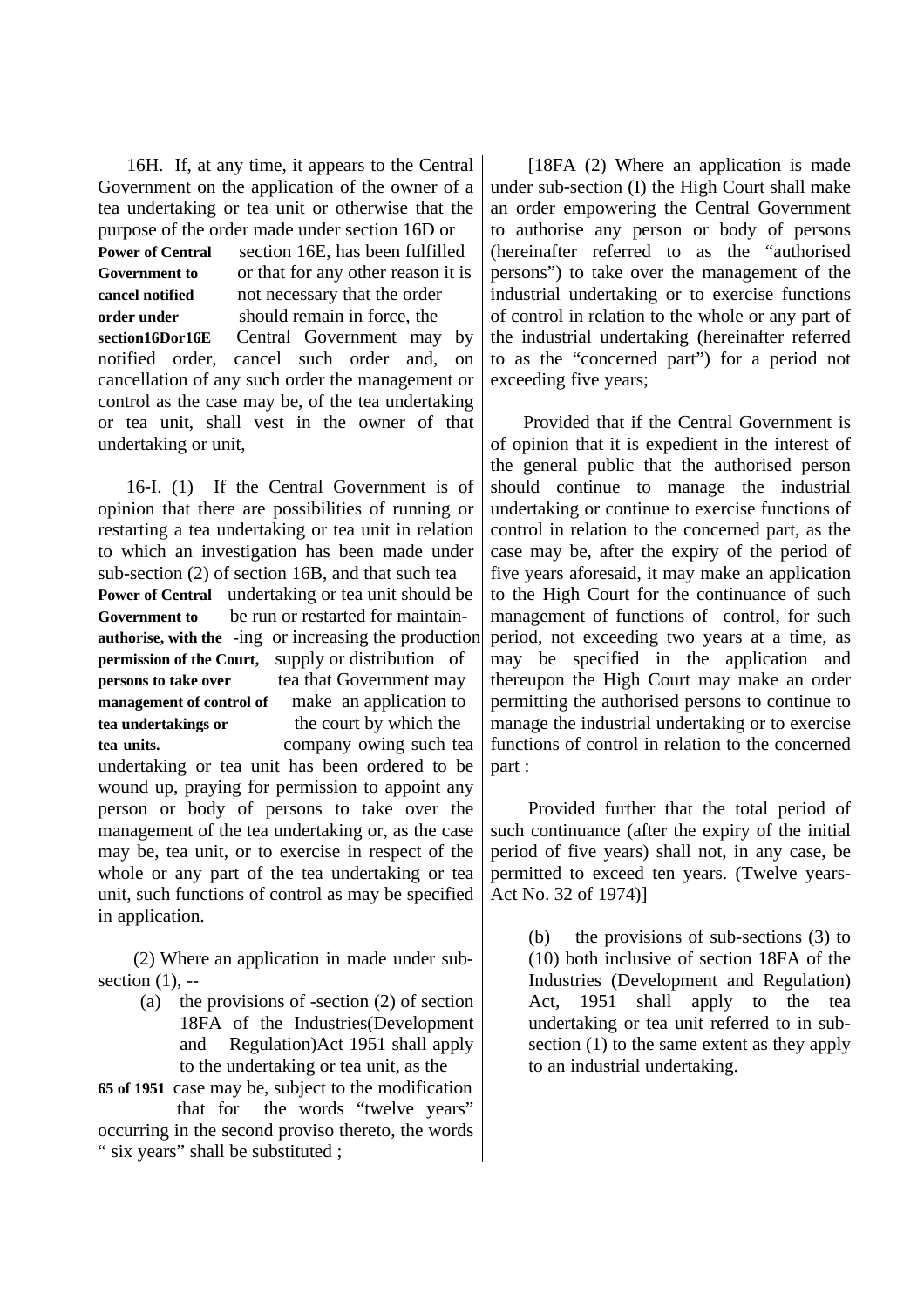16H. If, at any time, it appears to the Central Government on the application of the owner of a tea undertaking or tea unit or otherwise that the purpose of the order made under section 16D or section 16E, has been fulfilled or that for any other reason it is not necessary that the order should remain in force, the Central Government may by notified order, cancel such order and, on cancellation of any such order the management or control as the case may be, of the tea undertaking or tea unit, shall vest in the owner of that undertaking or unit,

**Power of Central Government to cancel notified order under section16Dor16E**

16-I. (1) If the Central Government is of opinion that there are possibilities of running or restarting a tea undertaking or tea unit in relation to which an investigation has been made under sub-section (2) of section 16B, and that such tea undertaking or tea unit should be run or restarted for maintain-ing or increasing the production supply or distribution of tea that Government may make an application to the court by which the company owing such tea undertaking or tea unit has been ordered to be wound up, praying for permission to appoint any person or body of persons to take over the management of the tea undertaking or, as the case may be, tea unit, or to exercise in respect of the whole or any part of the tea undertaking or tea unit, such functions of control as may be specified in application.

**Power of Central Government to authorise, with the permission of the Court, persons to take over management of control of tea undertakings or tea units.**

(2) Where an application in made under sub-section (1), --

(a) the provisions of -section (2) of section 18FA of the Industries(Development and Regulation)Act 1951 shall apply to the undertaking or tea unit, as the case may be, subject to the modification that for the words "twelve years" occurring in the second proviso thereto, the words " six years" shall be substituted ;

**65 of 1951**

[18FA (2) Where an application is made under sub-section (I) the High Court shall make an order empowering the Central Government to authorise any person or body of persons (hereinafter referred to as the "authorised persons") to take over the management of the industrial undertaking or to exercise functions of control in relation to the whole or any part of the industrial undertaking (hereinafter referred to as the "concerned part") for a period not exceeding five years;

Provided that if the Central Government is of opinion that it is expedient in the interest of the general public that the authorised person should continue to manage the industrial undertaking or continue to exercise functions of control in relation to the concerned part, as the case may be, after the expiry of the period of five years aforesaid, it may make an application to the High Court for the continuance of such management of functions of control, for such period, not exceeding two years at a time, as may be specified in the application and thereupon the High Court may make an order permitting the authorised persons to continue to manage the industrial undertaking or to exercise functions of control in relation to the concerned part :

Provided further that the total period of such continuance (after the expiry of the initial period of five years) shall not, in any case, be permitted to exceed ten years. (Twelve years-Act No. 32 of 1974)]

(b) the provisions of sub-sections (3) to (10) both inclusive of section 18FA of the Industries (Development and Regulation) Act, 1951 shall apply to the tea undertaking or tea unit referred to in sub-section (1) to the same extent as they apply to an industrial undertaking.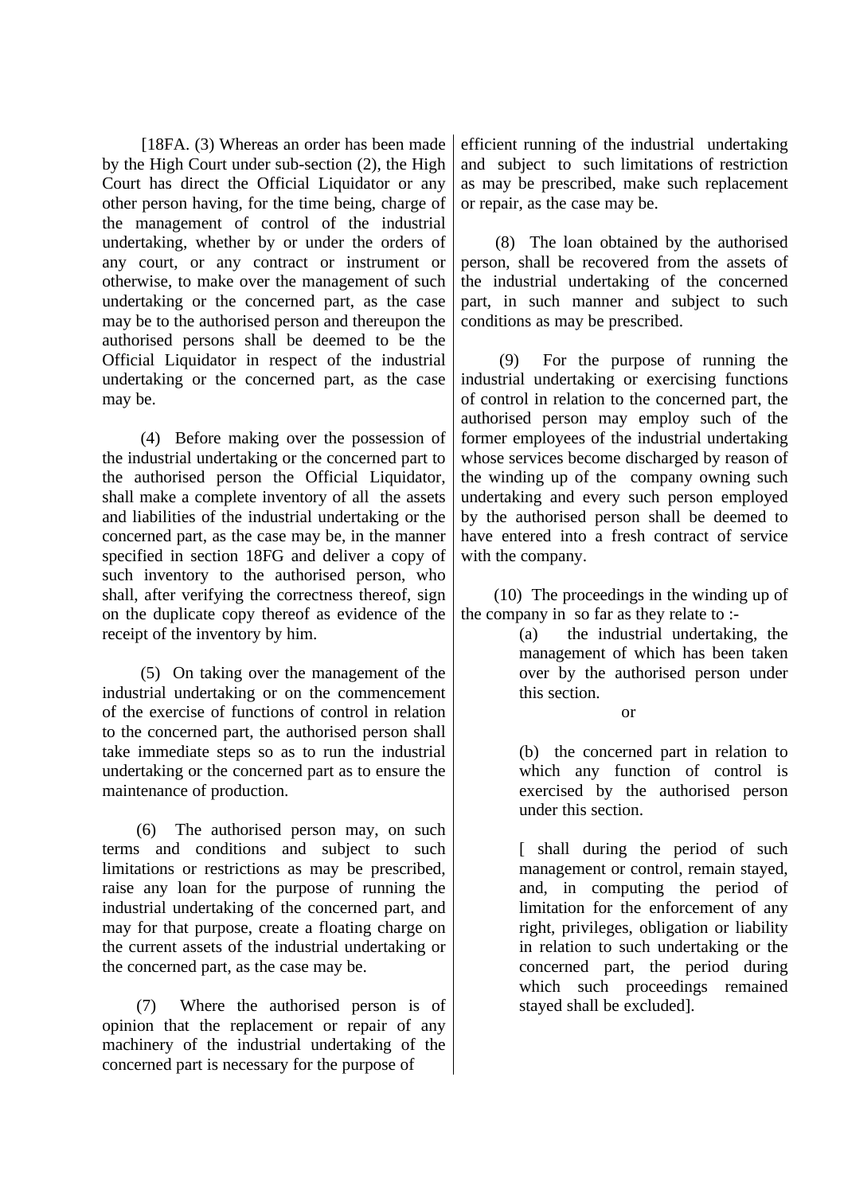[18FA. (3) Whereas an order has been made by the High Court under sub-section (2), the High Court has direct the Official Liquidator or any other person having, for the time being, charge of the management of control of the industrial undertaking, whether by or under the orders of any court, or any contract or instrument or otherwise, to make over the management of such undertaking or the concerned part, as the case may be to the authorised person and thereupon the authorised persons shall be deemed to be the Official Liquidator in respect of the industrial undertaking or the concerned part, as the case may be.

(4) Before making over the possession of the industrial undertaking or the concerned part to the authorised person the Official Liquidator, shall make a complete inventory of all the assets and liabilities of the industrial undertaking or the concerned part, as the case may be, in the manner specified in section 18FG and deliver a copy of such inventory to the authorised person, who shall, after verifying the correctness thereof, sign on the duplicate copy thereof as evidence of the receipt of the inventory by him.

(5) On taking over the management of the industrial undertaking or on the commencement of the exercise of functions of control in relation to the concerned part, the authorised person shall take immediate steps so as to run the industrial undertaking or the concerned part as to ensure the maintenance of production.

(6) The authorised person may, on such terms and conditions and subject to such limitations or restrictions as may be prescribed, raise any loan for the purpose of running the industrial undertaking of the concerned part, and may for that purpose, create a floating charge on the current assets of the industrial undertaking or the concerned part, as the case may be.

(7) Where the authorised person is of opinion that the replacement or repair of any machinery of the industrial undertaking of the concerned part is necessary for the purpose of efficient running of the industrial undertaking and subject to such limitations of restriction as may be prescribed, make such replacement or repair, as the case may be.

(8) The loan obtained by the authorised person, shall be recovered from the assets of the industrial undertaking of the concerned part, in such manner and subject to such conditions as may be prescribed.

(9) For the purpose of running the industrial undertaking or exercising functions of control in relation to the concerned part, the authorised person may employ such of the former employees of the industrial undertaking whose services become discharged by reason of the winding up of the company owning such undertaking and every such person employed by the authorised person shall be deemed to have entered into a fresh contract of service with the company.

(10) The proceedings in the winding up of the company in so far as they relate to :-

(a) the industrial undertaking, the management of which has been taken over by the authorised person under this section.

or

(b) the concerned part in relation to which any function of control is exercised by the authorised person under this section.

[ shall during the period of such management or control, remain stayed, and, in computing the period of limitation for the enforcement of any right, privileges, obligation or liability in relation to such undertaking or the concerned part, the period during which such proceedings remained stayed shall be excluded].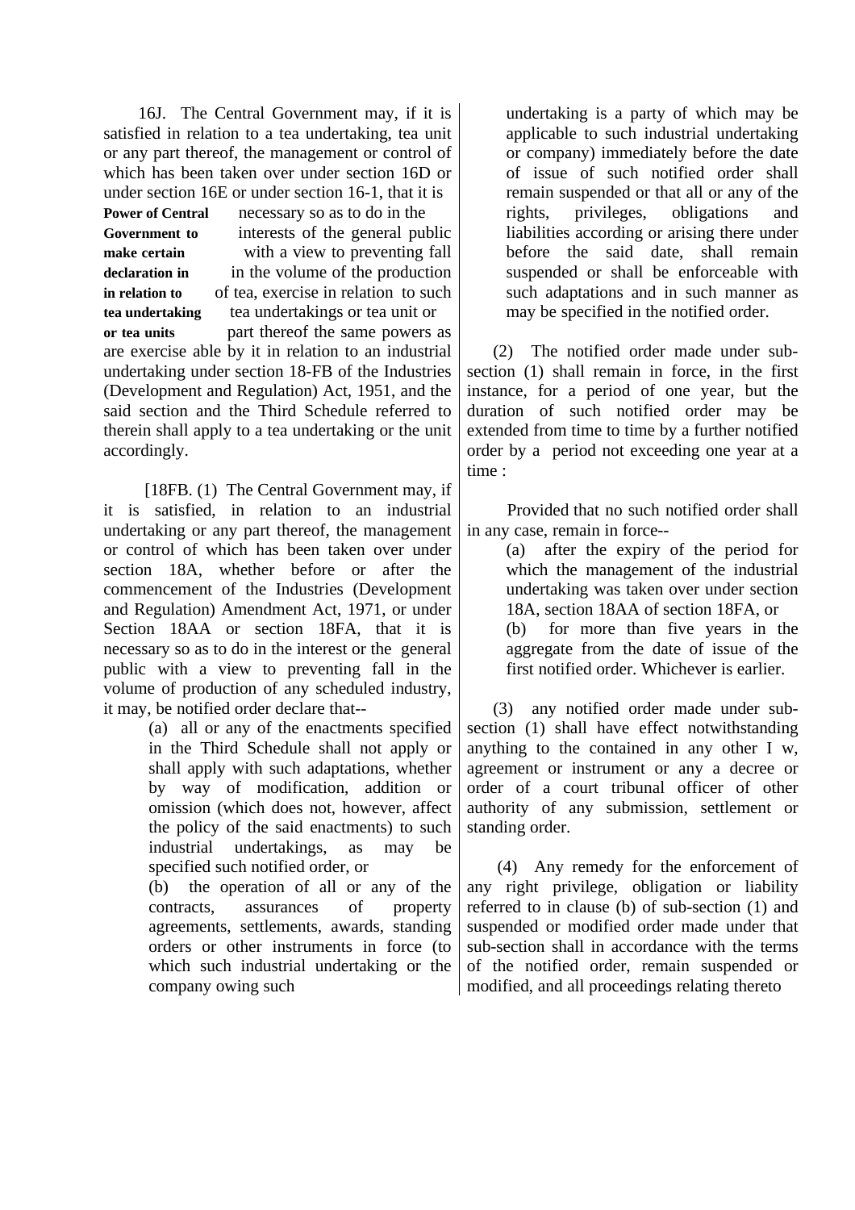**Power of Central Government to make certain declaration in relation to tea undertaking or tea units**

16J. The Central Government may, if it is satisfied in relation to a tea undertaking, tea unit or any part thereof, the management or control of which has been taken over under section 16D or under section 16E or under section 16-1, that it is necessary so as to do in the interests of the general public with a view to preventing fall in the volume of the production of tea, exercise in relation to such tea undertakings or tea unit or part thereof the same powers as are exercise able by it in relation to an industrial undertaking under section 18-FB of the Industries (Development and Regulation) Act, 1951, and the said section and the Third Schedule referred to therein shall apply to a tea undertaking or the unit accordingly.

[18FB. (1) The Central Government may, if it is satisfied, in relation to an industrial undertaking or any part thereof, the management or control of which has been taken over under section 18A, whether before or after the commencement of the Industries (Development and Regulation) Amendment Act, 1971, or under Section 18AA or section 18FA, that it is necessary so as to do in the interest or the general public with a view to preventing fall in the volume of production of any scheduled industry, it may, be notified order declare that--

(a) all or any of the enactments specified in the Third Schedule shall not apply or shall apply with such adaptations, whether by way of modification, addition or omission (which does not, however, affect the policy of the said enactments) to such industrial undertakings, as may be specified such notified order, or

(b) the operation of all or any of the contracts, assurances of property agreements, settlements, awards, standing orders or other instruments in force (to which such industrial undertaking or the company owing such undertaking is a party of which may be applicable to such industrial undertaking or company) immediately before the date of issue of such notified order shall remain suspended or that all or any of the rights, privileges, obligations and liabilities according or arising there under before the said date, shall remain suspended or shall be enforceable with such adaptations and in such manner as may be specified in the notified order.

(2) The notified order made under sub-section (1) shall remain in force, in the first instance, for a period of one year, but the duration of such notified order may be extended from time to time by a further notified order by a period not exceeding one year at a time :

Provided that no such notified order shall in any case, remain in force--

(a) after the expiry of the period for which the management of the industrial undertaking was taken over under section 18A, section 18AA of section 18FA, or

(b) for more than five years in the aggregate from the date of issue of the first notified order. Whichever is earlier.

(3) any notified order made under sub-section (1) shall have effect notwithstanding anything to the contained in any other I w, agreement or instrument or any a decree or order of a court tribunal officer of other authority of any submission, settlement or standing order.

(4) Any remedy for the enforcement of any right privilege, obligation or liability referred to in clause (b) of sub-section (1) and suspended or modified order made under that sub-section shall in accordance with the terms of the notified order, remain suspended or modified, and all proceedings relating thereto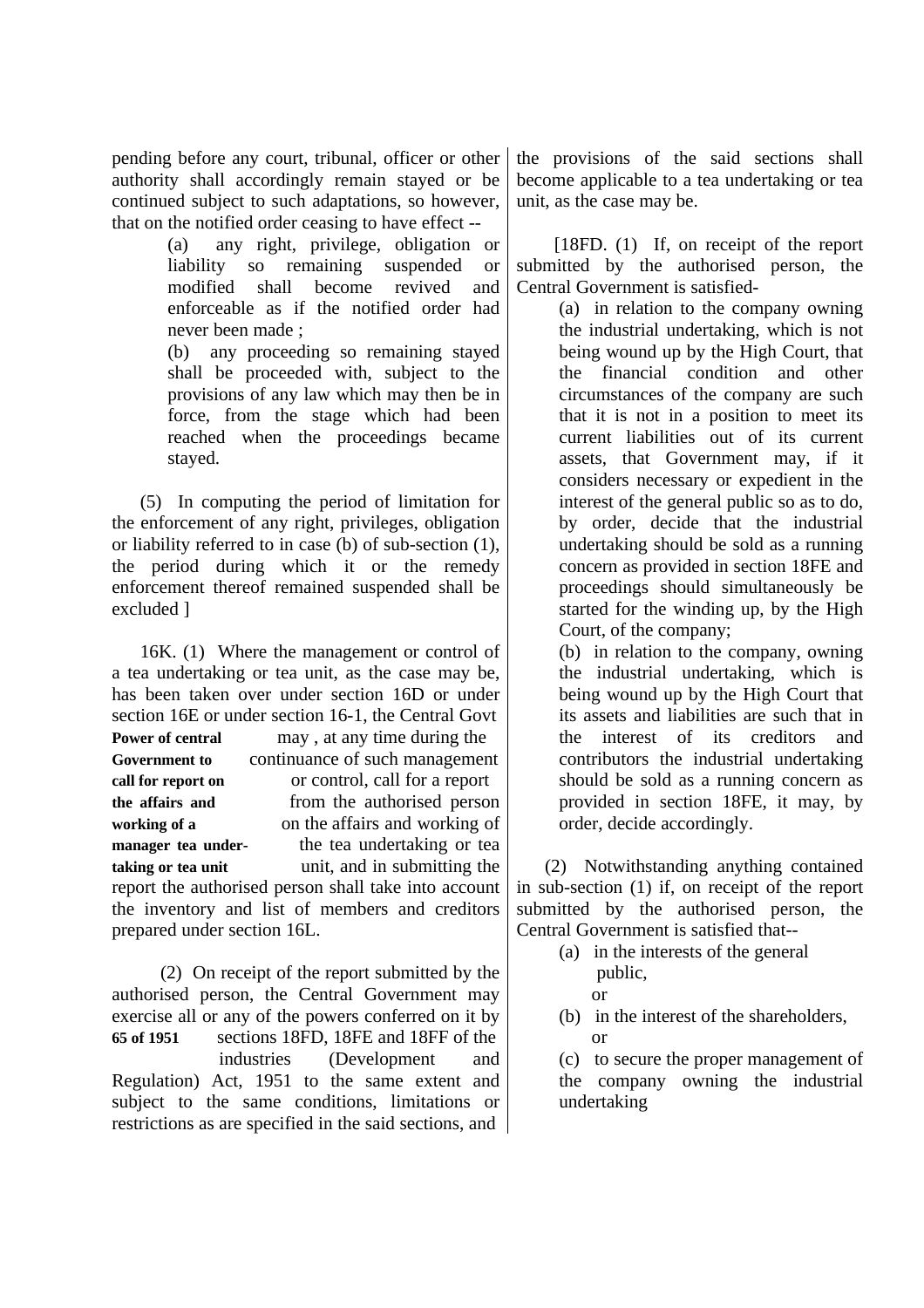pending before any court, tribunal, officer or other authority shall accordingly remain stayed or be continued subject to such adaptations, so however, that on the notified order ceasing to have effect --

(a) any right, privilege, obligation or liability so remaining suspended or modified shall become revived and enforceable as if the notified order had never been made ;

(b) any proceeding so remaining stayed shall be proceeded with, subject to the provisions of any law which may then be in force, from the stage which had been reached when the proceedings became stayed.

(5) In computing the period of limitation for the enforcement of any right, privileges, obligation or liability referred to in case (b) of sub-section (1), the period during which it or the remedy enforcement thereof remained suspended shall be excluded ]

**Power of central Government to call for report on the affairs and working of a manager tea undertaking or tea unit**

16K. (1) Where the management or control of a tea undertaking or tea unit, as the case may be, has been taken over under section 16D or under section 16E or under section 16-1, the Central Govt may , at any time during the continuance of such management or control, call for a report from the authorised person on the affairs and working of the tea undertaking or tea unit, and in submitting the report the authorised person shall take into account the inventory and list of members and creditors prepared under section 16L.

(2) On receipt of the report submitted by the authorised person, the Central Government may exercise all or any of the powers conferred on it by sections 18FD, 18FE and 18FF of the industries (Development and Regulation) Act, 1951 to the same extent and subject to the same conditions, limitations or restrictions as are specified in the said sections, and the provisions of the said sections shall become applicable to a tea undertaking or tea unit, as the case may be.

**65 of 1951**

[18FD. (1) If, on receipt of the report submitted by the authorised person, the Central Government is satisfied-

(a) in relation to the company owning the industrial undertaking, which is not being wound up by the High Court, that the financial condition and other circumstances of the company are such that it is not in a position to meet its current liabilities out of its current assets, that Government may, if it considers necessary or expedient in the interest of the general public so as to do, by order, decide that the industrial undertaking should be sold as a running concern as provided in section 18FE and proceedings should simultaneously be started for the winding up, by the High Court, of the company;

(b) in relation to the company, owning the industrial undertaking, which is being wound up by the High Court that its assets and liabilities are such that in the interest of its creditors and contributors the industrial undertaking should be sold as a running concern as provided in section 18FE, it may, by order, decide accordingly.

(2) Notwithstanding anything contained in sub-section (1) if, on receipt of the report submitted by the authorised person, the Central Government is satisfied that--

(a) in the interests of the general public,
or

(b) in the interest of the shareholders,
or

(c) to secure the proper management of the company owning the industrial undertaking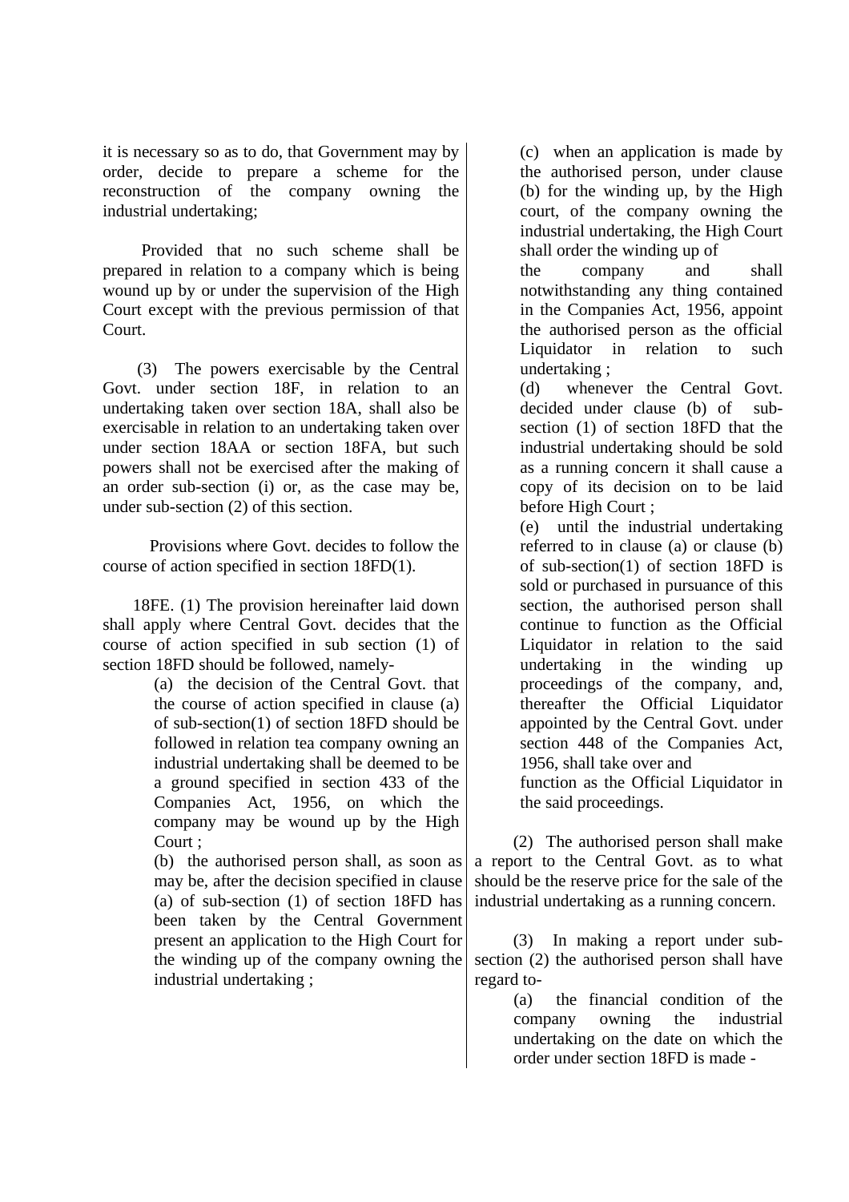it is necessary so as to do, that Government may by order, decide to prepare a scheme for the reconstruction of the company owning the industrial undertaking;

Provided that no such scheme shall be prepared in relation to a company which is being wound up by or under the supervision of the High Court except with the previous permission of that Court.

(3) The powers exercisable by the Central Govt. under section 18F, in relation to an undertaking taken over section 18A, shall also be exercisable in relation to an undertaking taken over under section 18AA or section 18FA, but such powers shall not be exercised after the making of an order sub-section (i) or, as the case may be, under sub-section (2) of this section.

Provisions where Govt. decides to follow the course of action specified in section 18FD(1).

18FE. (1) The provision hereinafter laid down shall apply where Central Govt. decides that the course of action specified in sub section (1) of section 18FD should be followed, namely-

(a) the decision of the Central Govt. that the course of action specified in clause (a) of sub-section(1) of section 18FD should be followed in relation tea company owning an industrial undertaking shall be deemed to be a ground specified in section 433 of the Companies Act, 1956, on which the company may be wound up by the High Court ;

(b) the authorised person shall, as soon as may be, after the decision specified in clause (a) of sub-section (1) of section 18FD has been taken by the Central Government present an application to the High Court for the winding up of the company owning the industrial undertaking ;

(c) when an application is made by the authorised person, under clause (b) for the winding up, by the High court, of the company owning the industrial undertaking, the High Court shall order the winding up of the company and shall notwithstanding any thing contained in the Companies Act, 1956, appoint the authorised person as the official Liquidator in relation to such undertaking ;

(d) whenever the Central Govt. decided under clause (b) of sub-section (1) of section 18FD that the industrial undertaking should be sold as a running concern it shall cause a copy of its decision on to be laid before High Court ;

(e) until the industrial undertaking referred to in clause (a) or clause (b) of sub-section(1) of section 18FD is sold or purchased in pursuance of this section, the authorised person shall continue to function as the Official Liquidator in relation to the said undertaking in the winding up proceedings of the company, and, thereafter the Official Liquidator appointed by the Central Govt. under section 448 of the Companies Act, 1956, shall take over and function as the Official Liquidator in the said proceedings.

(2) The authorised person shall make a report to the Central Govt. as to what should be the reserve price for the sale of the industrial undertaking as a running concern.

(3) In making a report under sub-section (2) the authorised person shall have regard to-

(a) the financial condition of the company owning the industrial undertaking on the date on which the order under section 18FD is made -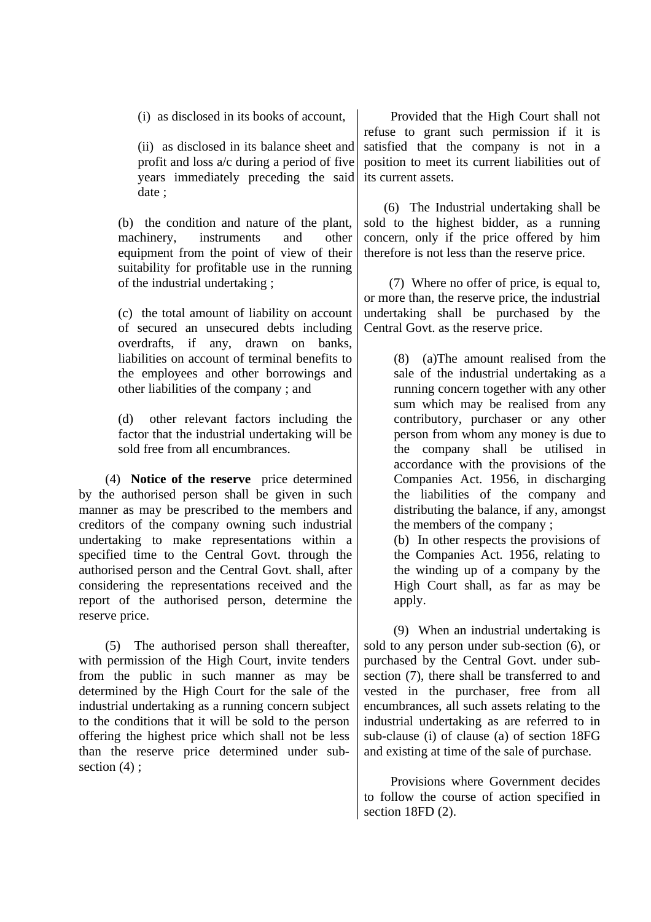(i) as disclosed in its books of account,

(ii) as disclosed in its balance sheet and profit and loss a/c during a period of five years immediately preceding the said date ;

(b) the condition and nature of the plant, machinery, instruments and other equipment from the point of view of their suitability for profitable use in the running of the industrial undertaking ;

(c) the total amount of liability on account of secured an unsecured debts including overdrafts, if any, drawn on banks, liabilities on account of terminal benefits to the employees and other borrowings and other liabilities of the company ; and

(d) other relevant factors including the factor that the industrial undertaking will be sold free from all encumbrances.

(4) **Notice of the reserve** price determined by the authorised person shall be given in such manner as may be prescribed to the members and creditors of the company owning such industrial undertaking to make representations within a specified time to the Central Govt. through the authorised person and the Central Govt. shall, after considering the representations received and the report of the authorised person, determine the reserve price.

(5) The authorised person shall thereafter, with permission of the High Court, invite tenders from the public in such manner as may be determined by the High Court for the sale of the industrial undertaking as a running concern subject to the conditions that it will be sold to the person offering the highest price which shall not be less than the reserve price determined under sub-section (4) ;

Provided that the High Court shall not refuse to grant such permission if it is satisfied that the company is not in a position to meet its current liabilities out of its current assets.

(6) The Industrial undertaking shall be sold to the highest bidder, as a running concern, only if the price offered by him therefore is not less than the reserve price.

(7) Where no offer of price, is equal to, or more than, the reserve price, the industrial undertaking shall be purchased by the Central Govt. as the reserve price.

(8) (a)The amount realised from the sale of the industrial undertaking as a running concern together with any other sum which may be realised from any contributory, purchaser or any other person from whom any money is due to the company shall be utilised in accordance with the provisions of the Companies Act. 1956, in discharging the liabilities of the company and distributing the balance, if any, amongst the members of the company ;

(b) In other respects the provisions of the Companies Act. 1956, relating to the winding up of a company by the High Court shall, as far as may be apply.

(9) When an industrial undertaking is sold to any person under sub-section (6), or purchased by the Central Govt. under sub-section (7), there shall be transferred to and vested in the purchaser, free from all encumbrances, all such assets relating to the industrial undertaking as are referred to in sub-clause (i) of clause (a) of section 18FG and existing at time of the sale of purchase.

Provisions where Government decides to follow the course of action specified in section 18FD (2).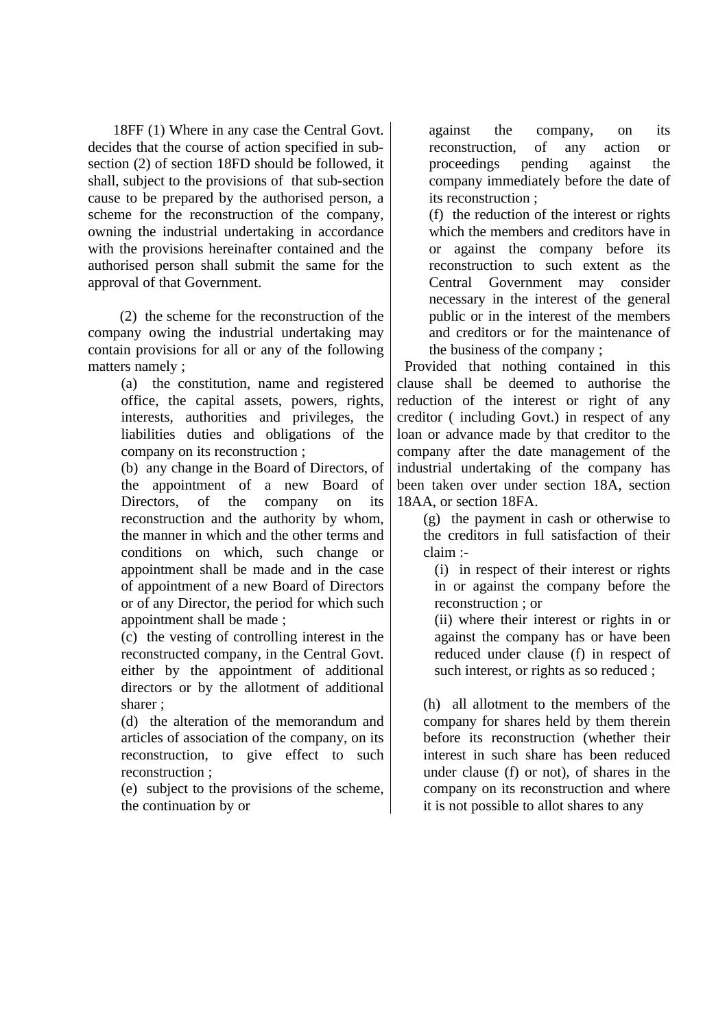18FF (1) Where in any case the Central Govt. decides that the course of action specified in sub-section (2) of section 18FD should be followed, it shall, subject to the provisions of that sub-section cause to be prepared by the authorised person, a scheme for the reconstruction of the company, owning the industrial undertaking in accordance with the provisions hereinafter contained and the authorised person shall submit the same for the approval of that Government.

(2) the scheme for the reconstruction of the company owing the industrial undertaking may contain provisions for all or any of the following matters namely ;

(a) the constitution, name and registered office, the capital assets, powers, rights, interests, authorities and privileges, the liabilities duties and obligations of the company on its reconstruction ;

(b) any change in the Board of Directors, of the appointment of a new Board of Directors, of the company on its reconstruction and the authority by whom, the manner in which and the other terms and conditions on which, such change or appointment shall be made and in the case of appointment of a new Board of Directors or of any Director, the period for which such appointment shall be made ;

(c) the vesting of controlling interest in the reconstructed company, in the Central Govt. either by the appointment of additional directors or by the allotment of additional sharer ;

(d) the alteration of the memorandum and articles of association of the company, on its reconstruction, to give effect to such reconstruction ;

(e) subject to the provisions of the scheme, the continuation by or against the company, on its reconstruction, of any action or proceedings pending against the company immediately before the date of its reconstruction ;

(f) the reduction of the interest or rights which the members and creditors have in or against the company before its reconstruction to such extent as the Central Government may consider necessary in the interest of the general public or in the interest of the members and creditors or for the maintenance of the business of the company ;

Provided that nothing contained in this clause shall be deemed to authorise the reduction of the interest or right of any creditor ( including Govt.) in respect of any loan or advance made by that creditor to the company after the date management of the industrial undertaking of the company has been taken over under section 18A, section 18AA, or section 18FA.

(g) the payment in cash or otherwise to the creditors in full satisfaction of their claim :-

(i) in respect of their interest or rights in or against the company before the reconstruction ; or

(ii) where their interest or rights in or against the company has or have been reduced under clause (f) in respect of such interest, or rights as so reduced ;

(h) all allotment to the members of the company for shares held by them therein before its reconstruction (whether their interest in such share has been reduced under clause (f) or not), of shares in the company on its reconstruction and where it is not possible to allot shares to any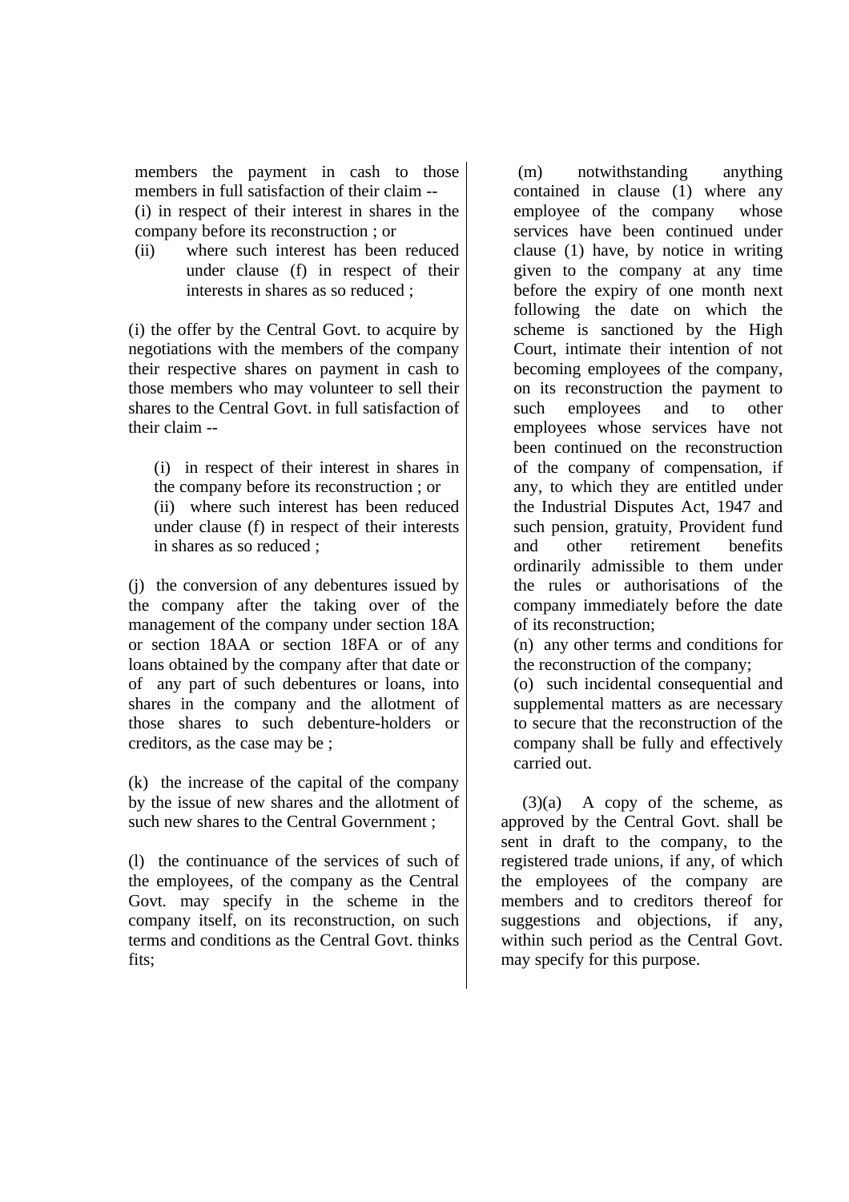members the payment in cash to those members in full satisfaction of their claim --

(i) in respect of their interest in shares in the company before its reconstruction ; or

(ii) where such interest has been reduced under clause (f) in respect of their interests in shares as so reduced ;

(i) the offer by the Central Govt. to acquire by negotiations with the members of the company their respective shares on payment in cash to those members who may volunteer to sell their shares to the Central Govt. in full satisfaction of their claim --

(i) in respect of their interest in shares in the company before its reconstruction ; or

(ii) where such interest has been reduced under clause (f) in respect of their interests in shares as so reduced ;

(j) the conversion of any debentures issued by the company after the taking over of the management of the company under section 18A or section 18AA or section 18FA or of any loans obtained by the company after that date or of any part of such debentures or loans, into shares in the company and the allotment of those shares to such debenture-holders or creditors, as the case may be ;

(k) the increase of the capital of the company by the issue of new shares and the allotment of such new shares to the Central Government ;

(l) the continuance of the services of such of the employees, of the company as the Central Govt. may specify in the scheme in the company itself, on its reconstruction, on such terms and conditions as the Central Govt. thinks fits;

(m) notwithstanding anything contained in clause (1) where any employee of the company whose services have been continued under clause (1) have, by notice in writing given to the company at any time before the expiry of one month next following the date on which the scheme is sanctioned by the High Court, intimate their intention of not becoming employees of the company, on its reconstruction the payment to such employees and to other employees whose services have not been continued on the reconstruction of the company of compensation, if any, to which they are entitled under the Industrial Disputes Act, 1947 and such pension, gratuity, Provident fund and other retirement benefits ordinarily admissible to them under the rules or authorisations of the company immediately before the date of its reconstruction;

(n) any other terms and conditions for the reconstruction of the company;

(o) such incidental consequential and supplemental matters as are necessary to secure that the reconstruction of the company shall be fully and effectively carried out.

(3)(a) A copy of the scheme, as approved by the Central Govt. shall be sent in draft to the company, to the registered trade unions, if any, of which the employees of the company are members and to creditors thereof for suggestions and objections, if any, within such period as the Central Govt. may specify for this purpose.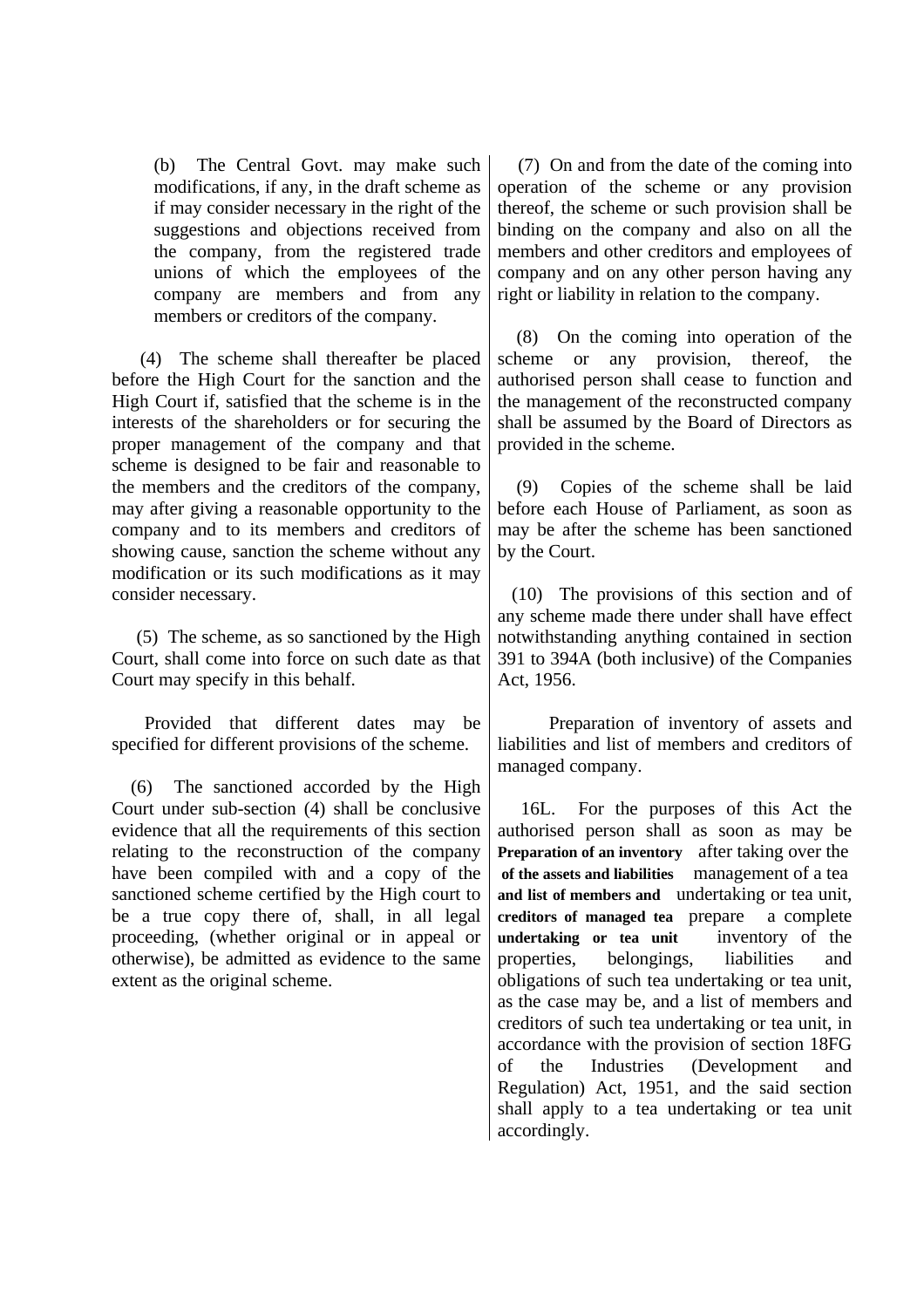(b) The Central Govt. may make such modifications, if any, in the draft scheme as if may consider necessary in the right of the suggestions and objections received from the company, from the registered trade unions of which the employees of the company are members and from any members or creditors of the company.

(4) The scheme shall thereafter be placed before the High Court for the sanction and the High Court if, satisfied that the scheme is in the interests of the shareholders or for securing the proper management of the company and that scheme is designed to be fair and reasonable to the members and the creditors of the company, may after giving a reasonable opportunity to the company and to its members and creditors of showing cause, sanction the scheme without any modification or its such modifications as it may consider necessary.

(5) The scheme, as so sanctioned by the High Court, shall come into force on such date as that Court may specify in this behalf.

Provided that different dates may be specified for different provisions of the scheme.

(6) The sanctioned accorded by the High Court under sub-section (4) shall be conclusive evidence that all the requirements of this section relating to the reconstruction of the company have been compiled with and a copy of the sanctioned scheme certified by the High court to be a true copy there of, shall, in all legal proceeding, (whether original or in appeal or otherwise), be admitted as evidence to the same extent as the original scheme.

(7) On and from the date of the coming into operation of the scheme or any provision thereof, the scheme or such provision shall be binding on the company and also on all the members and other creditors and employees of company and on any other person having any right or liability in relation to the company.

(8) On the coming into operation of the scheme or any provision, thereof, the authorised person shall cease to function and the management of the reconstructed company shall be assumed by the Board of Directors as provided in the scheme.

(9) Copies of the scheme shall be laid before each House of Parliament, as soon as may be after the scheme has been sanctioned by the Court.

(10) The provisions of this section and of any scheme made there under shall have effect notwithstanding anything contained in section 391 to 394A (both inclusive) of the Companies Act, 1956.

Preparation of inventory of assets and liabilities and list of members and creditors of managed company.

**Preparation of an inventory of the assets and liabilities and list of members and creditors of managed tea undertaking or tea unit**

16L. For the purposes of this Act the authorised person shall as soon as may be after taking over the management of a tea undertaking or tea unit, prepare a complete inventory of the properties, belongings, liabilities and obligations of such tea undertaking or tea unit, as the case may be, and a list of members and creditors of such tea undertaking or tea unit, in accordance with the provision of section 18FG of the Industries (Development and Regulation) Act, 1951, and the said section shall apply to a tea undertaking or tea unit accordingly.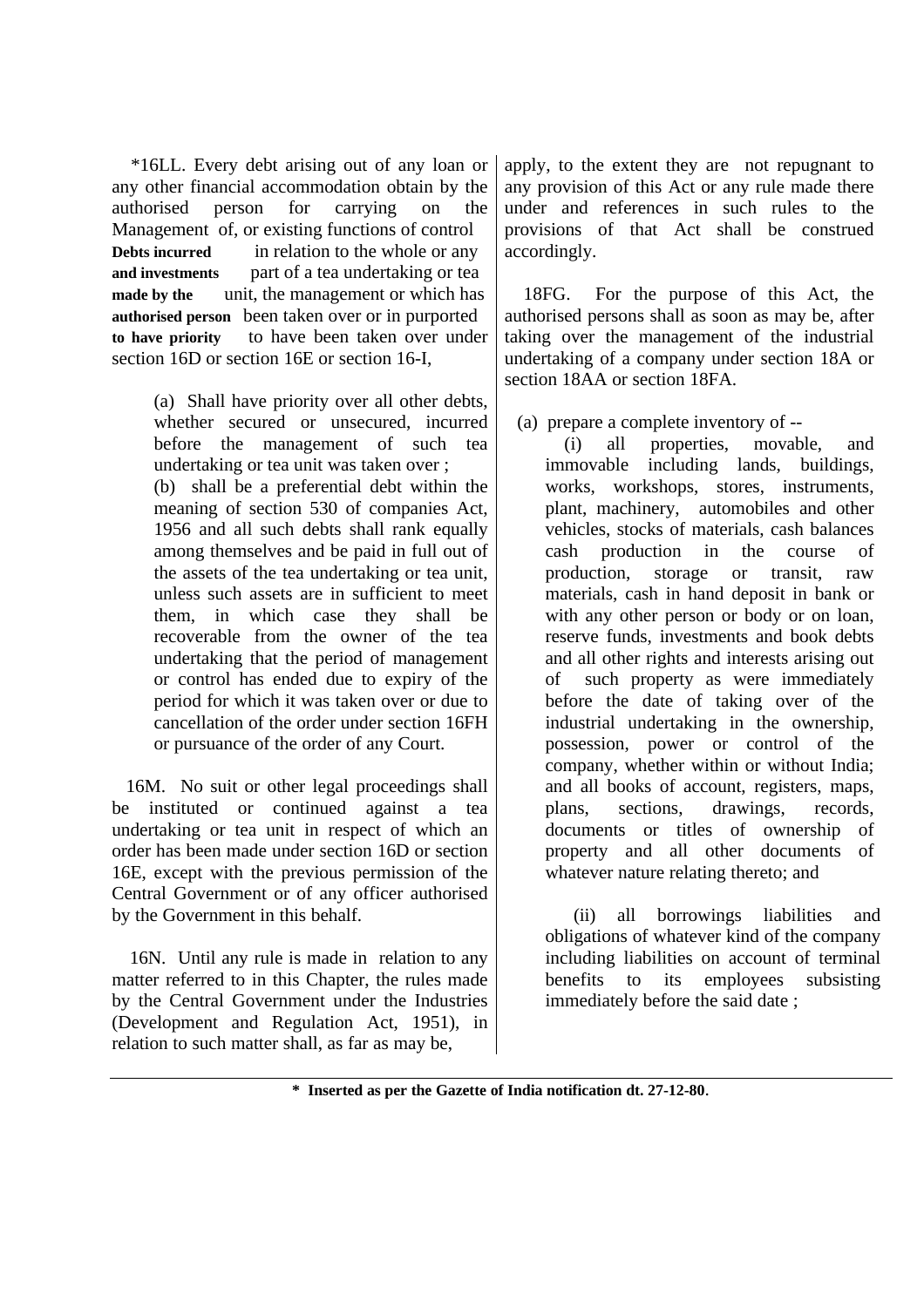\*16LL. Every debt arising out of any loan or any other financial accommodation obtain by the authorised person for carrying on the Management of, or existing functions of control in relation to the whole or any part of a tea undertaking or tea unit, the management or which has been taken over or in purported to have been taken over under section 16D or section 16E or section 16-I,

**Debts incurred and investments made by the authorised person to have priority**

(a) Shall have priority over all other debts, whether secured or unsecured, incurred before the management of such tea undertaking or tea unit was taken over ;

(b) shall be a preferential debt within the meaning of section 530 of companies Act, 1956 and all such debts shall rank equally among themselves and be paid in full out of the assets of the tea undertaking or tea unit, unless such assets are in sufficient to meet them, in which case they shall be recoverable from the owner of the tea undertaking that the period of management or control has ended due to expiry of the period for which it was taken over or due to cancellation of the order under section 16FH or pursuance of the order of any Court.

16M. No suit or other legal proceedings shall be instituted or continued against a tea undertaking or tea unit in respect of which an order has been made under section 16D or section 16E, except with the previous permission of the Central Government or of any officer authorised by the Government in this behalf.

16N. Until any rule is made in relation to any matter referred to in this Chapter, the rules made by the Central Government under the Industries (Development and Regulation Act, 1951), in relation to such matter shall, as far as may be, apply, to the extent they are not repugnant to any provision of this Act or any rule made there under and references in such rules to the provisions of that Act shall be construed accordingly.

18FG. For the purpose of this Act, the authorised persons shall as soon as may be, after taking over the management of the industrial undertaking of a company under section 18A or section 18AA or section 18FA.

(a) prepare a complete inventory of --

(i) all properties, movable, and immovable including lands, buildings, works, workshops, stores, instruments, plant, machinery, automobiles and other vehicles, stocks of materials, cash balances cash production in the course of production, storage or transit, raw materials, cash in hand deposit in bank or with any other person or body or on loan, reserve funds, investments and book debts and all other rights and interests arising out of such property as were immediately before the date of taking over of the industrial undertaking in the ownership, possession, power or control of the company, whether within or without India; and all books of account, registers, maps, plans, sections, drawings, records, documents or titles of ownership of property and all other documents of whatever nature relating thereto; and

(ii) all borrowings liabilities and obligations of whatever kind of the company including liabilities on account of terminal benefits to its employees subsisting immediately before the said date ;

**\* Inserted as per the Gazette of India notification dt. 27-12-80.**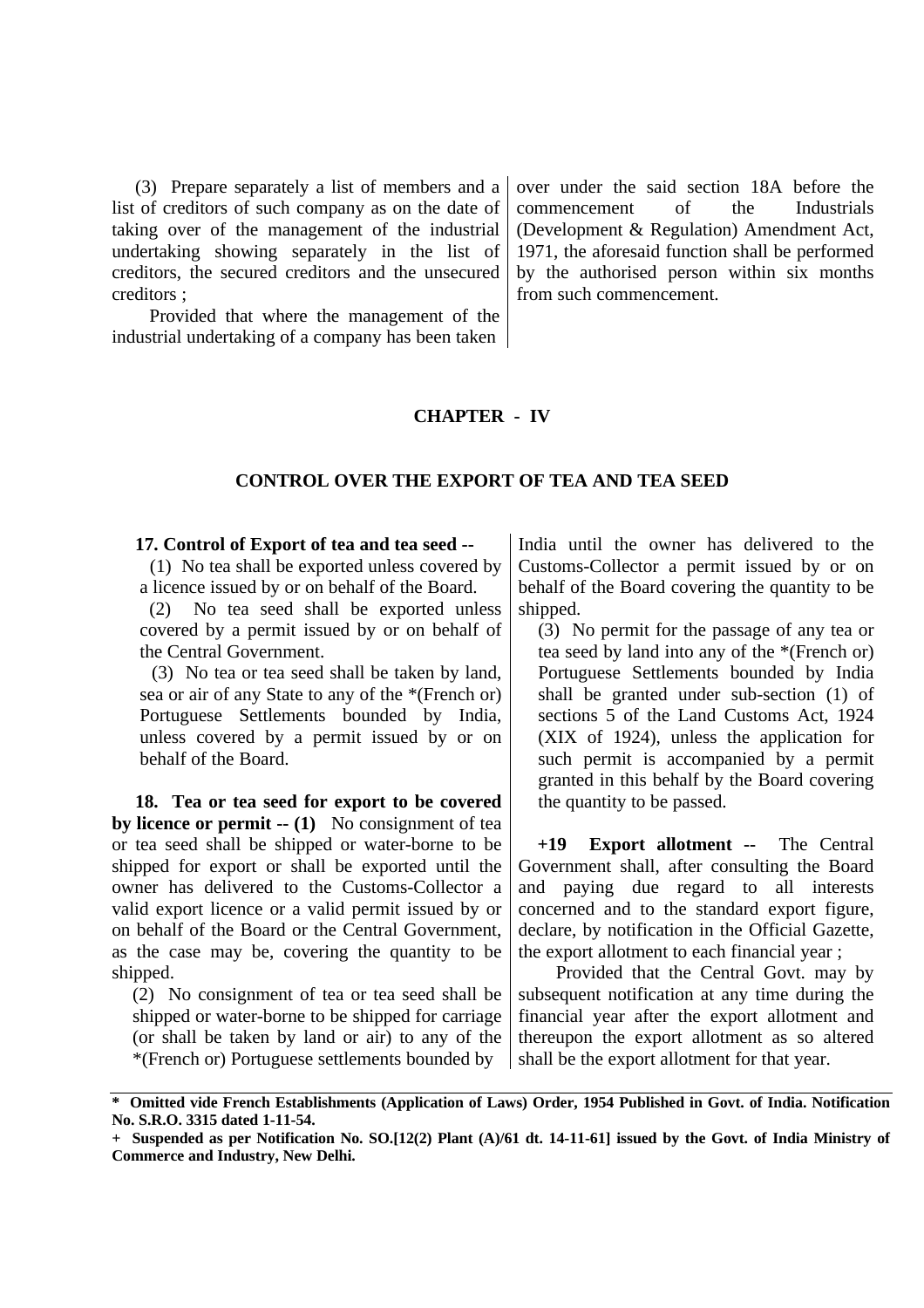(3) Prepare separately a list of members and a list of creditors of such company as on the date of taking over of the management of the industrial undertaking showing separately in the list of creditors, the secured creditors and the unsecured creditors ;

Provided that where the management of the industrial undertaking of a company has been taken over under the said section 18A before the commencement of the Industrials (Development & Regulation) Amendment Act, 1971, the aforesaid function shall be performed by the authorised person within six months from such commencement.

## CHAPTER - IV

## CONTROL OVER THE EXPORT OF TEA AND TEA SEED

**17. Control of Export of tea and tea seed --**

(1) No tea shall be exported unless covered by a licence issued by or on behalf of the Board.

(2) No tea seed shall be exported unless covered by a permit issued by or on behalf of the Central Government.

(3) No tea or tea seed shall be taken by land, sea or air of any State to any of the *(French or) Portuguese Settlements bounded by India, unless covered by a permit issued by or on behalf of the Board.

**18. Tea or tea seed for export to be covered by licence or permit -- (1)** No consignment of tea or tea seed shall be shipped or water-borne to be shipped for export or shall be exported until the owner has delivered to the Customs-Collector a valid export licence or a valid permit issued by or on behalf of the Board or the Central Government, as the case may be, covering the quantity to be shipped.

(2) No consignment of tea or tea seed shall be shipped or water-borne to be shipped for carriage (or shall be taken by land or air) to any of the *(French or) Portuguese settlements bounded by India until the owner has delivered to the Customs-Collector a permit issued by or on behalf of the Board covering the quantity to be shipped.

(3) No permit for the passage of any tea or tea seed by land into any of the *(French or) Portuguese Settlements bounded by India shall be granted under sub-section (1) of sections 5 of the Land Customs Act, 1924 (XIX of 1924), unless the application for such permit is accompanied by a permit granted in this behalf by the Board covering the quantity to be passed.

**+19 Export allotment --** The Central Government shall, after consulting the Board and paying due regard to all interests concerned and to the standard export figure, declare, by notification in the Official Gazette, the export allotment to each financial year ;

Provided that the Central Govt. may by subsequent notification at any time during the financial year after the export allotment and thereupon the export allotment as so altered shall be the export allotment for that year.

---

**\* Omitted vide French Establishments (Application of Laws) Order, 1954 Published in Govt. of India. Notification No. S.R.O. 3315 dated 1-11-54.**

**+ Suspended as per Notification No. SO.[12(2) Plant (A)/61 dt. 14-11-61] issued by the Govt. of India Ministry of Commerce and Industry, New Delhi.**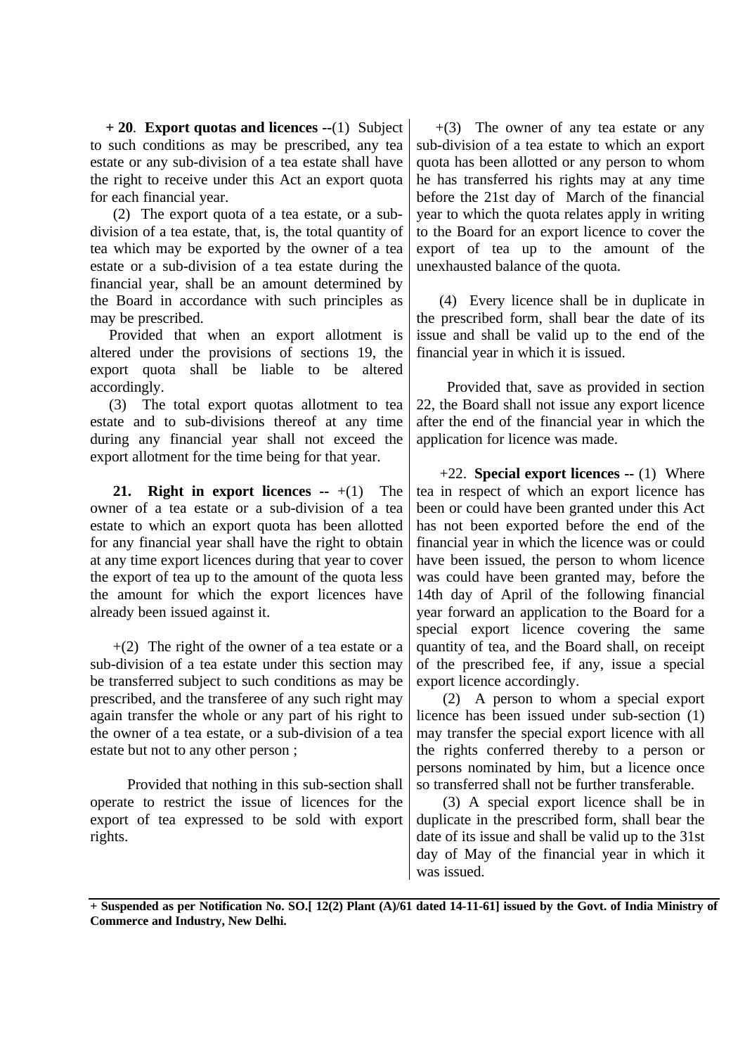**+ 20**. **Export quotas and licences --**(1) Subject to such conditions as may be prescribed, any tea estate or any sub-division of a tea estate shall have the right to receive under this Act an export quota for each financial year.

(2) The export quota of a tea estate, or a sub-division of a tea estate, that, is, the total quantity of tea which may be exported by the owner of a tea estate or a sub-division of a tea estate during the financial year, shall be an amount determined by the Board in accordance with such principles as may be prescribed.

Provided that when an export allotment is altered under the provisions of sections 19, the export quota shall be liable to be altered accordingly.

(3) The total export quotas allotment to tea estate and to sub-divisions thereof at any time during any financial year shall not exceed the export allotment for the time being for that year.

**21. Right in export licences --** +(1) The owner of a tea estate or a sub-division of a tea estate to which an export quota has been allotted for any financial year shall have the right to obtain at any time export licences during that year to cover the export of tea up to the amount of the quota less the amount for which the export licences have already been issued against it.

+(2) The right of the owner of a tea estate or a sub-division of a tea estate under this section may be transferred subject to such conditions as may be prescribed, and the transferee of any such right may again transfer the whole or any part of his right to the owner of a tea estate, or a sub-division of a tea estate but not to any other person ;

Provided that nothing in this sub-section shall operate to restrict the issue of licences for the export of tea expressed to be sold with export rights.

+(3) The owner of any tea estate or any sub-division of a tea estate to which an export quota has been allotted or any person to whom he has transferred his rights may at any time before the 21st day of March of the financial year to which the quota relates apply in writing to the Board for an export licence to cover the export of tea up to the amount of the unexhausted balance of the quota.

(4) Every licence shall be in duplicate in the prescribed form, shall bear the date of its issue and shall be valid up to the end of the financial year in which it is issued.

Provided that, save as provided in section 22, the Board shall not issue any export licence after the end of the financial year in which the application for licence was made.

+22. **Special export licences --** (1) Where tea in respect of which an export licence has been or could have been granted under this Act has not been exported before the end of the financial year in which the licence was or could have been issued, the person to whom licence was could have been granted may, before the 14th day of April of the following financial year forward an application to the Board for a special export licence covering the same quantity of tea, and the Board shall, on receipt of the prescribed fee, if any, issue a special export licence accordingly.

(2) A person to whom a special export licence has been issued under sub-section (1) may transfer the special export licence with all the rights conferred thereby to a person or persons nominated by him, but a licence once so transferred shall not be further transferable.

(3) A special export licence shall be in duplicate in the prescribed form, shall bear the date of its issue and shall be valid up to the 31st day of May of the financial year in which it was issued.

---

**+ Suspended as per Notification No. SO.[ 12(2) Plant (A)/61 dated 14-11-61] issued by the Govt. of India Ministry of Commerce and Industry, New Delhi.**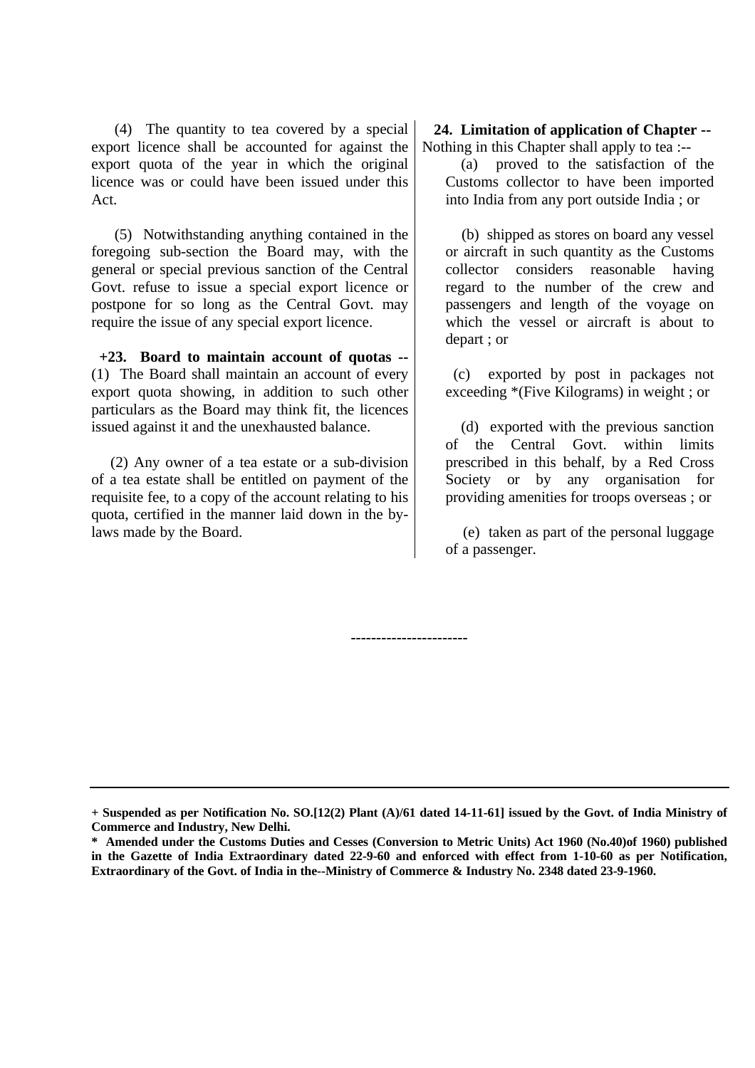(4) The quantity to tea covered by a special export licence shall be accounted for against the export quota of the year in which the original licence was or could have been issued under this Act.

(5) Notwithstanding anything contained in the foregoing sub-section the Board may, with the general or special previous sanction of the Central Govt. refuse to issue a special export licence or postpone for so long as the Central Govt. may require the issue of any special export licence.

**+23. Board to maintain account of quotas --** (1) The Board shall maintain an account of every export quota showing, in addition to such other particulars as the Board may think fit, the licences issued against it and the unexhausted balance.

(2) Any owner of a tea estate or a sub-division of a tea estate shall be entitled on payment of the requisite fee, to a copy of the account relating to his quota, certified in the manner laid down in the by-laws made by the Board.

**24. Limitation of application of Chapter --** Nothing in this Chapter shall apply to tea :--

(a) proved to the satisfaction of the Customs collector to have been imported into India from any port outside India ; or

(b) shipped as stores on board any vessel or aircraft in such quantity as the Customs collector considers reasonable having regard to the number of the crew and passengers and length of the voyage on which the vessel or aircraft is about to depart ; or

(c) exported by post in packages not exceeding *(Five Kilograms) in weight ; or

(d) exported with the previous sanction of the Central Govt. within limits prescribed in this behalf, by a Red Cross Society or by any organisation for providing amenities for troops overseas ; or

(e) taken as part of the personal luggage of a passenger.

----------------------

**+ Suspended as per Notification No. SO.[12(2) Plant (A)/61 dated 14-11-61] issued by the Govt. of India Ministry of Commerce and Industry, New Delhi.**

**\* Amended under the Customs Duties and Cesses (Conversion to Metric Units) Act 1960 (No.40)of 1960) published in the Gazette of India Extraordinary dated 22-9-60 and enforced with effect from 1-10-60 as per Notification, Extraordinary of the Govt. of India in the--Ministry of Commerce & Industry No. 2348 dated 23-9-1960.**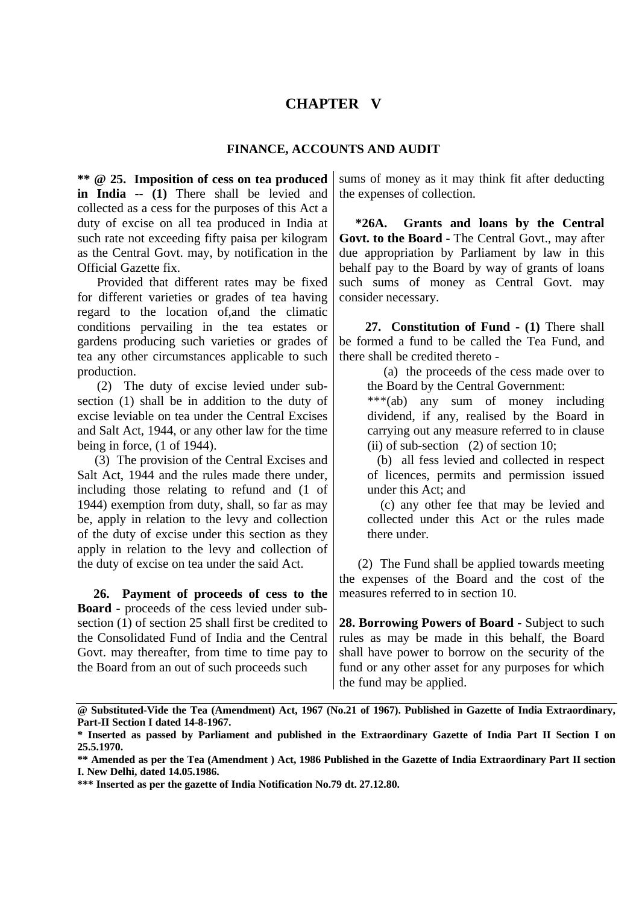# CHAPTER V

## FINANCE, ACCOUNTS AND AUDIT

**** @ 25. Imposition of cess on tea produced in India -- (1)** There shall be levied and collected as a cess for the purposes of this Act a duty of excise on all tea produced in India at such rate not exceeding fifty paisa per kilogram as the Central Govt. may, by notification in the Official Gazette fix.

Provided that different rates may be fixed for different varieties or grades of tea having regard to the location of,and the climatic conditions pervailing in the tea estates or gardens producing such varieties or grades of tea any other circumstances applicable to such production.

(2) The duty of excise levied under sub-section (1) shall be in addition to the duty of excise leviable on tea under the Central Excises and Salt Act, 1944, or any other law for the time being in force, (1 of 1944).

(3) The provision of the Central Excises and Salt Act, 1944 and the rules made there under, including those relating to refund and (1 of 1944) exemption from duty, shall, so far as may be, apply in relation to the levy and collection of the duty of excise under this section as they apply in relation to the levy and collection of the duty of excise on tea under the said Act.

**26. Payment of proceeds of cess to the Board -** proceeds of the cess levied under sub-section (1) of section 25 shall first be credited to the Consolidated Fund of India and the Central Govt. may thereafter, from time to time pay to the Board from an out of such proceeds such sums of money as it may think fit after deducting the expenses of collection.

***26A. Grants and loans by the Central Govt. to the Board -** The Central Govt., may after due appropriation by Parliament by law in this behalf pay to the Board by way of grants of loans such sums of money as Central Govt. may consider necessary.

**27. Constitution of Fund - (1)** There shall be formed a fund to be called the Tea Fund, and there shall be credited thereto -

(a) the proceeds of the cess made over to the Board by the Central Government:

***(ab) any sum of money including dividend, if any, realised by the Board in carrying out any measure referred to in clause (ii) of sub-section (2) of section 10;

(b) all fess levied and collected in respect of licences, permits and permission issued under this Act; and

(c) any other fee that may be levied and collected under this Act or the rules made there under.

(2) The Fund shall be applied towards meeting the expenses of the Board and the cost of the measures referred to in section 10.

**28. Borrowing Powers of Board -** Subject to such rules as may be made in this behalf, the Board shall have power to borrow on the security of the fund or any other asset for any purposes for which the fund may be applied.

---

**@ Substituted-Vide the Tea (Amendment) Act, 1967 (No.21 of 1967). Published in Gazette of India Extraordinary, Part-II Section I dated 14-8-1967.**

*** Inserted as passed by Parliament and published in the Extraordinary Gazette of India Part II Section I on 25.5.1970.**

**** Amended as per the Tea (Amendment ) Act, 1986 Published in the Gazette of India Extraordinary Part II section I. New Delhi, dated 14.05.1986.**

***** Inserted as per the gazette of India Notification No.79 dt. 27.12.80.**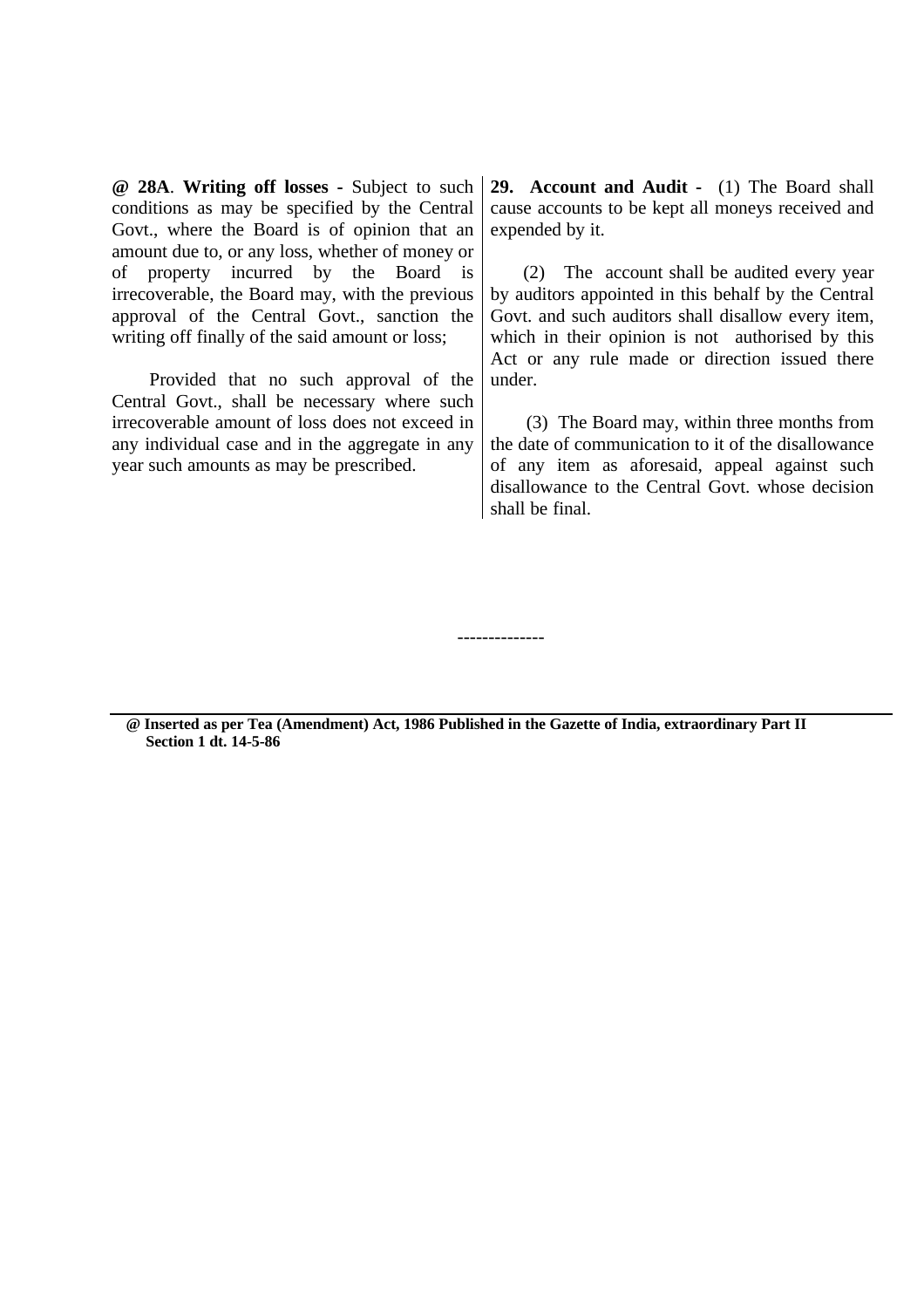**@ 28A**. **Writing off losses -** Subject to such conditions as may be specified by the Central Govt., where the Board is of opinion that an amount due to, or any loss, whether of money or of property incurred by the Board is irrecoverable, the Board may, with the previous approval of the Central Govt., sanction the writing off finally of the said amount or loss;

Provided that no such approval of the Central Govt., shall be necessary where such irrecoverable amount of loss does not exceed in any individual case and in the aggregate in any year such amounts as may be prescribed.

**29. Account and Audit -** (1) The Board shall cause accounts to be kept all moneys received and expended by it.

(2) The account shall be audited every year by auditors appointed in this behalf by the Central Govt. and such auditors shall disallow every item, which in their opinion is not authorised by this Act or any rule made or direction issued there under.

(3) The Board may, within three months from the date of communication to it of the disallowance of any item as aforesaid, appeal against such disallowance to the Central Govt. whose decision shall be final.

-------------

**@ Inserted as per Tea (Amendment) Act, 1986 Published in the Gazette of India, extraordinary Part II Section 1 dt. 14-5-86**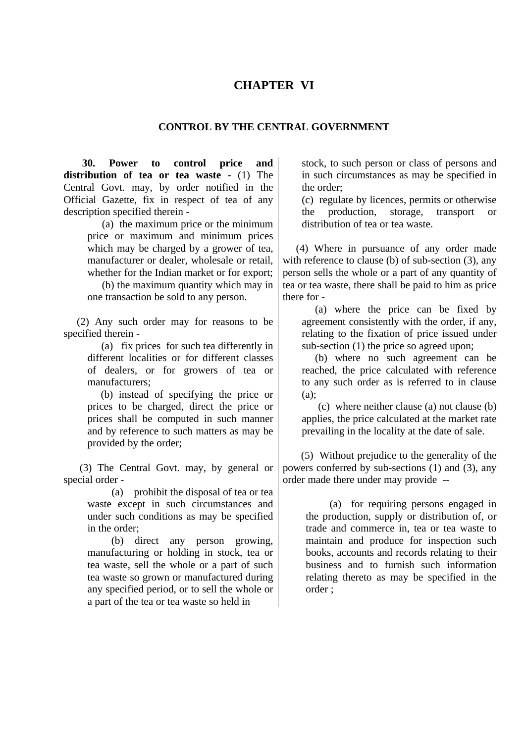# CHAPTER VI

## CONTROL BY THE CENTRAL GOVERNMENT

**30. Power to control price and distribution of tea or tea waste -** (1) The Central Govt. may, by order notified in the Official Gazette, fix in respect of tea of any description specified therein -

(a) the maximum price or the minimum price or maximum and minimum prices which may be charged by a grower of tea, manufacturer or dealer, wholesale or retail, whether for the Indian market or for export;

(b) the maximum quantity which may in one transaction be sold to any person.

(2) Any such order may for reasons to be specified therein -

(a) fix prices for such tea differently in different localities or for different classes of dealers, or for growers of tea or manufacturers;

(b) instead of specifying the price or prices to be charged, direct the price or prices shall be computed in such manner and by reference to such matters as may be provided by the order;

(3) The Central Govt. may, by general or special order -

(a) prohibit the disposal of tea or tea waste except in such circumstances and under such conditions as may be specified in the order;

(b) direct any person growing, manufacturing or holding in stock, tea or tea waste, sell the whole or a part of such tea waste so grown or manufactured during any specified period, or to sell the whole or a part of the tea or tea waste so held in stock, to such person or class of persons and in such circumstances as may be specified in the order;

(c) regulate by licences, permits or otherwise the production, storage, transport or distribution of tea or tea waste.

(4) Where in pursuance of any order made with reference to clause (b) of sub-section (3), any person sells the whole or a part of any quantity of tea or tea waste, there shall be paid to him as price there for -

(a) where the price can be fixed by agreement consistently with the order, if any, relating to the fixation of price issued under sub-section (1) the price so agreed upon;

(b) where no such agreement can be reached, the price calculated with reference to any such order as is referred to in clause (a);

(c) where neither clause (a) not clause (b) applies, the price calculated at the market rate prevailing in the locality at the date of sale.

(5) Without prejudice to the generality of the powers conferred by sub-sections (1) and (3), any order made there under may provide --

(a) for requiring persons engaged in the production, supply or distribution of, or trade and commerce in, tea or tea waste to maintain and produce for inspection such books, accounts and records relating to their business and to furnish such information relating thereto as may be specified in the order ;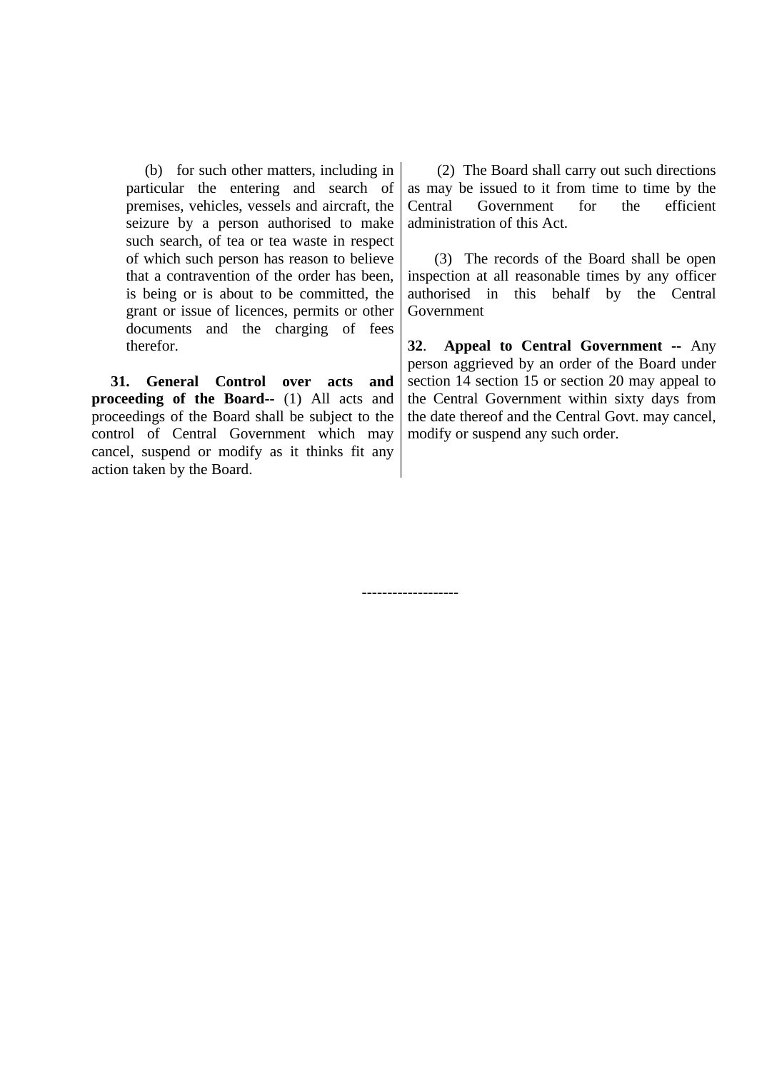(b) for such other matters, including in particular the entering and search of premises, vehicles, vessels and aircraft, the seizure by a person authorised to make such search, of tea or tea waste in respect of which such person has reason to believe that a contravention of the order has been, is being or is about to be committed, the grant or issue of licences, permits or other documents and the charging of fees therefor.

**31. General Control over acts and proceeding of the Board--** (1) All acts and proceedings of the Board shall be subject to the control of Central Government which may cancel, suspend or modify as it thinks fit any action taken by the Board.

(2) The Board shall carry out such directions as may be issued to it from time to time by the Central Government for the efficient administration of this Act.

(3) The records of the Board shall be open inspection at all reasonable times by any officer authorised in this behalf by the Central Government

**32**. **Appeal to Central Government --** Any person aggrieved by an order of the Board under section 14 section 15 or section 20 may appeal to the Central Government within sixty days from the date thereof and the Central Govt. may cancel, modify or suspend any such order.

-------------------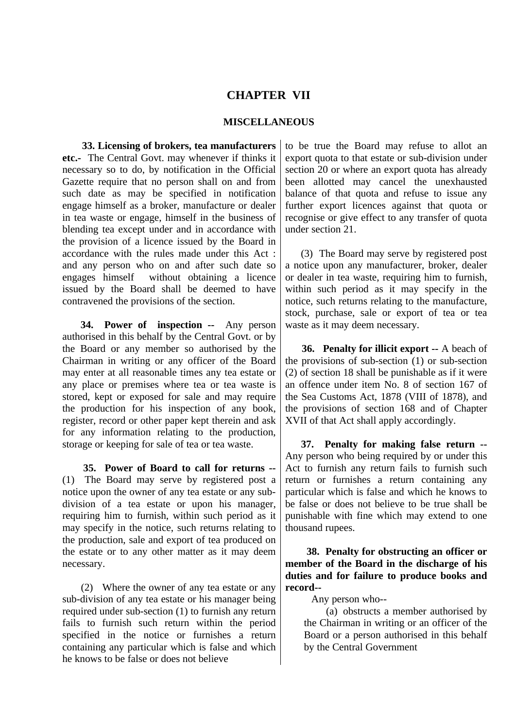# CHAPTER VII

## MISCELLANEOUS

**33. Licensing of brokers, tea manufacturers etc.-** The Central Govt. may whenever if thinks it necessary so to do, by notification in the Official Gazette require that no person shall on and from such date as may be specified in notification engage himself as a broker, manufacture or dealer in tea waste or engage, himself in the business of blending tea except under and in accordance with the provision of a licence issued by the Board in accordance with the rules made under this Act : and any person who on and after such date so engages himself without obtaining a licence issued by the Board shall be deemed to have contravened the provisions of the section.

**34. Power of inspection --** Any person authorised in this behalf by the Central Govt. or by the Board or any member so authorised by the Chairman in writing or any officer of the Board may enter at all reasonable times any tea estate or any place or premises where tea or tea waste is stored, kept or exposed for sale and may require the production for his inspection of any book, register, record or other paper kept therein and ask for any information relating to the production, storage or keeping for sale of tea or tea waste.

**35. Power of Board to call for returns --** (1) The Board may serve by registered post a notice upon the owner of any tea estate or any sub-division of a tea estate or upon his manager, requiring him to furnish, within such period as it may specify in the notice, such returns relating to the production, sale and export of tea produced on the estate or to any other matter as it may deem necessary.

(2) Where the owner of any tea estate or any sub-division of any tea estate or his manager being required under sub-section (1) to furnish any return fails to furnish such return within the period specified in the notice or furnishes a return containing any particular which is false and which he knows to be false or does not believe to be true the Board may refuse to allot an export quota to that estate or sub-division under section 20 or where an export quota has already been allotted may cancel the unexhausted balance of that quota and refuse to issue any further export licences against that quota or recognise or give effect to any transfer of quota under section 21.

(3) The Board may serve by registered post a notice upon any manufacturer, broker, dealer or dealer in tea waste, requiring him to furnish, within such period as it may specify in the notice, such returns relating to the manufacture, stock, purchase, sale or export of tea or tea waste as it may deem necessary.

**36. Penalty for illicit export --** A beach of the provisions of sub-section (1) or sub-section (2) of section 18 shall be punishable as if it were an offence under item No. 8 of section 167 of the Sea Customs Act, 1878 (VIII of 1878), and the provisions of section 168 and of Chapter XVII of that Act shall apply accordingly.

**37. Penalty for making false return --** Any person who being required by or under this Act to furnish any return fails to furnish such return or furnishes a return containing any particular which is false and which he knows to be false or does not believe to be true shall be punishable with fine which may extend to one thousand rupees.

**38. Penalty for obstructing an officer or member of the Board in the discharge of his duties and for failure to produce books and record--**

Any person who--

(a) obstructs a member authorised by the Chairman in writing or an officer of the Board or a person authorised in this behalf by the Central Government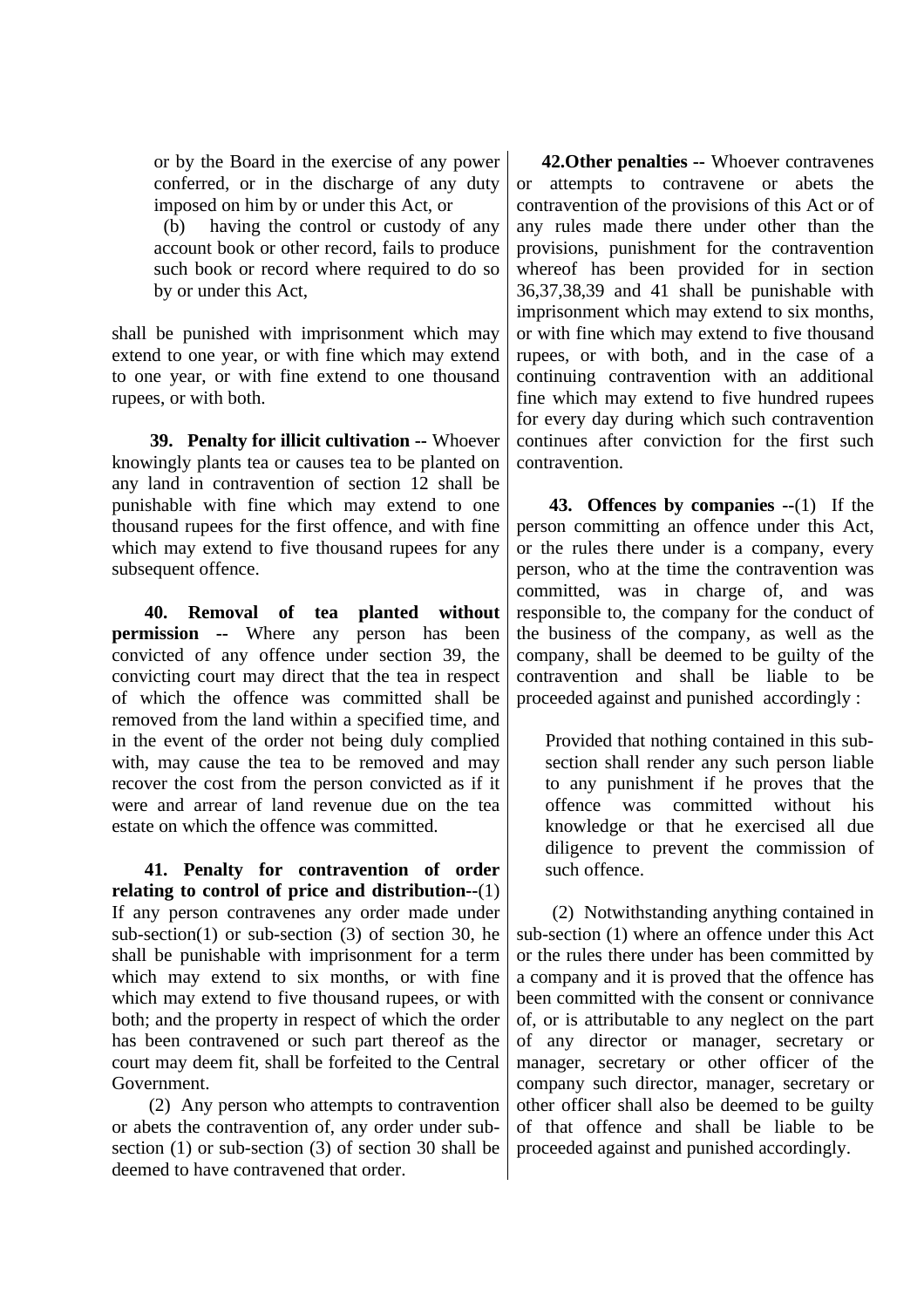or by the Board in the exercise of any power conferred, or in the discharge of any duty imposed on him by or under this Act, or

(b) having the control or custody of any account book or other record, fails to produce such book or record where required to do so by or under this Act,

shall be punished with imprisonment which may extend to one year, or with fine which may extend to one year, or with fine extend to one thousand rupees, or with both.

**39. Penalty for illicit cultivation --** Whoever knowingly plants tea or causes tea to be planted on any land in contravention of section 12 shall be punishable with fine which may extend to one thousand rupees for the first offence, and with fine which may extend to five thousand rupees for any subsequent offence.

**40. Removal of tea planted without permission --** Where any person has been convicted of any offence under section 39, the convicting court may direct that the tea in respect of which the offence was committed shall be removed from the land within a specified time, and in the event of the order not being duly complied with, may cause the tea to be removed and may recover the cost from the person convicted as if it were and arrear of land revenue due on the tea estate on which the offence was committed.

**41. Penalty for contravention of order relating to control of price and distribution--**(1) If any person contravenes any order made under sub-section(1) or sub-section (3) of section 30, he shall be punishable with imprisonment for a term which may extend to six months, or with fine which may extend to five thousand rupees, or with both; and the property in respect of which the order has been contravened or such part thereof as the court may deem fit, shall be forfeited to the Central Government.

(2) Any person who attempts to contravention or abets the contravention of, any order under sub-section (1) or sub-section (3) of section 30 shall be deemed to have contravened that order.

**42.Other penalties --** Whoever contravenes or attempts to contravene or abets the contravention of the provisions of this Act or of any rules made there under other than the provisions, punishment for the contravention whereof has been provided for in section 36,37,38,39 and 41 shall be punishable with imprisonment which may extend to six months, or with fine which may extend to five thousand rupees, or with both, and in the case of a continuing contravention with an additional fine which may extend to five hundred rupees for every day during which such contravention continues after conviction for the first such contravention.

**43. Offences by companies --**(1) If the person committing an offence under this Act, or the rules there under is a company, every person, who at the time the contravention was committed, was in charge of, and was responsible to, the company for the conduct of the business of the company, as well as the company, shall be deemed to be guilty of the contravention and shall be liable to be proceeded against and punished accordingly :

Provided that nothing contained in this sub-section shall render any such person liable to any punishment if he proves that the offence was committed without his knowledge or that he exercised all due diligence to prevent the commission of such offence.

(2) Notwithstanding anything contained in sub-section (1) where an offence under this Act or the rules there under has been committed by a company and it is proved that the offence has been committed with the consent or connivance of, or is attributable to any neglect on the part of any director or manager, secretary or manager, secretary or other officer of the company such director, manager, secretary or other officer shall also be deemed to be guilty of that offence and shall be liable to be proceeded against and punished accordingly.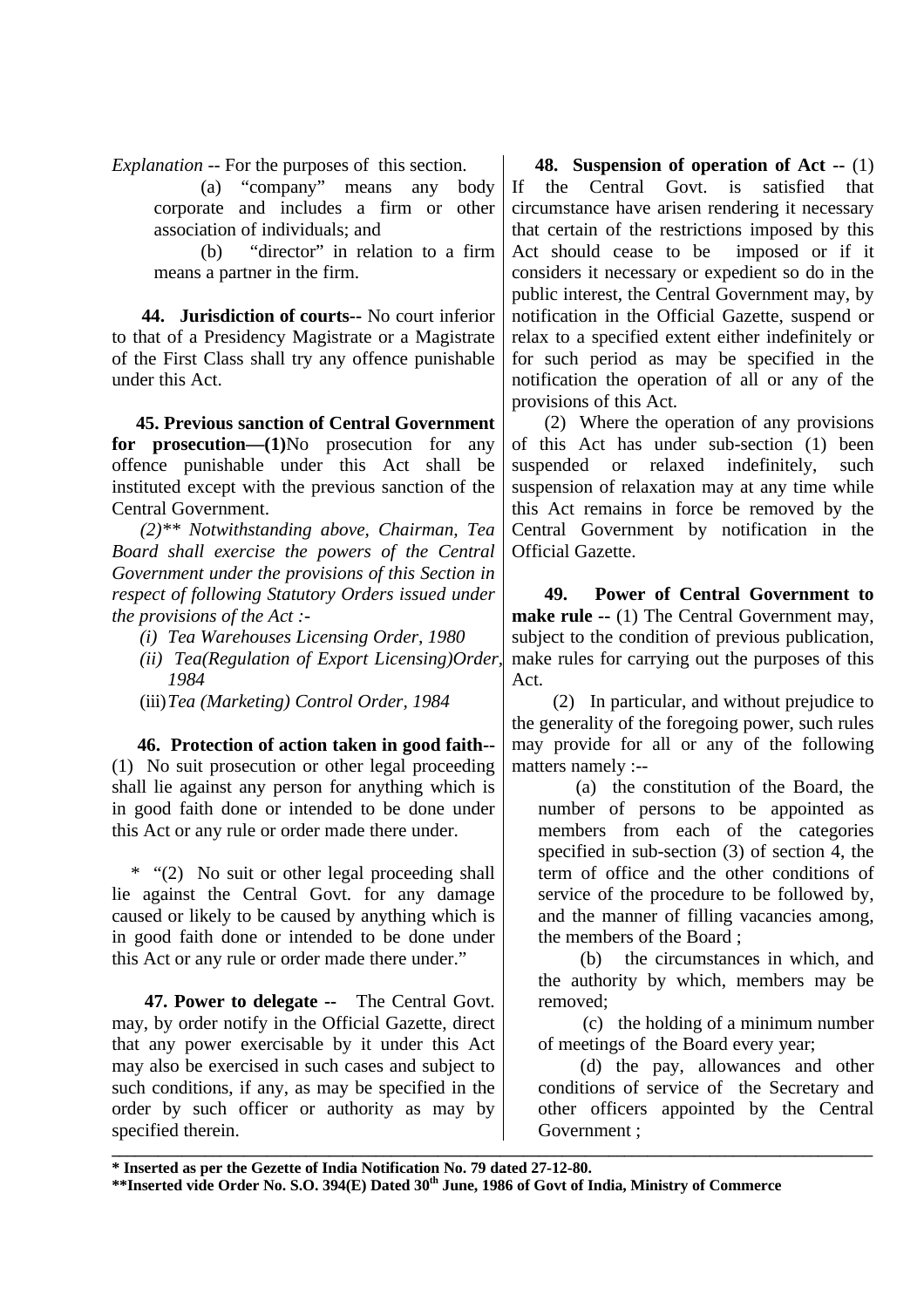*Explanation* -- For the purposes of this section.

(a) "company" means any body corporate and includes a firm or other association of individuals; and

(b) "director" in relation to a firm means a partner in the firm.

**44. Jurisdiction of courts--** No court inferior to that of a Presidency Magistrate or a Magistrate of the First Class shall try any offence punishable under this Act.

**45. Previous sanction of Central Government for prosecution—(1)**No prosecution for any offence punishable under this Act shall be instituted except with the previous sanction of the Central Government.

*(2)\*\* Notwithstanding above, Chairman, Tea Board shall exercise the powers of the Central Government under the provisions of this Section in respect of following Statutory Orders issued under the provisions of the Act :-*

*(i) Tea Warehouses Licensing Order, 1980*

*(ii) Tea(Regulation of Export Licensing)Order, 1984*

(iii) *Tea (Marketing) Control Order, 1984*

**46. Protection of action taken in good faith--** (1) No suit prosecution or other legal proceeding shall lie against any person for anything which is in good faith done or intended to be done under this Act or any rule or order made there under.

\* "(2) No suit or other legal proceeding shall lie against the Central Govt. for any damage caused or likely to be caused by anything which is in good faith done or intended to be done under this Act or any rule or order made there under."

**47. Power to delegate --** The Central Govt. may, by order notify in the Official Gazette, direct that any power exercisable by it under this Act may also be exercised in such cases and subject to such conditions, if any, as may be specified in the order by such officer or authority as may by specified therein.

**48. Suspension of operation of Act --** (1) If the Central Govt. is satisfied that circumstance have arisen rendering it necessary that certain of the restrictions imposed by this Act should cease to be imposed or if it considers it necessary or expedient so do in the public interest, the Central Government may, by notification in the Official Gazette, suspend or relax to a specified extent either indefinitely or for such period as may be specified in the notification the operation of all or any of the provisions of this Act.

(2) Where the operation of any provisions of this Act has under sub-section (1) been suspended or relaxed indefinitely, such suspension of relaxation may at any time while this Act remains in force be removed by the Central Government by notification in the Official Gazette.

**49. Power of Central Government to make rule --** (1) The Central Government may, subject to the condition of previous publication, make rules for carrying out the purposes of this Act.

(2) In particular, and without prejudice to the generality of the foregoing power, such rules may provide for all or any of the following matters namely :--

(a) the constitution of the Board, the number of persons to be appointed as members from each of the categories specified in sub-section (3) of section 4, the term of office and the other conditions of service of the procedure to be followed by, and the manner of filling vacancies among, the members of the Board ;

(b) the circumstances in which, and the authority by which, members may be removed;

(c) the holding of a minimum number of meetings of the Board every year;

(d) the pay, allowances and other conditions of service of the Secretary and other officers appointed by the Central Government ;

---

**\* Inserted as per the Gezette of India Notification No. 79 dated 27-12-80.**

**\*\*Inserted vide Order No. S.O. 394(E) Dated 30th June, 1986 of Govt of India, Ministry of Commerce**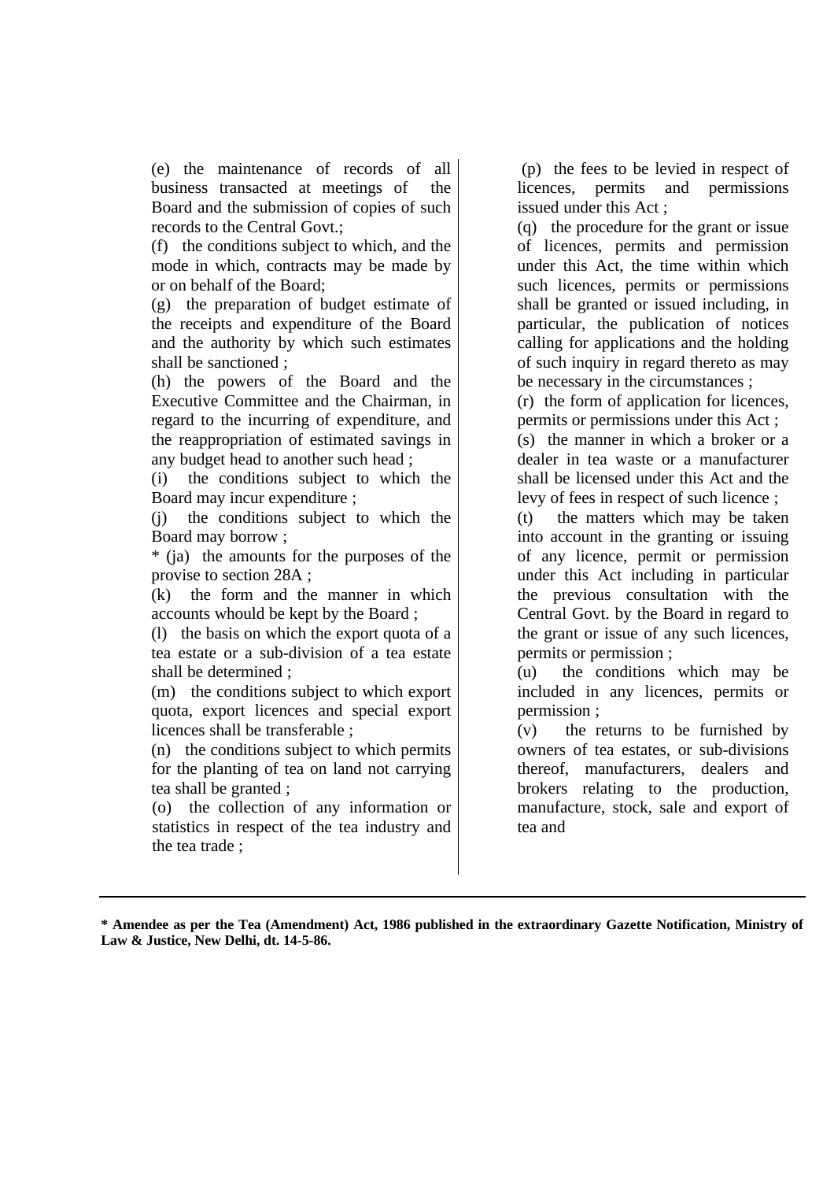(e) the maintenance of records of all business transacted at meetings of the Board and the submission of copies of such records to the Central Govt.;

(f) the conditions subject to which, and the mode in which, contracts may be made by or on behalf of the Board;

(g) the preparation of budget estimate of the receipts and expenditure of the Board and the authority by which such estimates shall be sanctioned ;

(h) the powers of the Board and the Executive Committee and the Chairman, in regard to the incurring of expenditure, and the reappropriation of estimated savings in any budget head to another such head ;

(i) the conditions subject to which the Board may incur expenditure ;

(j) the conditions subject to which the Board may borrow ;

* (ja) the amounts for the purposes of the provise to section 28A ;

(k) the form and the manner in which accounts whould be kept by the Board ;

(l) the basis on which the export quota of a tea estate or a sub-division of a tea estate shall be determined ;

(m) the conditions subject to which export quota, export licences and special export licences shall be transferable ;

(n) the conditions subject to which permits for the planting of tea on land not carrying tea shall be granted ;

(o) the collection of any information or statistics in respect of the tea industry and the tea trade ;

(p) the fees to be levied in respect of licences, permits and permissions issued under this Act ;

(q) the procedure for the grant or issue of licences, permits and permission under this Act, the time within which such licences, permits or permissions shall be granted or issued including, in particular, the publication of notices calling for applications and the holding of such inquiry in regard thereto as may be necessary in the circumstances ;

(r) the form of application for licences, permits or permissions under this Act ;

(s) the manner in which a broker or a dealer in tea waste or a manufacturer shall be licensed under this Act and the levy of fees in respect of such licence ;

(t) the matters which may be taken into account in the granting or issuing of any licence, permit or permission under this Act including in particular the previous consultation with the Central Govt. by the Board in regard to the grant or issue of any such licences, permits or permission ;

(u) the conditions which may be included in any licences, permits or permission ;

(v) the returns to be furnished by owners of tea estates, or sub-divisions thereof, manufacturers, dealers and brokers relating to the production, manufacture, stock, sale and export of tea and

---

**\* Amendee as per the Tea (Amendment) Act, 1986 published in the extraordinary Gazette Notification, Ministry of Law & Justice, New Delhi, dt. 14-5-86.**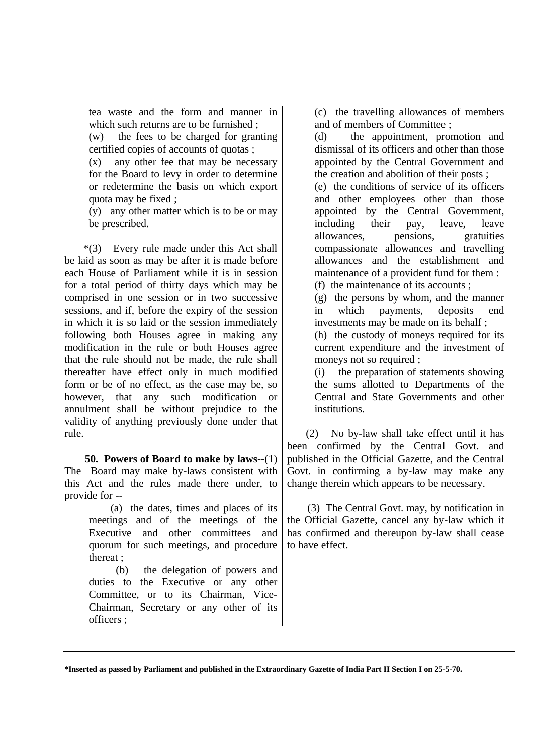tea waste and the form and manner in which such returns are to be furnished ;

(w) the fees to be charged for granting certified copies of accounts of quotas ;

(x) any other fee that may be necessary for the Board to levy in order to determine or redetermine the basis on which export quota may be fixed ;

(y) any other matter which is to be or may be prescribed.

*(3) Every rule made under this Act shall be laid as soon as may be after it is made before each House of Parliament while it is in session for a total period of thirty days which may be comprised in one session or in two successive sessions, and if, before the expiry of the session in which it is so laid or the session immediately following both Houses agree in making any modification in the rule or both Houses agree that the rule should not be made, the rule shall thereafter have effect only in much modified form or be of no effect, as the case may be, so however, that any such modification or annulment shall be without prejudice to the validity of anything previously done under that rule.

**50. Powers of Board to make by laws**--(1) The Board may make by-laws consistent with this Act and the rules made there under, to provide for --

(a) the dates, times and places of its meetings and of the meetings of the Executive and other committees and quorum for such meetings, and procedure thereat ;

(b) the delegation of powers and duties to the Executive or any other Committee, or to its Chairman, Vice-Chairman, Secretary or any other of its officers ;

(c) the travelling allowances of members and of members of Committee ;

(d) the appointment, promotion and dismissal of its officers and other than those appointed by the Central Government and the creation and abolition of their posts ;

(e) the conditions of service of its officers and other employees other than those appointed by the Central Government, including their pay, leave, leave allowances, pensions, gratuities compassionate allowances and travelling allowances and the establishment and maintenance of a provident fund for them :

(f) the maintenance of its accounts ;

(g) the persons by whom, and the manner in which payments, deposits end investments may be made on its behalf ;

(h) the custody of moneys required for its current expenditure and the investment of moneys not so required ;

(i) the preparation of statements showing the sums allotted to Departments of the Central and State Governments and other institutions.

(2) No by-law shall take effect until it has been confirmed by the Central Govt. and published in the Official Gazette, and the Central Govt. in confirming a by-law may make any change therein which appears to be necessary.

(3) The Central Govt. may, by notification in the Official Gazette, cancel any by-law which it has confirmed and thereupon by-law shall cease to have effect.

---

**\*Inserted as passed by Parliament and published in the Extraordinary Gazette of India Part II Section I on 25-5-70.**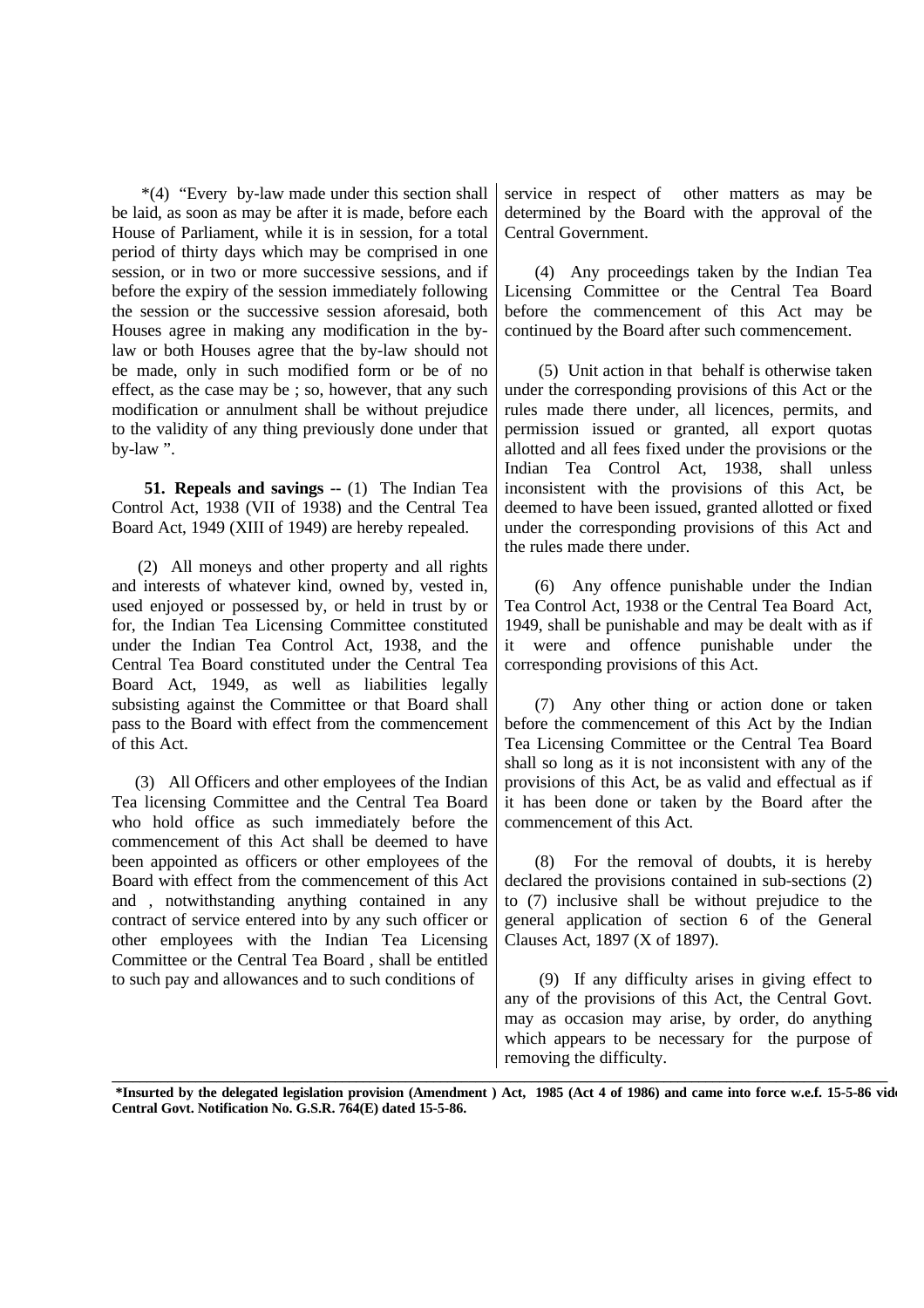*(4) "Every by-law made under this section shall be laid, as soon as may be after it is made, before each House of Parliament, while it is in session, for a total period of thirty days which may be comprised in one session, or in two or more successive sessions, and if before the expiry of the session immediately following the session or the successive session aforesaid, both Houses agree in making any modification in the by-law or both Houses agree that the by-law should not be made, only in such modified form or be of no effect, as the case may be ; so, however, that any such modification or annulment shall be without prejudice to the validity of any thing previously done under that by-law ".

**51. Repeals and savings --** (1) The Indian Tea Control Act, 1938 (VII of 1938) and the Central Tea Board Act, 1949 (XIII of 1949) are hereby repealed.

(2) All moneys and other property and all rights and interests of whatever kind, owned by, vested in, used enjoyed or possessed by, or held in trust by or for, the Indian Tea Licensing Committee constituted under the Indian Tea Control Act, 1938, and the Central Tea Board constituted under the Central Tea Board Act, 1949, as well as liabilities legally subsisting against the Committee or that Board shall pass to the Board with effect from the commencement of this Act.

(3) All Officers and other employees of the Indian Tea licensing Committee and the Central Tea Board who hold office as such immediately before the commencement of this Act shall be deemed to have been appointed as officers or other employees of the Board with effect from the commencement of this Act and , notwithstanding anything contained in any contract of service entered into by any such officer or other employees with the Indian Tea Licensing Committee or the Central Tea Board , shall be entitled to such pay and allowances and to such conditions of service in respect of other matters as may be determined by the Board with the approval of the Central Government.

(4) Any proceedings taken by the Indian Tea Licensing Committee or the Central Tea Board before the commencement of this Act may be continued by the Board after such commencement.

(5) Unit action in that behalf is otherwise taken under the corresponding provisions of this Act or the rules made there under, all licences, permits, and permission issued or granted, all export quotas allotted and all fees fixed under the provisions or the Indian Tea Control Act, 1938, shall unless inconsistent with the provisions of this Act, be deemed to have been issued, granted allotted or fixed under the corresponding provisions of this Act and the rules made there under.

(6) Any offence punishable under the Indian Tea Control Act, 1938 or the Central Tea Board Act, 1949, shall be punishable and may be dealt with as if it were and offence punishable under the corresponding provisions of this Act.

(7) Any other thing or action done or taken before the commencement of this Act by the Indian Tea Licensing Committee or the Central Tea Board shall so long as it is not inconsistent with any of the provisions of this Act, be as valid and effectual as if it has been done or taken by the Board after the commencement of this Act.

(8) For the removal of doubts, it is hereby declared the provisions contained in sub-sections (2) to (7) inclusive shall be without prejudice to the general application of section 6 of the General Clauses Act, 1897 (X of 1897).

(9) If any difficulty arises in giving effect to any of the provisions of this Act, the Central Govt. may as occasion may arise, by order, do anything which appears to be necessary for the purpose of removing the difficulty.

---

**\*Insurted by the delegated legislation provision (Amendment ) Act, 1985 (Act 4 of 1986) and came into force w.e.f. 15-5-86 vide Central Govt. Notification No. G.S.R. 764(E) dated 15-5-86.**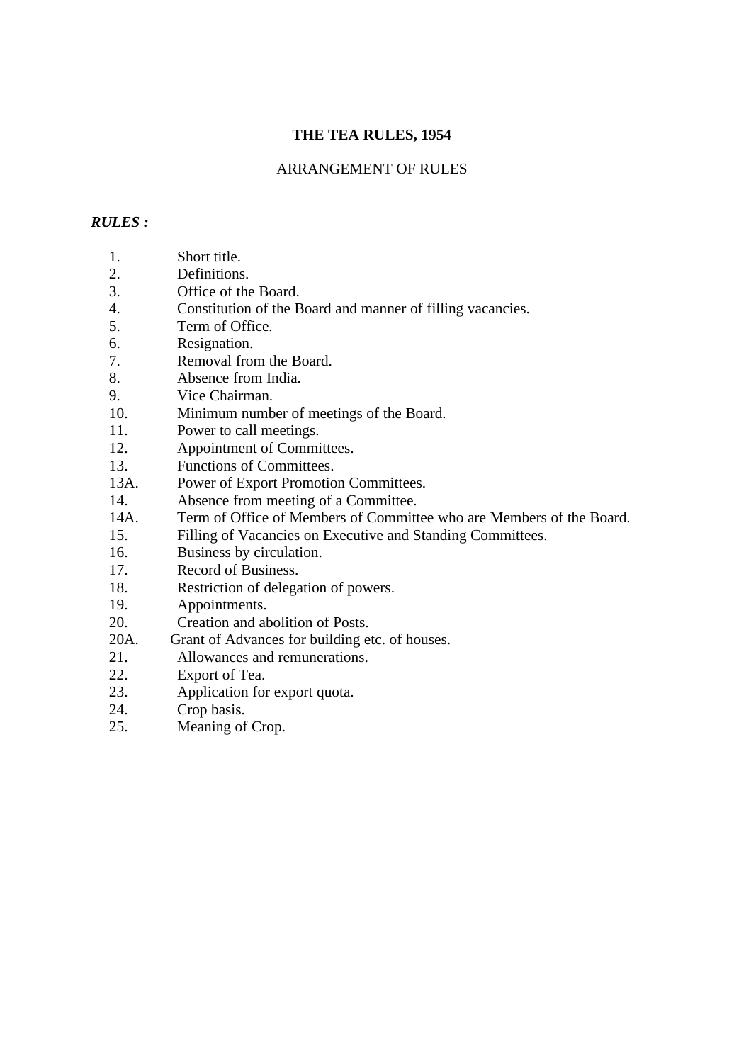# THE TEA RULES, 1954

## ARRANGEMENT OF RULES

***RULES :***

1. Short title.
2. Definitions.
3. Office of the Board.
4. Constitution of the Board and manner of filling vacancies.
5. Term of Office.
6. Resignation.
7. Removal from the Board.
8. Absence from India.
9. Vice Chairman.
10. Minimum number of meetings of the Board.
11. Power to call meetings.
12. Appointment of Committees.
13. Functions of Committees.

13A. Power of Export Promotion Committees.

14. Absence from meeting of a Committee.

14A. Term of Office of Members of Committee who are Members of the Board.

15. Filling of Vacancies on Executive and Standing Committees.
16. Business by circulation.
17. Record of Business.
18. Restriction of delegation of powers.
19. Appointments.
20. Creation and abolition of Posts.

20A. Grant of Advances for building etc. of houses.

21. Allowances and remunerations.
22. Export of Tea.
23. Application for export quota.
24. Crop basis.
25. Meaning of Crop.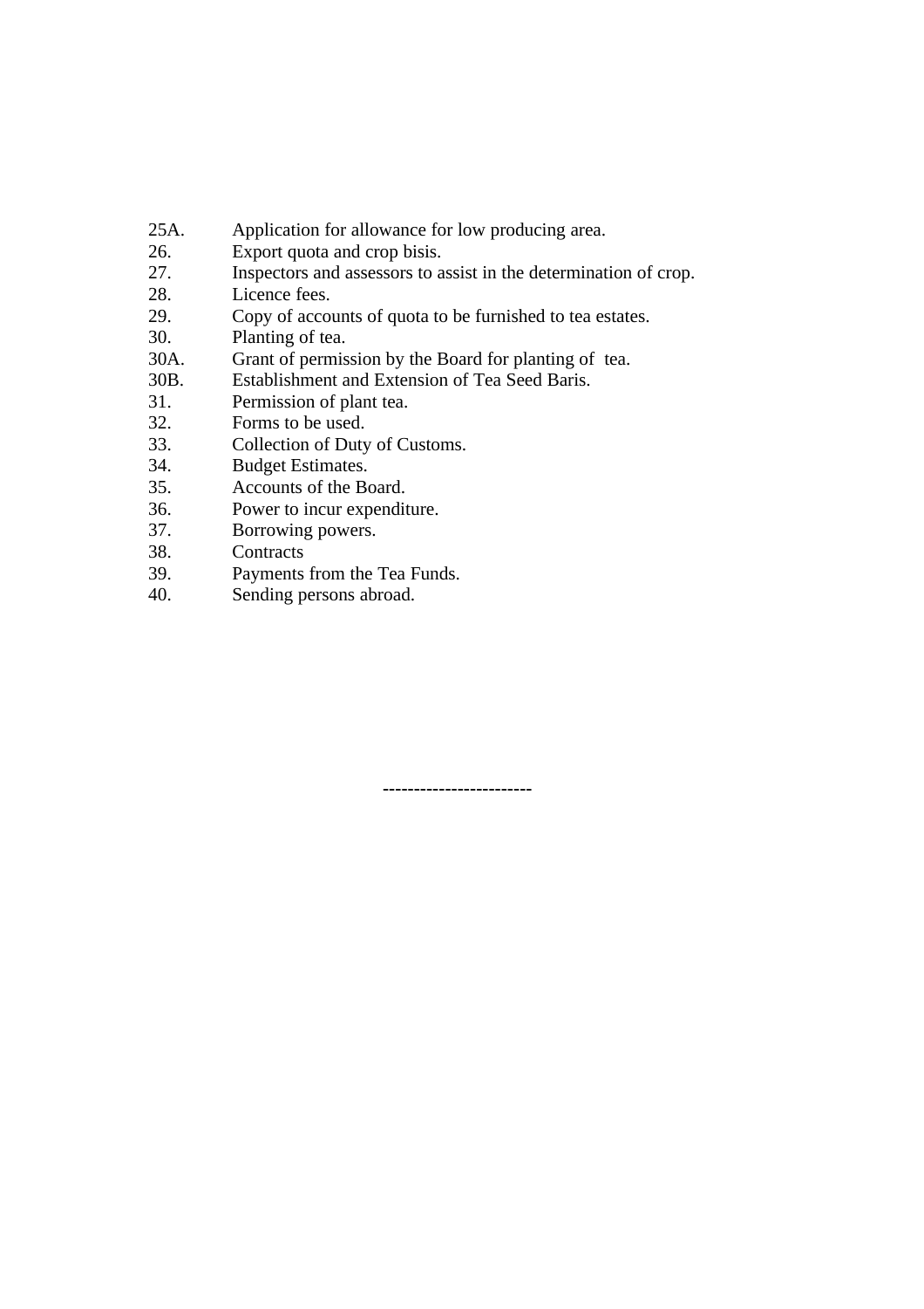25A. Application for allowance for low producing area.
26. Export quota and crop bisis.
27. Inspectors and assessors to assist in the determination of crop.
28. Licence fees.
29. Copy of accounts of quota to be furnished to tea estates.
30. Planting of tea.
30A. Grant of permission by the Board for planting of tea.
30B. Establishment and Extension of Tea Seed Baris.
31. Permission of plant tea.
32. Forms to be used.
33. Collection of Duty of Customs.
34. Budget Estimates.
35. Accounts of the Board.
36. Power to incur expenditure.
37. Borrowing powers.
38. Contracts
39. Payments from the Tea Funds.
40. Sending persons abroad.

-----------------------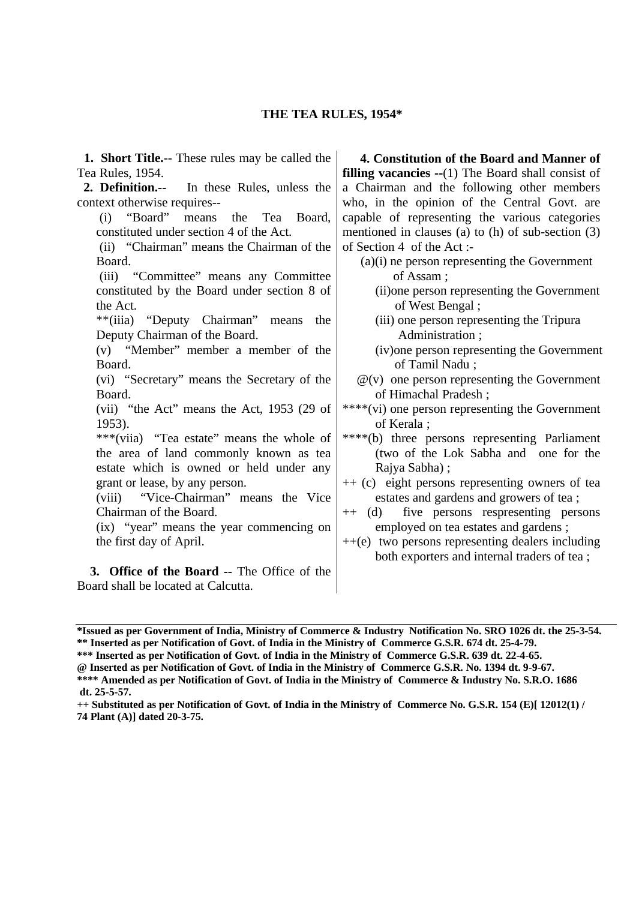# THE TEA RULES, 1954*

**1. Short Title.**-- These rules may be called the Tea Rules, 1954.

**2. Definition.**-- In these Rules, unless the context otherwise requires--

(i) "Board" means the Tea Board, constituted under section 4 of the Act.

(ii) "Chairman" means the Chairman of the Board.

(iii) "Committee" means any Committee constituted by the Board under section 8 of the Act.

**(iiia) "Deputy Chairman" means the Deputy Chairman of the Board.

(v) "Member" member a member of the Board.

(vi) "Secretary" means the Secretary of the Board.

(vii) "the Act" means the Act, 1953 (29 of 1953).

***(viia) "Tea estate" means the whole of the area of land commonly known as tea estate which is owned or held under any grant or lease, by any person.

(viii) "Vice-Chairman" means the Vice Chairman of the Board.

(ix) "year" means the year commencing on the first day of April.

**3. Office of the Board --** The Office of the Board shall be located at Calcutta.

**4. Constitution of the Board and Manner of filling vacancies --**(1) The Board shall consist of a Chairman and the following other members who, in the opinion of the Central Govt. are capable of representing the various categories mentioned in clauses (a) to (h) of sub-section (3) of Section 4 of the Act :-

(a)(i) ne person representing the Government of Assam ;

(ii)one person representing the Government of West Bengal ;

(iii) one person representing the Tripura Administration ;

(iv)one person representing the Government of Tamil Nadu ;

@(v) one person representing the Government of Himachal Pradesh ;

****(vi) one person representing the Government of Kerala ;

****(b) three persons representing Parliament (two of the Lok Sabha and one for the Rajya Sabha) ;

++ (c) eight persons representing owners of tea estates and gardens and growers of tea ;

++ (d) five persons respresenting persons employed on tea estates and gardens ;

++(e) two persons representing dealers including both exporters and internal traders of tea ;

---

**\*Issued as per Government of India, Ministry of Commerce & Industry Notification No. SRO 1026 dt. the 25-3-54.**

**\*\* Inserted as per Notification of Govt. of India in the Ministry of Commerce G.S.R. 674 dt. 25-4-79.**

**\*\*\* Inserted as per Notification of Govt. of India in the Ministry of Commerce G.S.R. 639 dt. 22-4-65.**

**@ Inserted as per Notification of Govt. of India in the Ministry of Commerce G.S.R. No. 1394 dt. 9-9-67.**

**\*\*\*\* Amended as per Notification of Govt. of India in the Ministry of Commerce & Industry No. S.R.O. 1686 dt. 25-5-57.**

**++ Substituted as per Notification of Govt. of India in the Ministry of Commerce No. G.S.R. 154 (E)[ 12012(1) / 74 Plant (A)] dated 20-3-75.**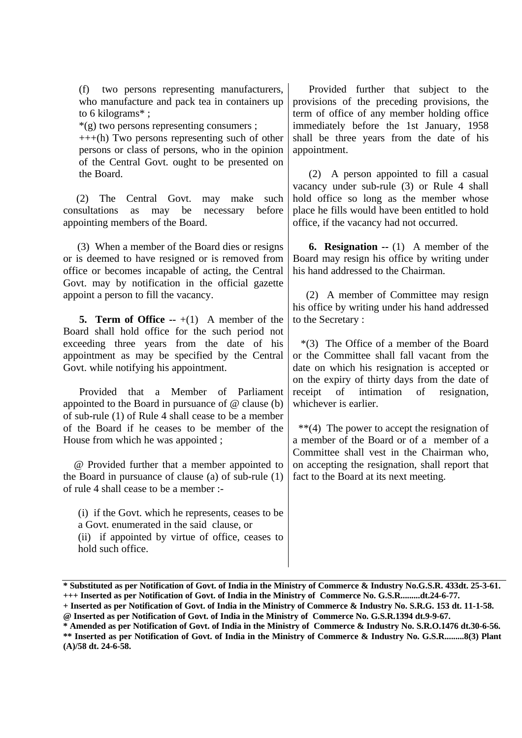(f) two persons representing manufacturers, who manufacture and pack tea in containers up to 6 kilograms* ;

*(g) two persons representing consumers ;

+++(h) Two persons representing such of other persons or class of persons, who in the opinion of the Central Govt. ought to be presented on the Board.

(2) The Central Govt. may make such consultations as may be necessary before appointing members of the Board.

(3) When a member of the Board dies or resigns or is deemed to have resigned or is removed from office or becomes incapable of acting, the Central Govt. may by notification in the official gazette appoint a person to fill the vacancy.

**5. Term of Office --** +(1) A member of the Board shall hold office for the such period not exceeding three years from the date of his appointment as may be specified by the Central Govt. while notifying his appointment.

Provided that a Member of Parliament appointed to the Board in pursuance of @ clause (b) of sub-rule (1) of Rule 4 shall cease to be a member of the Board if he ceases to be member of the House from which he was appointed ;

@ Provided further that a member appointed to the Board in pursuance of clause (a) of sub-rule (1) of rule 4 shall cease to be a member :-

(i) if the Govt. which he represents, ceases to be a Govt. enumerated in the said clause, or

(ii) if appointed by virtue of office, ceases to hold such office.

Provided further that subject to the provisions of the preceding provisions, the term of office of any member holding office immediately before the 1st January, 1958 shall be three years from the date of his appointment.

(2) A person appointed to fill a casual vacancy under sub-rule (3) or Rule 4 shall hold office so long as the member whose place he fills would have been entitled to hold office, if the vacancy had not occurred.

**6. Resignation --** (1) A member of the Board may resign his office by writing under his hand addressed to the Chairman.

(2) A member of Committee may resign his office by writing under his hand addressed to the Secretary :

*(3) The Office of a member of the Board or the Committee shall fall vacant from the date on which his resignation is accepted or on the expiry of thirty days from the date of receipt of intimation of resignation, whichever is earlier.

**(4) The power to accept the resignation of a member of the Board or of a member of a Committee shall vest in the Chairman who, on accepting the resignation, shall report that fact to the Board at its next meeting.

---

**\* Substituted as per Notification of Govt. of India in the Ministry of Commerce & Industry No.G.S.R. 433dt. 25-3-61.**
**+++ Inserted as per Notification of Govt. of India in the Ministry of Commerce No. G.S.R.........dt.24-6-77.**
**+ Inserted as per Notification of Govt. of India in the Ministry of Commerce & Industry No. S.R.G. 153 dt. 11-1-58.**
**@ Inserted as per Notification of Govt. of India in the Ministry of Commerce No. G.S.R.1394 dt.9-9-67.**
**\* Amended as per Notification of Govt. of India in the Ministry of Commerce & Industry No. S.R.O.1476 dt.30-6-56.**
**\*\* Inserted as per Notification of Govt. of India in the Ministry of Commerce & Industry No. G.S.R.........8(3) Plant (A)/58 dt. 24-6-58.**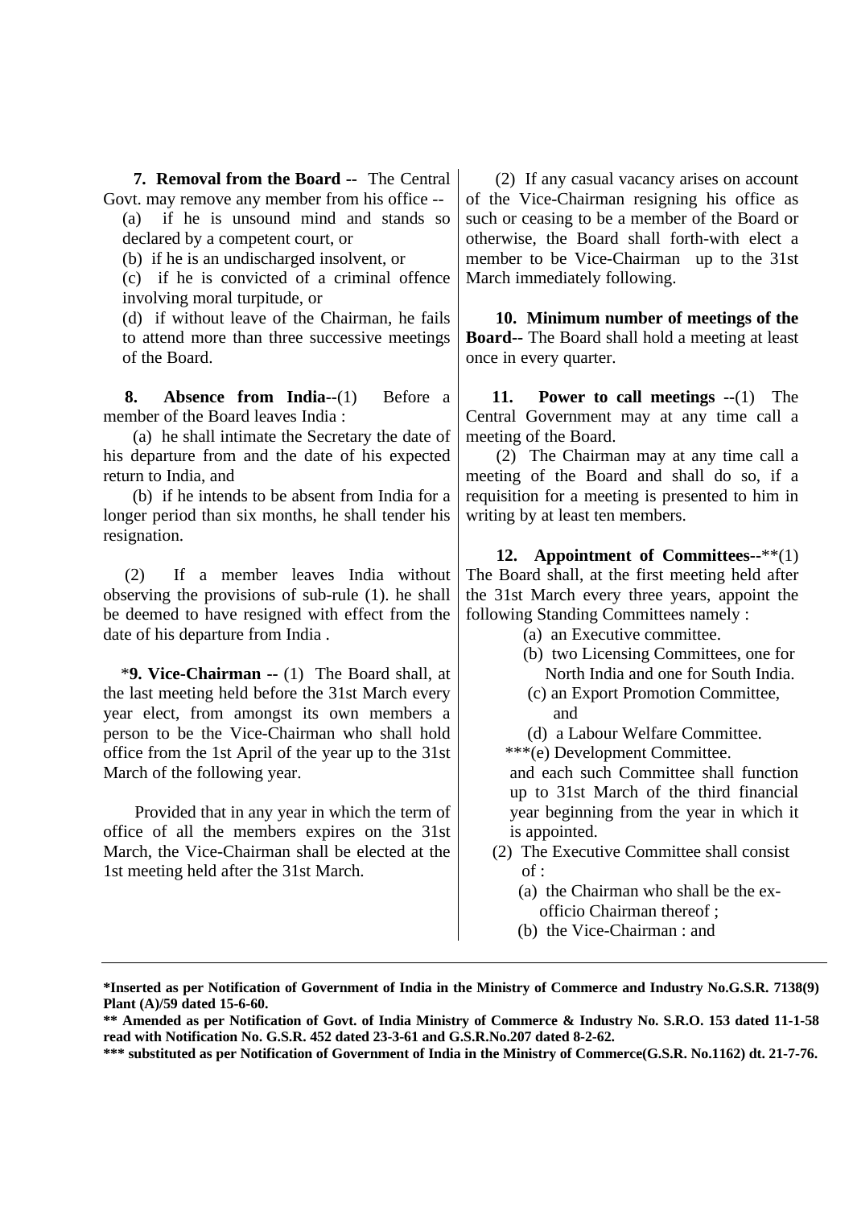**7. Removal from the Board --** The Central Govt. may remove any member from his office --

(a) if he is unsound mind and stands so declared by a competent court, or

(b) if he is an undischarged insolvent, or

(c) if he is convicted of a criminal offence involving moral turpitude, or

(d) if without leave of the Chairman, he fails to attend more than three successive meetings of the Board.

**8. Absence from India--**(1) Before a member of the Board leaves India :

(a) he shall intimate the Secretary the date of his departure from and the date of his expected return to India, and

(b) if he intends to be absent from India for a longer period than six months, he shall tender his resignation.

(2) If a member leaves India without observing the provisions of sub-rule (1). he shall be deemed to have resigned with effect from the date of his departure from India .

*__9. Vice-Chairman --__ (1) The Board shall, at the last meeting held before the 31st March every year elect, from amongst its own members a person to be the Vice-Chairman who shall hold office from the 1st April of the year up to the 31st March of the following year.

Provided that in any year in which the term of office of all the members expires on the 31st March, the Vice-Chairman shall be elected at the 1st meeting held after the 31st March.

(2) If any casual vacancy arises on account of the Vice-Chairman resigning his office as such or ceasing to be a member of the Board or otherwise, the Board shall forth-with elect a member to be Vice-Chairman up to the 31st March immediately following.

**10. Minimum number of meetings of the Board--** The Board shall hold a meeting at least once in every quarter.

**11. Power to call meetings --**(1) The Central Government may at any time call a meeting of the Board.

(2) The Chairman may at any time call a meeting of the Board and shall do so, if a requisition for a meeting is presented to him in writing by at least ten members.

**12. Appointment of Committees--****(1) The Board shall, at the first meeting held after the 31st March every three years, appoint the following Standing Committees namely :

(a) an Executive committee.

(b) two Licensing Committees, one for North India and one for South India.

(c) an Export Promotion Committee, and

(d) a Labour Welfare Committee.

***(e) Development Committee.

and each such Committee shall function up to 31st March of the third financial year beginning from the year in which it is appointed.

(2) The Executive Committee shall consist of :

(a) the Chairman who shall be the ex-officio Chairman thereof ;

(b) the Vice-Chairman : and

---

**\*Inserted as per Notification of Government of India in the Ministry of Commerce and Industry No.G.S.R. 7138(9) Plant (A)/59 dated 15-6-60.**

**\*\* Amended as per Notification of Govt. of India Ministry of Commerce & Industry No. S.R.O. 153 dated 11-1-58 read with Notification No. G.S.R. 452 dated 23-3-61 and G.S.R.No.207 dated 8-2-62.**

**\*\*\* substituted as per Notification of Government of India in the Ministry of Commerce(G.S.R. No.1162) dt. 21-7-76.**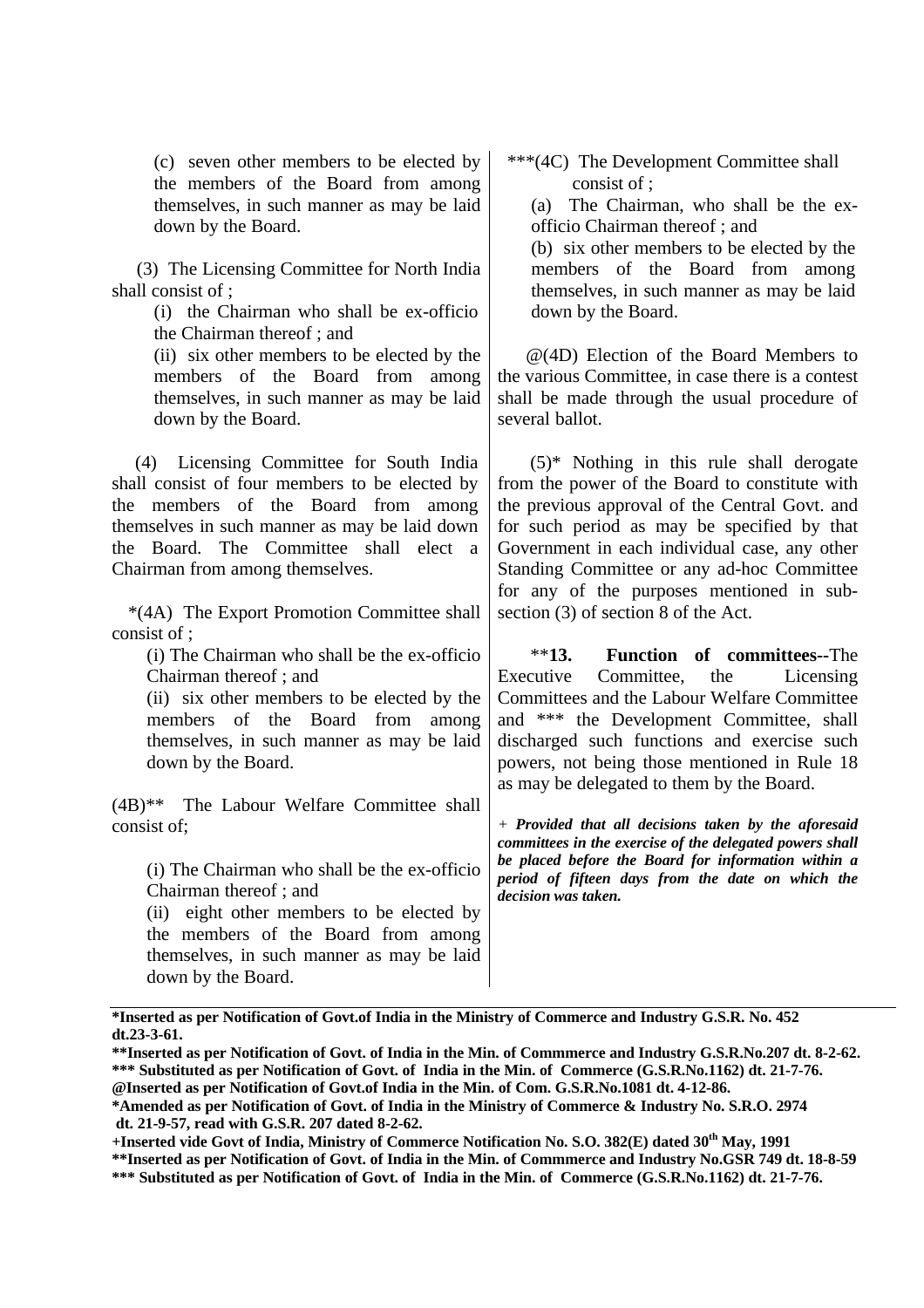(c) seven other members to be elected by the members of the Board from among themselves, in such manner as may be laid down by the Board.

(3) The Licensing Committee for North India shall consist of ;

(i) the Chairman who shall be ex-officio the Chairman thereof ; and

(ii) six other members to be elected by the members of the Board from among themselves, in such manner as may be laid down by the Board.

(4) Licensing Committee for South India shall consist of four members to be elected by the members of the Board from among themselves in such manner as may be laid down the Board. The Committee shall elect a Chairman from among themselves.

*(4A) The Export Promotion Committee shall consist of ;

(i) The Chairman who shall be the ex-officio Chairman thereof ; and

(ii) six other members to be elected by the members of the Board from among themselves, in such manner as may be laid down by the Board.

(4B)** The Labour Welfare Committee shall consist of;

(i) The Chairman who shall be the ex-officio Chairman thereof ; and

(ii) eight other members to be elected by the members of the Board from among themselves, in such manner as may be laid down by the Board.

***(4C) The Development Committee shall consist of ;

(a) The Chairman, who shall be the ex-officio Chairman thereof ; and

(b) six other members to be elected by the members of the Board from among themselves, in such manner as may be laid down by the Board.

@(4D) Election of the Board Members to the various Committee, in case there is a contest shall be made through the usual procedure of several ballot.

(5)* Nothing in this rule shall derogate from the power of the Board to constitute with the previous approval of the Central Govt. and for such period as may be specified by that Government in each individual case, any other Standing Committee or any ad-hoc Committee for any of the purposes mentioned in sub-section (3) of section 8 of the Act.

**13. **Function of committees--**The Executive Committee, the Licensing Committees and the Labour Welfare Committee and *** the Development Committee, shall discharged such functions and exercise such powers, not being those mentioned in Rule 18 as may be delegated to them by the Board.

+ ***Provided that all decisions taken by the aforesaid committees in the exercise of the delegated powers shall be placed before the Board for information within a period of fifteen days from the date on which the decision was taken.***

---

**\*Inserted as per Notification of Govt.of India in the Ministry of Commerce and Industry G.S.R. No. 452 dt.23-3-61.**

**\*\*Inserted as per Notification of Govt. of India in the Min. of Commmerce and Industry G.S.R.No.207 dt. 8-2-62.**

**\*\*\* Substituted as per Notification of Govt. of India in the Min. of Commerce (G.S.R.No.1162) dt. 21-7-76.**

**@Inserted as per Notification of Govt.of India in the Min. of Com. G.S.R.No.1081 dt. 4-12-86.**

**\*Amended as per Notification of Govt. of India in the Ministry of Commerce & Industry No. S.R.O. 2974 dt. 21-9-57, read with G.S.R. 207 dated 8-2-62.**

**+Inserted vide Govt of India, Ministry of Commerce Notification No. S.O. 382(E) dated 30th May, 1991**

**\*\*Inserted as per Notification of Govt. of India in the Min. of Commmerce and Industry No.GSR 749 dt. 18-8-59**

**\*\*\* Substituted as per Notification of Govt. of India in the Min. of Commerce (G.S.R.No.1162) dt. 21-7-76.**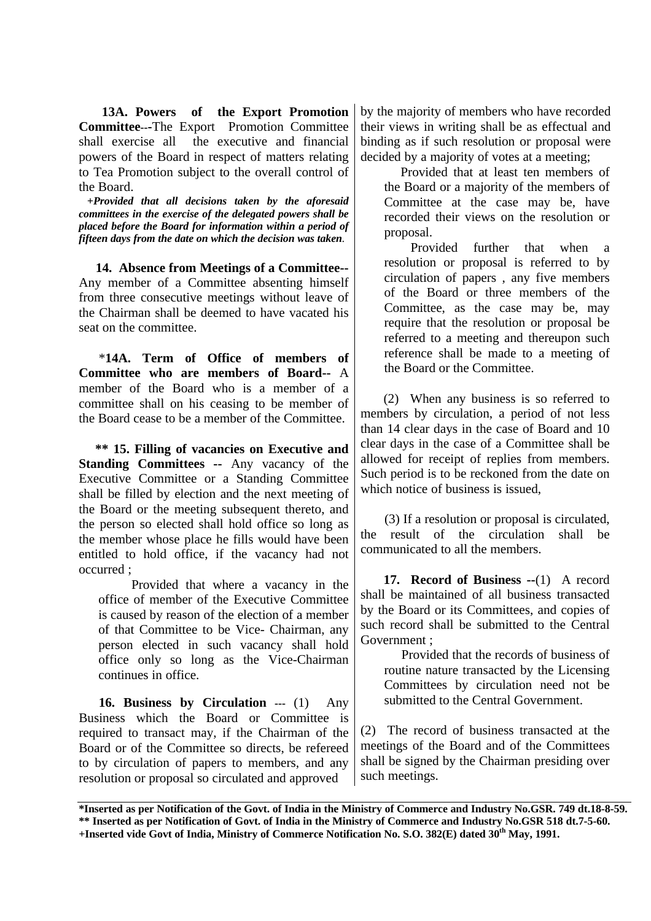**13A. Powers of the Export Promotion Committee**---The Export Promotion Committee shall exercise all the executive and financial powers of the Board in respect of matters relating to Tea Promotion subject to the overall control of the Board.

+***Provided that all decisions taken by the aforesaid committees in the exercise of the delegated powers shall be placed before the Board for information within a period of fifteen days from the date on which the decision was taken.***

**14. Absence from Meetings of a Committee**-- Any member of a Committee absenting himself from three consecutive meetings without leave of the Chairman shall be deemed to have vacated his seat on the committee.

*__14A. Term of Office of members of Committee who are members of Board__-- A member of the Board who is a member of a committee shall on his ceasing to be member of the Board cease to be a member of the Committee.

**** 15. Filling of vacancies on Executive and Standing Committees --** Any vacancy of the Executive Committee or a Standing Committee shall be filled by election and the next meeting of the Board or the meeting subsequent thereto, and the person so elected shall hold office so long as the member whose place he fills would have been entitled to hold office, if the vacancy had not occurred ;

Provided that where a vacancy in the office of member of the Executive Committee is caused by reason of the election of a member of that Committee to be Vice- Chairman, any person elected in such vacancy shall hold office only so long as the Vice-Chairman continues in office.

**16. Business by Circulation** --- (1) Any Business which the Board or Committee is required to transact may, if the Chairman of the Board or of the Committee so directs, be refereed to by circulation of papers to members, and any resolution or proposal so circulated and approved by the majority of members who have recorded their views in writing shall be as effectual and binding as if such resolution or proposal were decided by a majority of votes at a meeting;

Provided that at least ten members of the Board or a majority of the members of Committee at the case may be, have recorded their views on the resolution or proposal.

Provided further that when a resolution or proposal is referred to by circulation of papers , any five members of the Board or three members of the Committee, as the case may be, may require that the resolution or proposal be referred to a meeting and thereupon such reference shall be made to a meeting of the Board or the Committee.

(2) When any business is so referred to members by circulation, a period of not less than 14 clear days in the case of Board and 10 clear days in the case of a Committee shall be allowed for receipt of replies from members. Such period is to be reckoned from the date on which notice of business is issued,

(3) If a resolution or proposal is circulated, the result of the circulation shall be communicated to all the members.

**17. Record of Business --**(1) A record shall be maintained of all business transacted by the Board or its Committees, and copies of such record shall be submitted to the Central Government ;

Provided that the records of business of routine nature transacted by the Licensing Committees by circulation need not be submitted to the Central Government.

(2) The record of business transacted at the meetings of the Board and of the Committees shall be signed by the Chairman presiding over such meetings.

---

**\*Inserted as per Notification of the Govt. of India in the Ministry of Commerce and Industry No.GSR. 749 dt.18-8-59.**
**\*\* Inserted as per Notification of Govt. of India in the Ministry of Commerce and Industry No.GSR 518 dt.7-5-60.**
**+Inserted vide Govt of India, Ministry of Commerce Notification No. S.O. 382(E) dated 30th May, 1991.**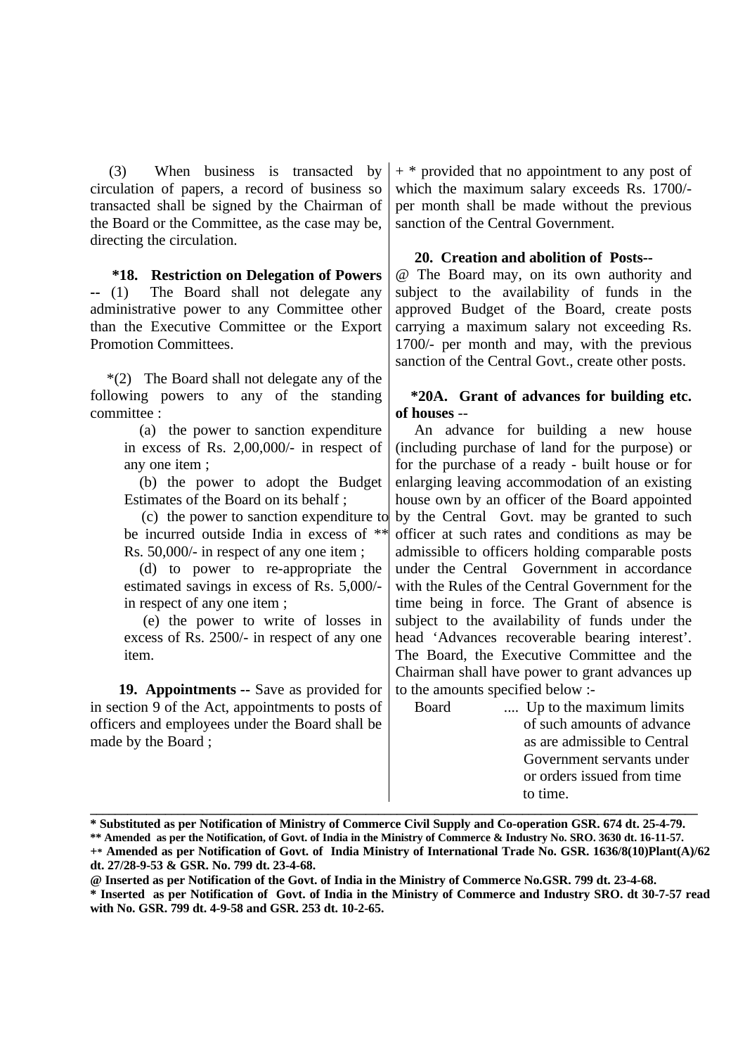(3) When business is transacted by circulation of papers, a record of business so transacted shall be signed by the Chairman of the Board or the Committee, as the case may be, directing the circulation.

**\*18. Restriction on Delegation of Powers --** (1) The Board shall not delegate any administrative power to any Committee other than the Executive Committee or the Export Promotion Committees.

\*(2) The Board shall not delegate any of the following powers to any of the standing committee :

(a) the power to sanction expenditure in excess of Rs. 2,00,000/- in respect of any one item ;

(b) the power to adopt the Budget Estimates of the Board on its behalf ;

(c) the power to sanction expenditure to be incurred outside India in excess of \*\* Rs. 50,000/- in respect of any one item ;

(d) to power to re-appropriate the estimated savings in excess of Rs. 5,000/- in respect of any one item ;

(e) the power to write of losses in excess of Rs. 2500/- in respect of any one item.

**19. Appointments --** Save as provided for in section 9 of the Act, appointments to posts of officers and employees under the Board shall be made by the Board ;

\+ \* provided that no appointment to any post of which the maximum salary exceeds Rs. 1700/- per month shall be made without the previous sanction of the Central Government.

**20. Creation and abolition of Posts--**

@ The Board may, on its own authority and subject to the availability of funds in the approved Budget of the Board, create posts carrying a maximum salary not exceeding Rs. 1700/- per month and may, with the previous sanction of the Central Govt., create other posts.

**\*20A. Grant of advances for building etc. of houses** --

An advance for building a new house (including purchase of land for the purpose) or for the purchase of a ready - built house or for enlarging leaving accommodation of an existing house own by an officer of the Board appointed by the Central Govt. may be granted to such officer at such rates and conditions as may be admissible to officers holding comparable posts under the Central Government in accordance with the Rules of the Central Government for the time being in force. The Grant of absence is subject to the availability of funds under the head 'Advances recoverable bearing interest'. The Board, the Executive Committee and the Chairman shall have power to grant advances up to the amounts specified below :-

Board .... Up to the maximum limits of such amounts of advance as are admissible to Central Government servants under or orders issued from time to time.

---

**\* Substituted as per Notification of Ministry of Commerce Civil Supply and Co-operation GSR. 674 dt. 25-4-79.**

**\*\* Amended as per the Notification, of Govt. of India in the Ministry of Commerce & Industry No. SRO. 3630 dt. 16-11-57.**

**+\* Amended as per Notification of Govt. of India Ministry of International Trade No. GSR. 1636/8(10)Plant(A)/62 dt. 27/28-9-53 & GSR. No. 799 dt. 23-4-68.**

**@ Inserted as per Notification of the Govt. of India in the Ministry of Commerce No.GSR. 799 dt. 23-4-68.**

**\* Inserted as per Notification of Govt. of India in the Ministry of Commerce and Industry SRO. dt 30-7-57 read with No. GSR. 799 dt. 4-9-58 and GSR. 253 dt. 10-2-65.**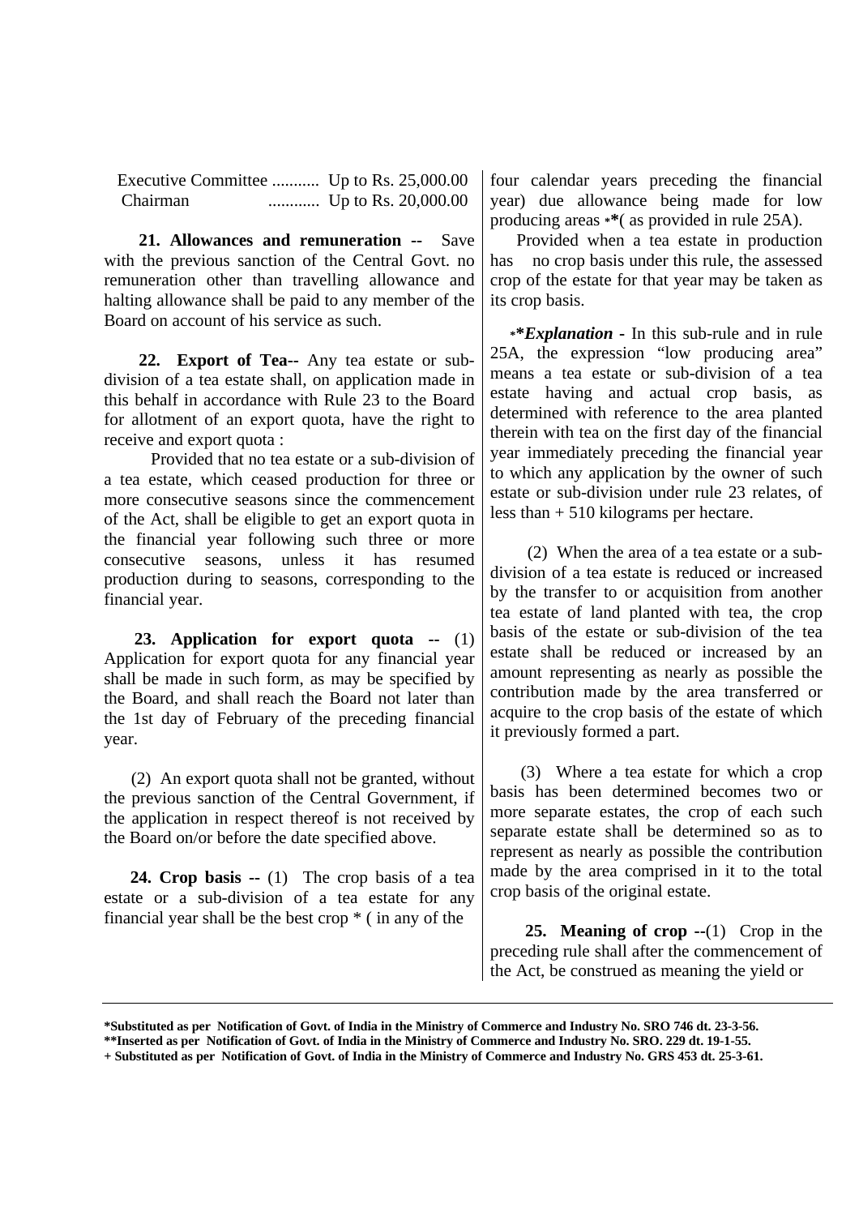| | |
|---|---|
| Executive Committee ........... | Up to Rs. 25,000.00 |
| Chairman ............ | Up to Rs. 20,000.00 |

**21. Allowances and remuneration --** Save with the previous sanction of the Central Govt. no remuneration other than travelling allowance and halting allowance shall be paid to any member of the Board on account of his service as such.

**22. Export of Tea--** Any tea estate or sub-division of a tea estate shall, on application made in this behalf in accordance with Rule 23 to the Board for allotment of an export quota, have the right to receive and export quota :

Provided that no tea estate or a sub-division of a tea estate, which ceased production for three or more consecutive seasons since the commencement of the Act, shall be eligible to get an export quota in the financial year following such three or more consecutive seasons, unless it has resumed production during to seasons, corresponding to the financial year.

**23. Application for export quota --** (1) Application for export quota for any financial year shall be made in such form, as may be specified by the Board, and shall reach the Board not later than the 1st day of February of the preceding financial year.

(2) An export quota shall not be granted, without the previous sanction of the Central Government, if the application in respect thereof is not received by the Board on/or before the date specified above.

**24. Crop basis --** (1) The crop basis of a tea estate or a sub-division of a tea estate for any financial year shall be the best crop * ( in any of the four calendar years preceding the financial year) due allowance being made for low producing areas **( as provided in rule 25A).

Provided when a tea estate in production has no crop basis under this rule, the assessed crop of the estate for that year may be taken as its crop basis.

***Explanation*** - In this sub-rule and in rule 25A, the expression "low producing area" means a tea estate or sub-division of a tea estate having and actual crop basis, as determined with reference to the area planted therein with tea on the first day of the financial year immediately preceding the financial year to which any application by the owner of such estate or sub-division under rule 23 relates, of less than + 510 kilograms per hectare.

(2) When the area of a tea estate or a sub-division of a tea estate is reduced or increased by the transfer to or acquisition from another tea estate of land planted with tea, the crop basis of the estate or sub-division of the tea estate shall be reduced or increased by an amount representing as nearly as possible the contribution made by the area transferred or acquire to the crop basis of the estate of which it previously formed a part.

(3) Where a tea estate for which a crop basis has been determined becomes two or more separate estates, the crop of each such separate estate shall be determined so as to represent as nearly as possible the contribution made by the area comprised in it to the total crop basis of the original estate.

**25. Meaning of crop --**(1) Crop in the preceding rule shall after the commencement of the Act, be construed as meaning the yield or

---

**\*Substituted as per Notification of Govt. of India in the Ministry of Commerce and Industry No. SRO 746 dt. 23-3-56.**
**\*\*Inserted as per Notification of Govt. of India in the Ministry of Commerce and Industry No. SRO. 229 dt. 19-1-55.**
**+ Substituted as per Notification of Govt. of India in the Ministry of Commerce and Industry No. GRS 453 dt. 25-3-61.**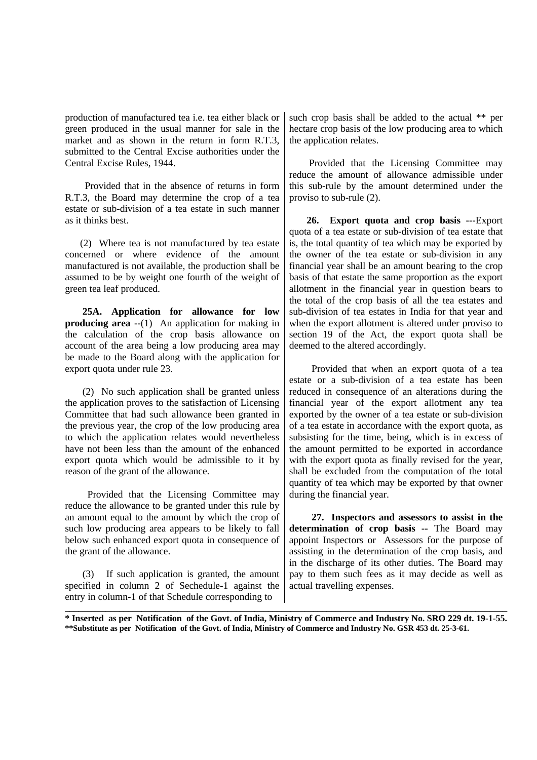production of manufactured tea i.e. tea either black or green produced in the usual manner for sale in the market and as shown in the return in form R.T.3, submitted to the Central Excise authorities under the Central Excise Rules, 1944.

Provided that in the absence of returns in form R.T.3, the Board may determine the crop of a tea estate or sub-division of a tea estate in such manner as it thinks best.

(2) Where tea is not manufactured by tea estate concerned or where evidence of the amount manufactured is not available, the production shall be assumed to be by weight one fourth of the weight of green tea leaf produced.

**25A. Application for allowance for low producing area** --(1) An application for making in the calculation of the crop basis allowance on account of the area being a low producing area may be made to the Board along with the application for export quota under rule 23.

(2) No such application shall be granted unless the application proves to the satisfaction of Licensing Committee that had such allowance been granted in the previous year, the crop of the low producing area to which the application relates would nevertheless have not been less than the amount of the enhanced export quota which would be admissible to it by reason of the grant of the allowance.

Provided that the Licensing Committee may reduce the allowance to be granted under this rule by an amount equal to the amount by which the crop of such low producing area appears to be likely to fall below such enhanced export quota in consequence of the grant of the allowance.

(3) If such application is granted, the amount specified in column 2 of Sechedule-1 against the entry in column-1 of that Schedule corresponding to such crop basis shall be added to the actual ** per hectare crop basis of the low producing area to which the application relates.

Provided that the Licensing Committee may reduce the amount of allowance admissible under this sub-rule by the amount determined under the proviso to sub-rule (2).

**26. Export quota and crop basis** ---Export quota of a tea estate or sub-division of tea estate that is, the total quantity of tea which may be exported by the owner of the tea estate or sub-division in any financial year shall be an amount bearing to the crop basis of that estate the same proportion as the export allotment in the financial year in question bears to the total of the crop basis of all the tea estates and sub-division of tea estates in India for that year and when the export allotment is altered under proviso to section 19 of the Act, the export quota shall be deemed to the altered accordingly.

Provided that when an export quota of a tea estate or a sub-division of a tea estate has been reduced in consequence of an alterations during the financial year of the export allotment any tea exported by the owner of a tea estate or sub-division of a tea estate in accordance with the export quota, as subsisting for the time, being, which is in excess of the amount permitted to be exported in accordance with the export quota as finally revised for the year, shall be excluded from the computation of the total quantity of tea which may be exported by that owner during the financial year.

**27. Inspectors and assessors to assist in the determination of crop basis** -- The Board may appoint Inspectors or Assessors for the purpose of assisting in the determination of the crop basis, and in the discharge of its other duties. The Board may pay to them such fees as it may decide as well as actual travelling expenses.

---

**\* Inserted as per Notification of the Govt. of India, Ministry of Commerce and Industry No. SRO 229 dt. 19-1-55.**
**\*\*Substitute as per Notification of the Govt. of India, Ministry of Commerce and Industry No. GSR 453 dt. 25-3-61.**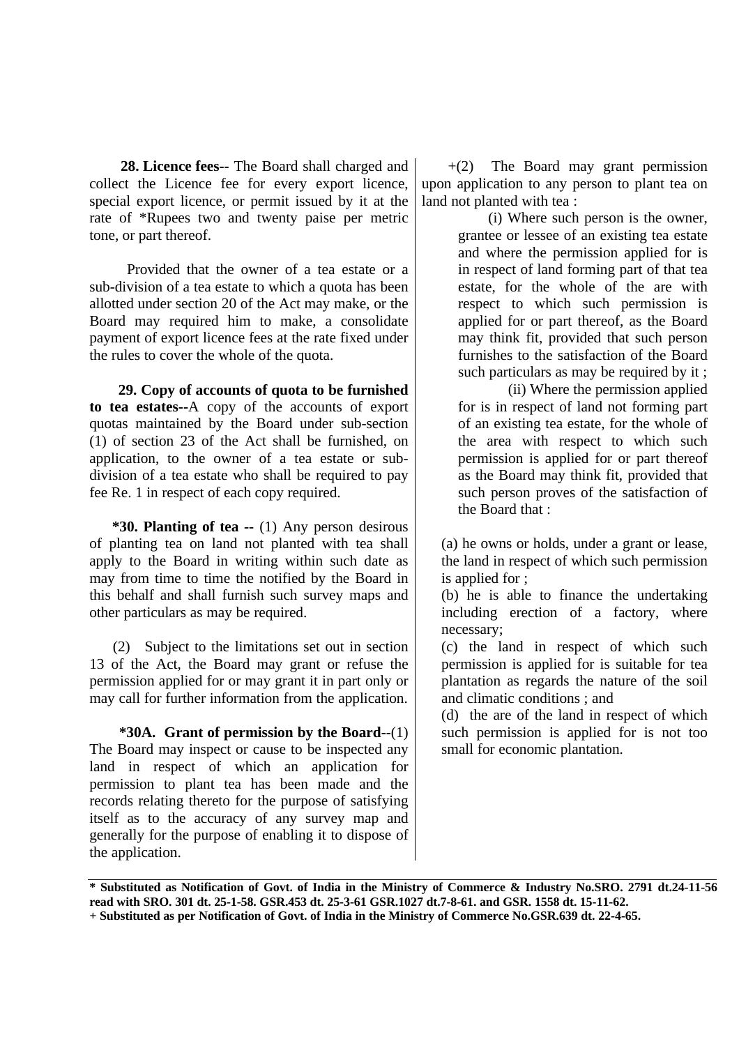**28. Licence fees--** The Board shall charged and collect the Licence fee for every export licence, special export licence, or permit issued by it at the rate of *Rupees two and twenty paise per metric tone, or part thereof.

Provided that the owner of a tea estate or a sub-division of a tea estate to which a quota has been allotted under section 20 of the Act may make, or the Board may required him to make, a consolidate payment of export licence fees at the rate fixed under the rules to cover the whole of the quota.

**29. Copy of accounts of quota to be furnished to tea estates--**A copy of the accounts of export quotas maintained by the Board under sub-section (1) of section 23 of the Act shall be furnished, on application, to the owner of a tea estate or sub-division of a tea estate who shall be required to pay fee Re. 1 in respect of each copy required.

***30. Planting of tea --** (1) Any person desirous of planting tea on land not planted with tea shall apply to the Board in writing within such date as may from time to time the notified by the Board in this behalf and shall furnish such survey maps and other particulars as may be required.

(2) Subject to the limitations set out in section 13 of the Act, the Board may grant or refuse the permission applied for or may grant it in part only or may call for further information from the application.

***30A. Grant of permission by the Board--**(1) The Board may inspect or cause to be inspected any land in respect of which an application for permission to plant tea has been made and the records relating thereto for the purpose of satisfying itself as to the accuracy of any survey map and generally for the purpose of enabling it to dispose of the application.

+(2) The Board may grant permission upon application to any person to plant tea on land not planted with tea :

(i) Where such person is the owner, grantee or lessee of an existing tea estate and where the permission applied for is in respect of land forming part of that tea estate, for the whole of the are with respect to which such permission is applied for or part thereof, as the Board may think fit, provided that such person furnishes to the satisfaction of the Board such particulars as may be required by it ;

(ii) Where the permission applied for is in respect of land not forming part of an existing tea estate, for the whole of the area with respect to which such permission is applied for or part thereof as the Board may think fit, provided that such person proves of the satisfaction of the Board that :

(a) he owns or holds, under a grant or lease, the land in respect of which such permission is applied for ;

(b) he is able to finance the undertaking including erection of a factory, where necessary;

(c) the land in respect of which such permission is applied for is suitable for tea plantation as regards the nature of the soil and climatic conditions ; and

(d) the are of the land in respect of which such permission is applied for is not too small for economic plantation.

---

**\* Substituted as Notification of Govt. of India in the Ministry of Commerce & Industry No.SRO. 2791 dt.24-11-56 read with SRO. 301 dt. 25-1-58. GSR.453 dt. 25-3-61 GSR.1027 dt.7-8-61. and GSR. 1558 dt. 15-11-62.**

**+ Substituted as per Notification of Govt. of India in the Ministry of Commerce No.GSR.639 dt. 22-4-65.**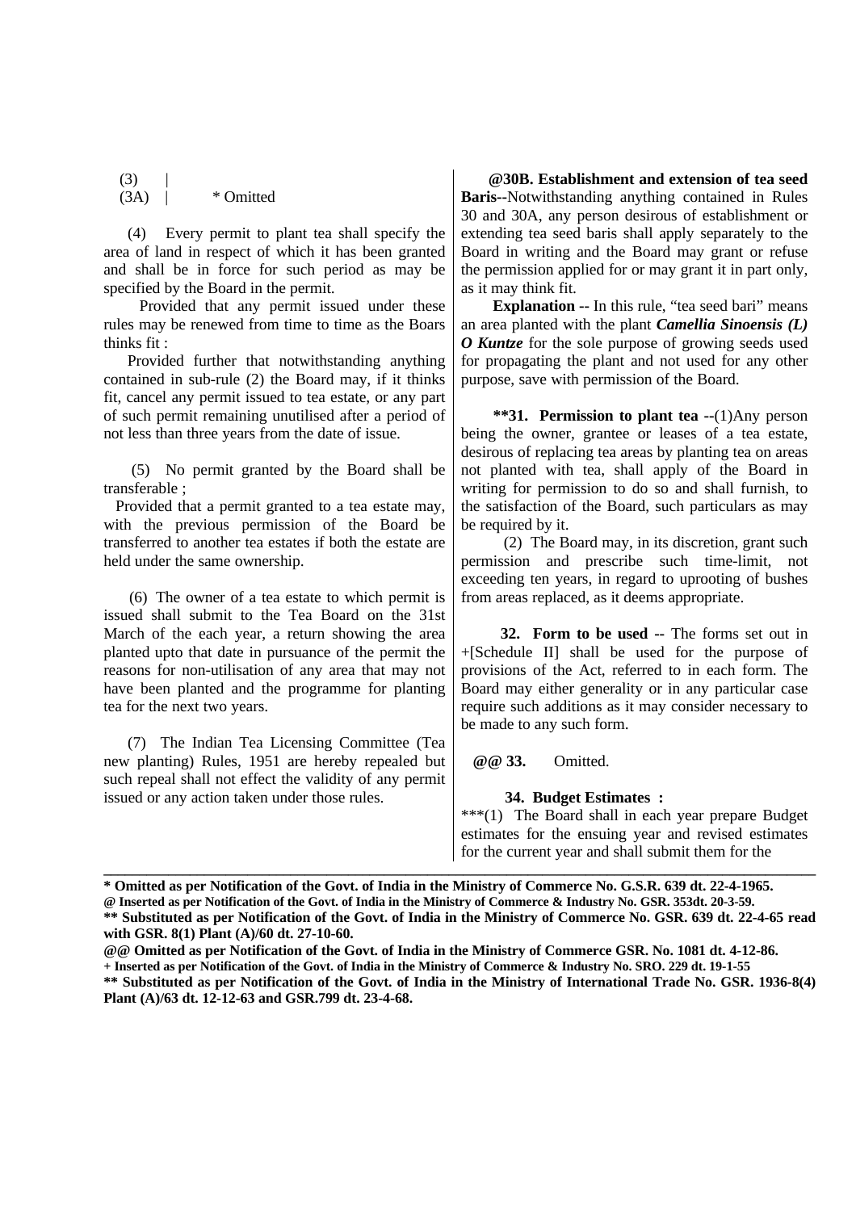(3) |
(3A) | * Omitted

(4) Every permit to plant tea shall specify the area of land in respect of which it has been granted and shall be in force for such period as may be specified by the Board in the permit.

Provided that any permit issued under these rules may be renewed from time to time as the Boars thinks fit :

Provided further that notwithstanding anything contained in sub-rule (2) the Board may, if it thinks fit, cancel any permit issued to tea estate, or any part of such permit remaining unutilised after a period of not less than three years from the date of issue.

(5) No permit granted by the Board shall be transferable ;

Provided that a permit granted to a tea estate may, with the previous permission of the Board be transferred to another tea estates if both the estate are held under the same ownership.

(6) The owner of a tea estate to which permit is issued shall submit to the Tea Board on the 31st March of the each year, a return showing the area planted upto that date in pursuance of the permit the reasons for non-utilisation of any area that may not have been planted and the programme for planting tea for the next two years.

(7) The Indian Tea Licensing Committee (Tea new planting) Rules, 1951 are hereby repealed but such repeal shall not effect the validity of any permit issued or any action taken under those rules.

**@30B. Establishment and extension of tea seed Baris**--Notwithstanding anything contained in Rules 30 and 30A, any person desirous of establishment or extending tea seed baris shall apply separately to the Board in writing and the Board may grant or refuse the permission applied for or may grant it in part only, as it may think fit.

**Explanation --** In this rule, "tea seed bari" means an area planted with the plant ***Camellia Sinoensis (L) O Kuntze*** for the sole purpose of growing seeds used for propagating the plant and not used for any other purpose, save with permission of the Board.

**\*\*31. Permission to plant tea** --(1)Any person being the owner, grantee or leases of a tea estate, desirous of replacing tea areas by planting tea on areas not planted with tea, shall apply of the Board in writing for permission to do so and shall furnish, to the satisfaction of the Board, such particulars as may be required by it.

(2) The Board may, in its discretion, grant such permission and prescribe such time-limit, not exceeding ten years, in regard to uprooting of bushes from areas replaced, as it deems appropriate.

**32. Form to be used --** The forms set out in +[Schedule II] shall be used for the purpose of provisions of the Act, referred to in each form. The Board may either generality or in any particular case require such additions as it may consider necessary to be made to any such form.

**@@ 33.** Omitted.

**34. Budget Estimates :**

***(1) The Board shall in each year prepare Budget estimates for the ensuing year and revised estimates for the current year and shall submit them for the

---

**\* Omitted as per Notification of the Govt. of India in the Ministry of Commerce No. G.S.R. 639 dt. 22-4-1965.**

**@ Inserted as per Notification of the Govt. of India in the Ministry of Commerce & Industry No. GSR. 353dt. 20-3-59.**

**\*\* Substituted as per Notification of the Govt. of India in the Ministry of Commerce No. GSR. 639 dt. 22-4-65 read with GSR. 8(1) Plant (A)/60 dt. 27-10-60.**

**@@ Omitted as per Notification of the Govt. of India in the Ministry of Commerce GSR. No. 1081 dt. 4-12-86.**

**+ Inserted as per Notification of the Govt. of India in the Ministry of Commerce & Industry No. SRO. 229 dt. 19-1-55**

**\*\* Substituted as per Notification of the Govt. of India in the Ministry of International Trade No. GSR. 1936-8(4) Plant (A)/63 dt. 12-12-63 and GSR.799 dt. 23-4-68.**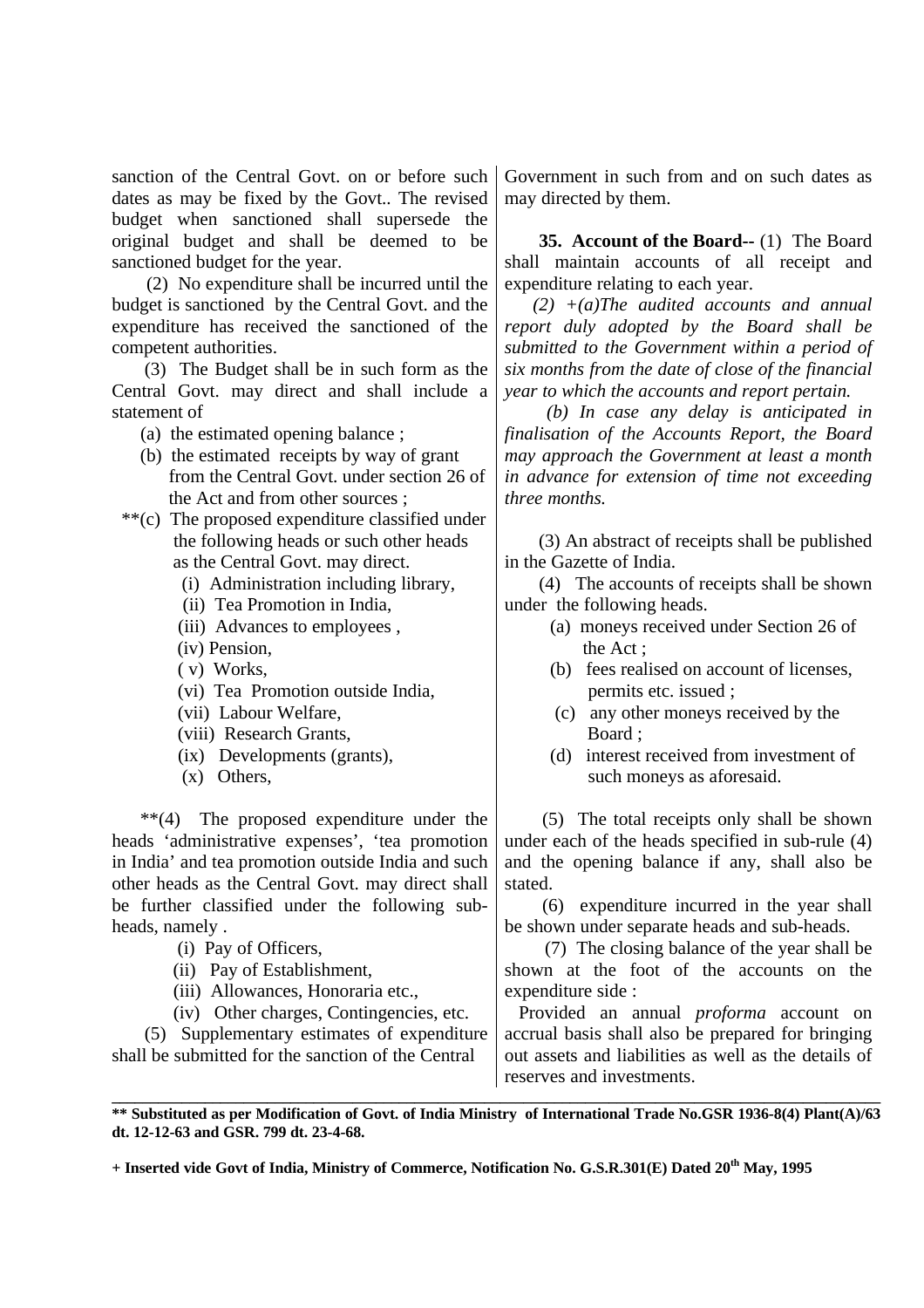sanction of the Central Govt. on or before such dates as may be fixed by the Govt.. The revised budget when sanctioned shall supersede the original budget and shall be deemed to be sanctioned budget for the year.

(2) No expenditure shall be incurred until the budget is sanctioned by the Central Govt. and the expenditure has received the sanctioned of the competent authorities.

(3) The Budget shall be in such form as the Central Govt. may direct and shall include a statement of

(a) the estimated opening balance ;

(b) the estimated receipts by way of grant from the Central Govt. under section 26 of the Act and from other sources ;

**(c) The proposed expenditure classified under the following heads or such other heads as the Central Govt. may direct.

(i) Administration including library,
(ii) Tea Promotion in India,
(iii) Advances to employees ,
(iv) Pension,
( v) Works,
(vi) Tea Promotion outside India,
(vii) Labour Welfare,
(viii) Research Grants,
(ix) Developments (grants),
(x) Others,

**(4) The proposed expenditure under the heads 'administrative expenses', 'tea promotion in India' and tea promotion outside India and such other heads as the Central Govt. may direct shall be further classified under the following sub-heads, namely .

(i) Pay of Officers,
(ii) Pay of Establishment,
(iii) Allowances, Honoraria etc.,
(iv) Other charges, Contingencies, etc.

(5) Supplementary estimates of expenditure shall be submitted for the sanction of the Central Government in such from and on such dates as may directed by them.

**35. Account of the Board--** (1) The Board shall maintain accounts of all receipt and expenditure relating to each year.

*(2) +(a)The audited accounts and annual report duly adopted by the Board shall be submitted to the Government within a period of six months from the date of close of the financial year to which the accounts and report pertain.*

*(b) In case any delay is anticipated in finalisation of the Accounts Report, the Board may approach the Government at least a month in advance for extension of time not exceeding three months.*

(3) An abstract of receipts shall be published in the Gazette of India.

(4) The accounts of receipts shall be shown under the following heads.

(a) moneys received under Section 26 of the Act ;
(b) fees realised on account of licenses, permits etc. issued ;
(c) any other moneys received by the Board ;
(d) interest received from investment of such moneys as aforesaid.

(5) The total receipts only shall be shown under each of the heads specified in sub-rule (4) and the opening balance if any, shall also be stated.

(6) expenditure incurred in the year shall be shown under separate heads and sub-heads.

(7) The closing balance of the year shall be shown at the foot of the accounts on the expenditure side :

Provided an annual *proforma* account on accrual basis shall also be prepared for bringing out assets and liabilities as well as the details of reserves and investments.

---

**** Substituted as per Modification of Govt. of India Ministry of International Trade No.GSR 1936-8(4) Plant(A)/63 dt. 12-12-63 and GSR. 799 dt. 23-4-68.**

**+ Inserted vide Govt of India, Ministry of Commerce, Notification No. G.S.R.301(E) Dated 20th May, 1995**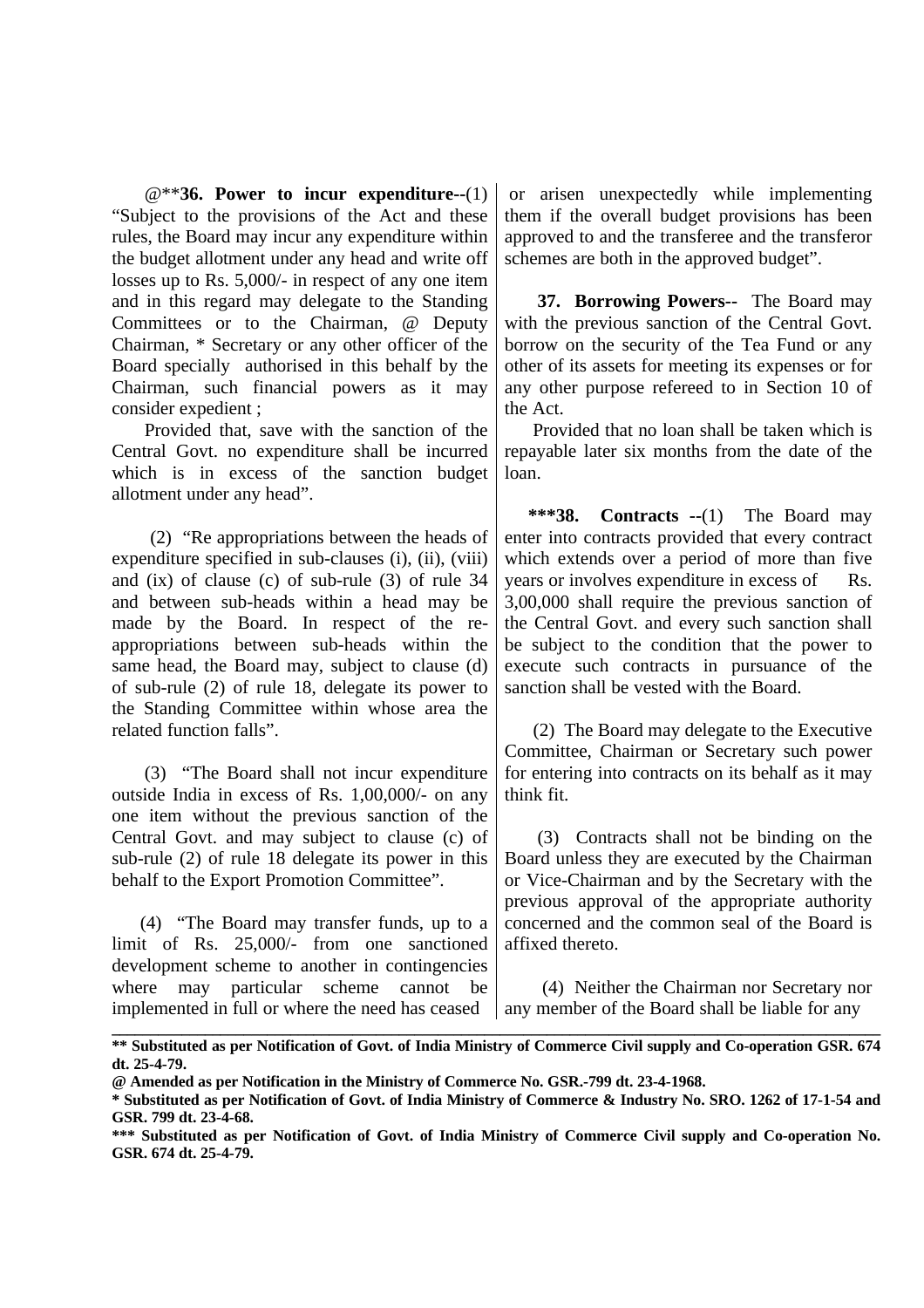@**​**36. Power to incur expenditure--**(1) "Subject to the provisions of the Act and these rules, the Board may incur any expenditure within the budget allotment under any head and write off losses up to Rs. 5,000/- in respect of any one item and in this regard may delegate to the Standing Committees or to the Chairman, @ Deputy Chairman, * Secretary or any other officer of the Board specially authorised in this behalf by the Chairman, such financial powers as it may consider expedient ;

Provided that, save with the sanction of the Central Govt. no expenditure shall be incurred which is in excess of the sanction budget allotment under any head".

(2) "Re appropriations between the heads of expenditure specified in sub-clauses (i), (ii), (viii) and (ix) of clause (c) of sub-rule (3) of rule 34 and between sub-heads within a head may be made by the Board. In respect of the re-appropriations between sub-heads within the same head, the Board may, subject to clause (d) of sub-rule (2) of rule 18, delegate its power to the Standing Committee within whose area the related function falls".

(3) "The Board shall not incur expenditure outside India in excess of Rs. 1,00,000/- on any one item without the previous sanction of the Central Govt. and may subject to clause (c) of sub-rule (2) of rule 18 delegate its power in this behalf to the Export Promotion Committee".

(4) "The Board may transfer funds, up to a limit of Rs. 25,000/- from one sanctioned development scheme to another in contingencies where may particular scheme cannot be implemented in full or where the need has ceased or arisen unexpectedly while implementing them if the overall budget provisions has been approved to and the transferee and the transferor schemes are both in the approved budget".

**37. Borrowing Powers--** The Board may with the previous sanction of the Central Govt. borrow on the security of the Tea Fund or any other of its assets for meeting its expenses or for any other purpose refereed to in Section 10 of the Act.

Provided that no loan shall be taken which is repayable later six months from the date of the loan.

**\*\*\*38. Contracts --**(1) The Board may enter into contracts provided that every contract which extends over a period of more than five years or involves expenditure in excess of Rs. 3,00,000 shall require the previous sanction of the Central Govt. and every such sanction shall be subject to the condition that the power to execute such contracts in pursuance of the sanction shall be vested with the Board.

(2) The Board may delegate to the Executive Committee, Chairman or Secretary such power for entering into contracts on its behalf as it may think fit.

(3) Contracts shall not be binding on the Board unless they are executed by the Chairman or Vice-Chairman and by the Secretary with the previous approval of the appropriate authority concerned and the common seal of the Board is affixed thereto.

(4) Neither the Chairman nor Secretary nor any member of the Board shall be liable for any

---

**\*\* Substituted as per Notification of Govt. of India Ministry of Commerce Civil supply and Co-operation GSR. 674 dt. 25-4-79.**

**@ Amended as per Notification in the Ministry of Commerce No. GSR.-799 dt. 23-4-1968.**

**\* Substituted as per Notification of Govt. of India Ministry of Commerce & Industry No. SRO. 1262 of 17-1-54 and GSR. 799 dt. 23-4-68.**

**\*\*\* Substituted as per Notification of Govt. of India Ministry of Commerce Civil supply and Co-operation No. GSR. 674 dt. 25-4-79.**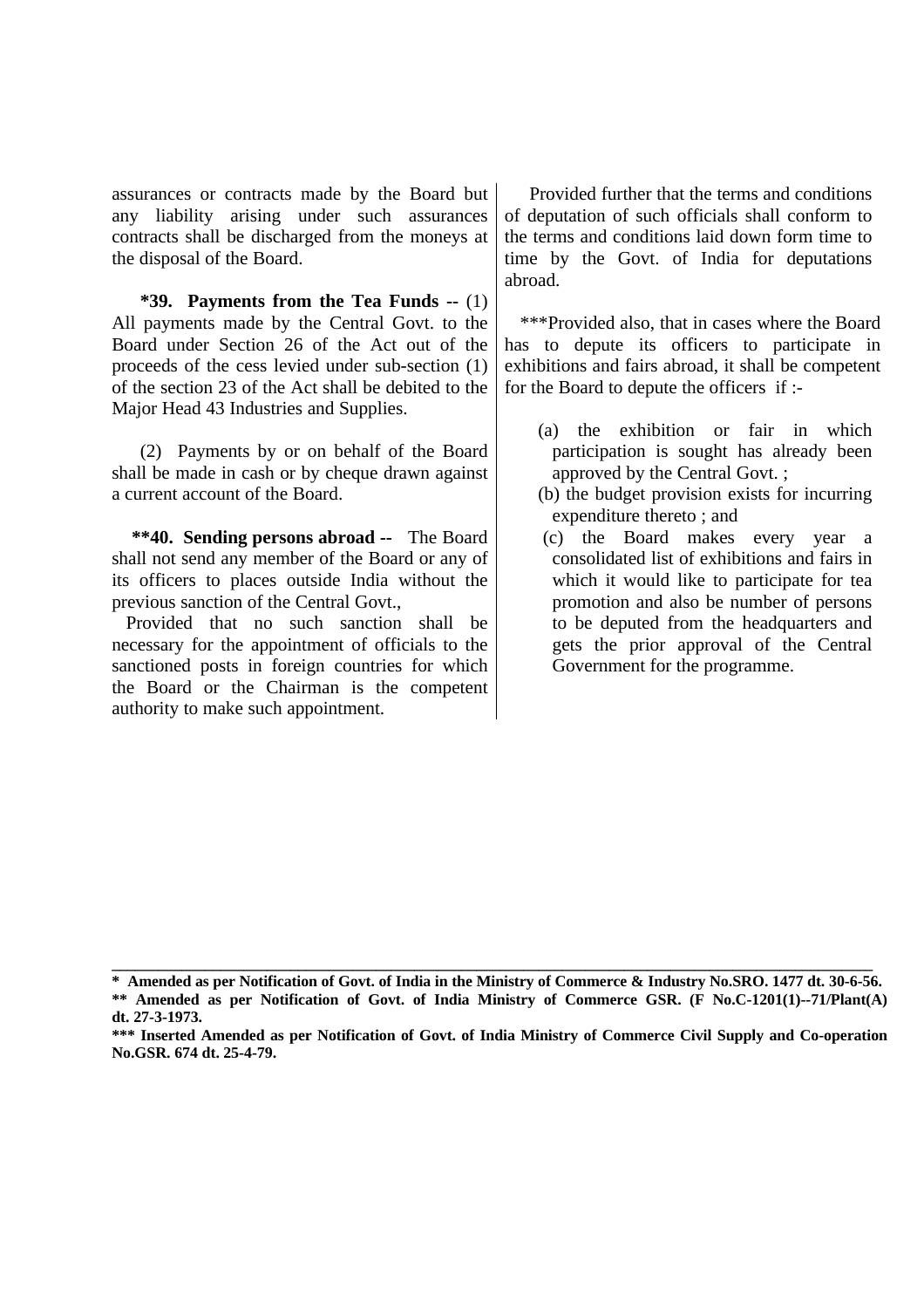assurances or contracts made by the Board but any liability arising under such assurances contracts shall be discharged from the moneys at the disposal of the Board.

***39. Payments from the Tea Funds --** (1) All payments made by the Central Govt. to the Board under Section 26 of the Act out of the proceeds of the cess levied under sub-section (1) of the section 23 of the Act shall be debited to the Major Head 43 Industries and Supplies.

(2) Payments by or on behalf of the Board shall be made in cash or by cheque drawn against a current account of the Board.

****40. Sending persons abroad --** The Board shall not send any member of the Board or any of its officers to places outside India without the previous sanction of the Central Govt.,

Provided that no such sanction shall be necessary for the appointment of officials to the sanctioned posts in foreign countries for which the Board or the Chairman is the competent authority to make such appointment.

Provided further that the terms and conditions of deputation of such officials shall conform to the terms and conditions laid down form time to time by the Govt. of India for deputations abroad.

***Provided also, that in cases where the Board has to depute its officers to participate in exhibitions and fairs abroad, it shall be competent for the Board to depute the officers if :-

(a) the exhibition or fair in which participation is sought has already been approved by the Central Govt. ;

(b) the budget provision exists for incurring expenditure thereto ; and

(c) the Board makes every year a consolidated list of exhibitions and fairs in which it would like to participate for tea promotion and also be number of persons to be deputed from the headquarters and gets the prior approval of the Central Government for the programme.

---

**\* Amended as per Notification of Govt. of India in the Ministry of Commerce & Industry No.SRO. 1477 dt. 30-6-56.**

**\*\* Amended as per Notification of Govt. of India Ministry of Commerce GSR. (F No.C-1201(1)--71/Plant(A) dt. 27-3-1973.**

**\*\*\* Inserted Amended as per Notification of Govt. of India Ministry of Commerce Civil Supply and Co-operation No.GSR. 674 dt. 25-4-79.**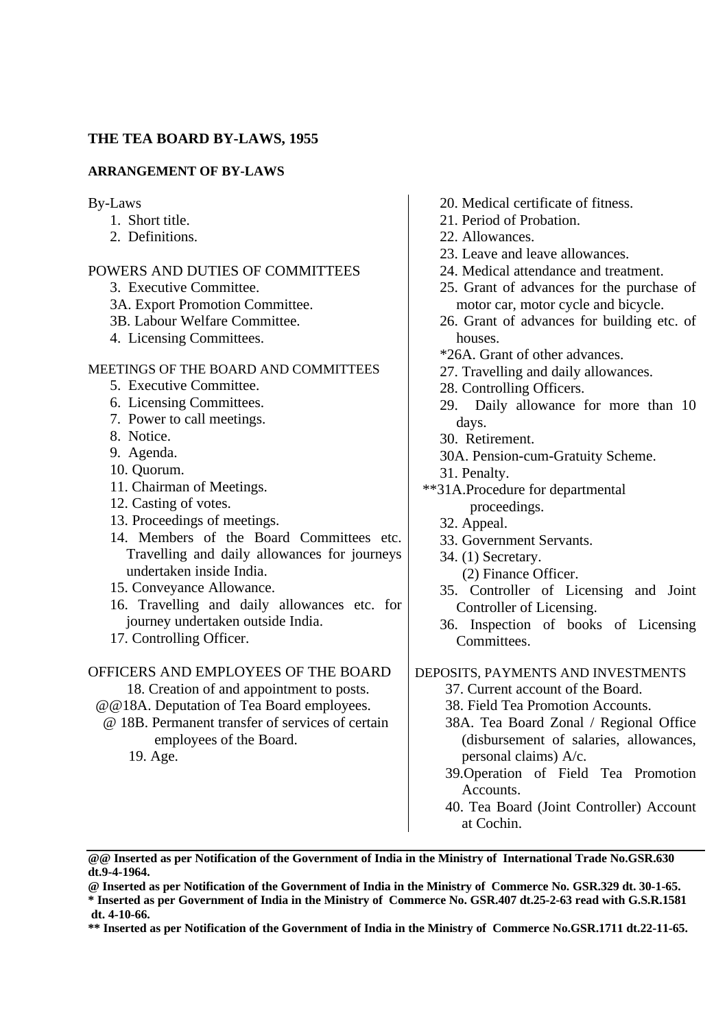**THE TEA BOARD BY-LAWS, 1955**

**ARRANGEMENT OF BY-LAWS**

By-Laws

1. Short title.
2. Definitions.

POWERS AND DUTIES OF COMMITTEES

3. Executive Committee.

3A. Export Promotion Committee.

3B. Labour Welfare Committee.

4. Licensing Committees.

MEETINGS OF THE BOARD AND COMMITTEES

5. Executive Committee.
6. Licensing Committees.
7. Power to call meetings.
8. Notice.
9. Agenda.
10. Quorum.
11. Chairman of Meetings.
12. Casting of votes.
13. Proceedings of meetings.
14. Members of the Board Committees etc. Travelling and daily allowances for journeys undertaken inside India.
15. Conveyance Allowance.
16. Travelling and daily allowances etc. for journey undertaken outside India.
17. Controlling Officer.

OFFICERS AND EMPLOYEES OF THE BOARD

18. Creation of and appointment to posts.

@@18A. Deputation of Tea Board employees.

@ 18B. Permanent transfer of services of certain employees of the Board.

19. Age.
20. Medical certificate of fitness.
21. Period of Probation.
22. Allowances.
23. Leave and leave allowances.
24. Medical attendance and treatment.
25. Grant of advances for the purchase of motor car, motor cycle and bicycle.
26. Grant of advances for building etc. of houses.

*26A. Grant of other advances.

27. Travelling and daily allowances.
28. Controlling Officers.
29. Daily allowance for more than 10 days.
30. Retirement.

30A. Pension-cum-Gratuity Scheme.

31. Penalty.

**31A.Procedure for departmental proceedings.

32. Appeal.
33. Government Servants.
34. (1) Secretary.
    (2) Finance Officer.
35. Controller of Licensing and Joint Controller of Licensing.
36. Inspection of books of Licensing Committees.

DEPOSITS, PAYMENTS AND INVESTMENTS

37. Current account of the Board.
38. Field Tea Promotion Accounts.

38A. Tea Board Zonal / Regional Office (disbursement of salaries, allowances, personal claims) A/c.

39. Operation of Field Tea Promotion Accounts.
40. Tea Board (Joint Controller) Account at Cochin.

---

**@@ Inserted as per Notification of the Government of India in the Ministry of International Trade No.GSR.630 dt.9-4-1964.**

**@ Inserted as per Notification of the Government of India in the Ministry of Commerce No. GSR.329 dt. 30-1-65.**

**\* Inserted as per Government of India in the Ministry of Commerce No. GSR.407 dt.25-2-63 read with G.S.R.1581 dt. 4-10-66.**

**\*\* Inserted as per Notification of the Government of India in the Ministry of Commerce No.GSR.1711 dt.22-11-65.**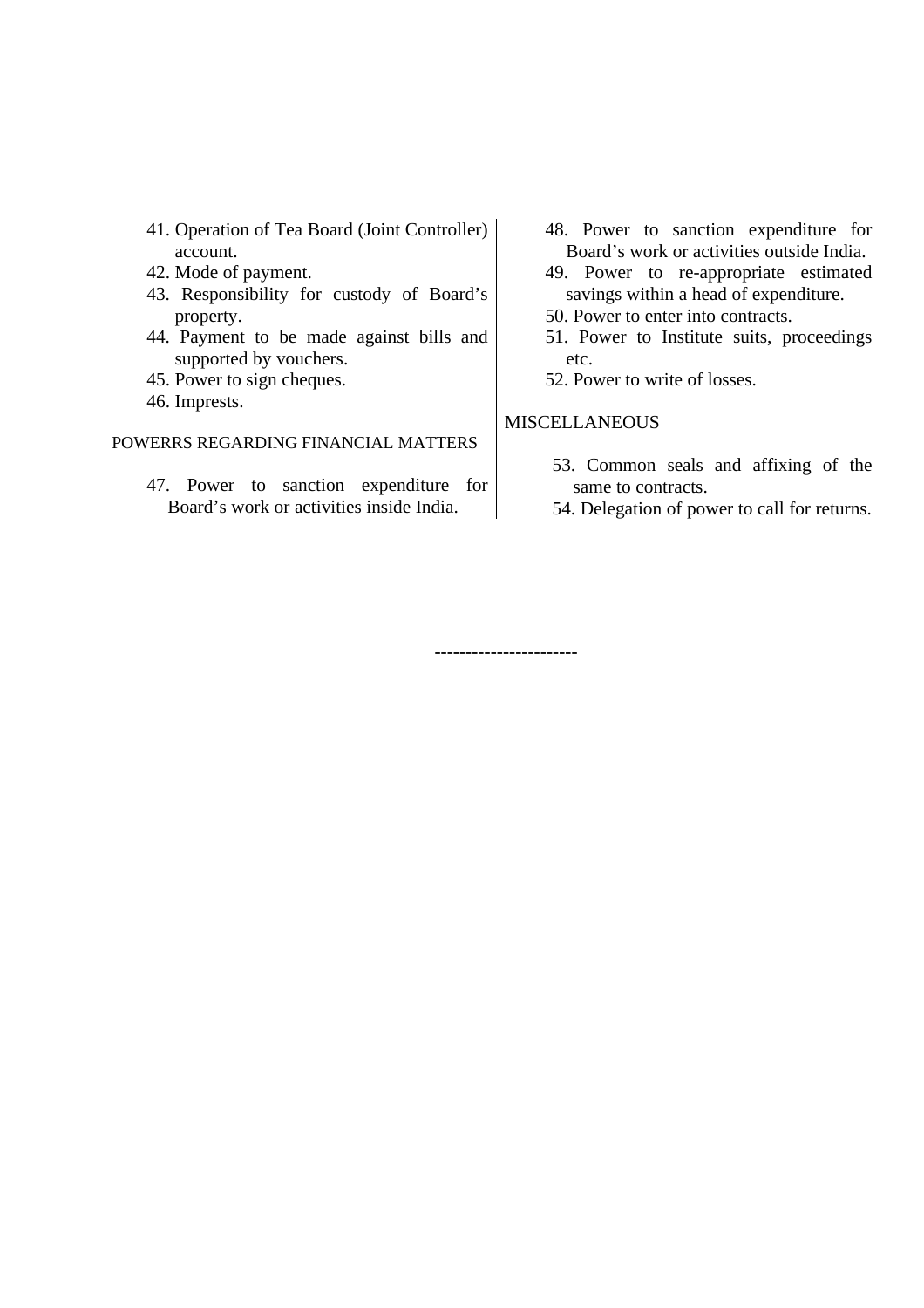41. Operation of Tea Board (Joint Controller) account.
42. Mode of payment.
43. Responsibility for custody of Board's property.
44. Payment to be made against bills and supported by vouchers.
45. Power to sign cheques.
46. Imprests.

POWERRS REGARDING FINANCIAL MATTERS

47. Power to sanction expenditure for Board's work or activities inside India.
48. Power to sanction expenditure for Board's work or activities outside India.
49. Power to re-appropriate estimated savings within a head of expenditure.
50. Power to enter into contracts.
51. Power to Institute suits, proceedings etc.
52. Power to write of losses.

MISCELLANEOUS

53. Common seals and affixing of the same to contracts.
54. Delegation of power to call for returns.

----------------------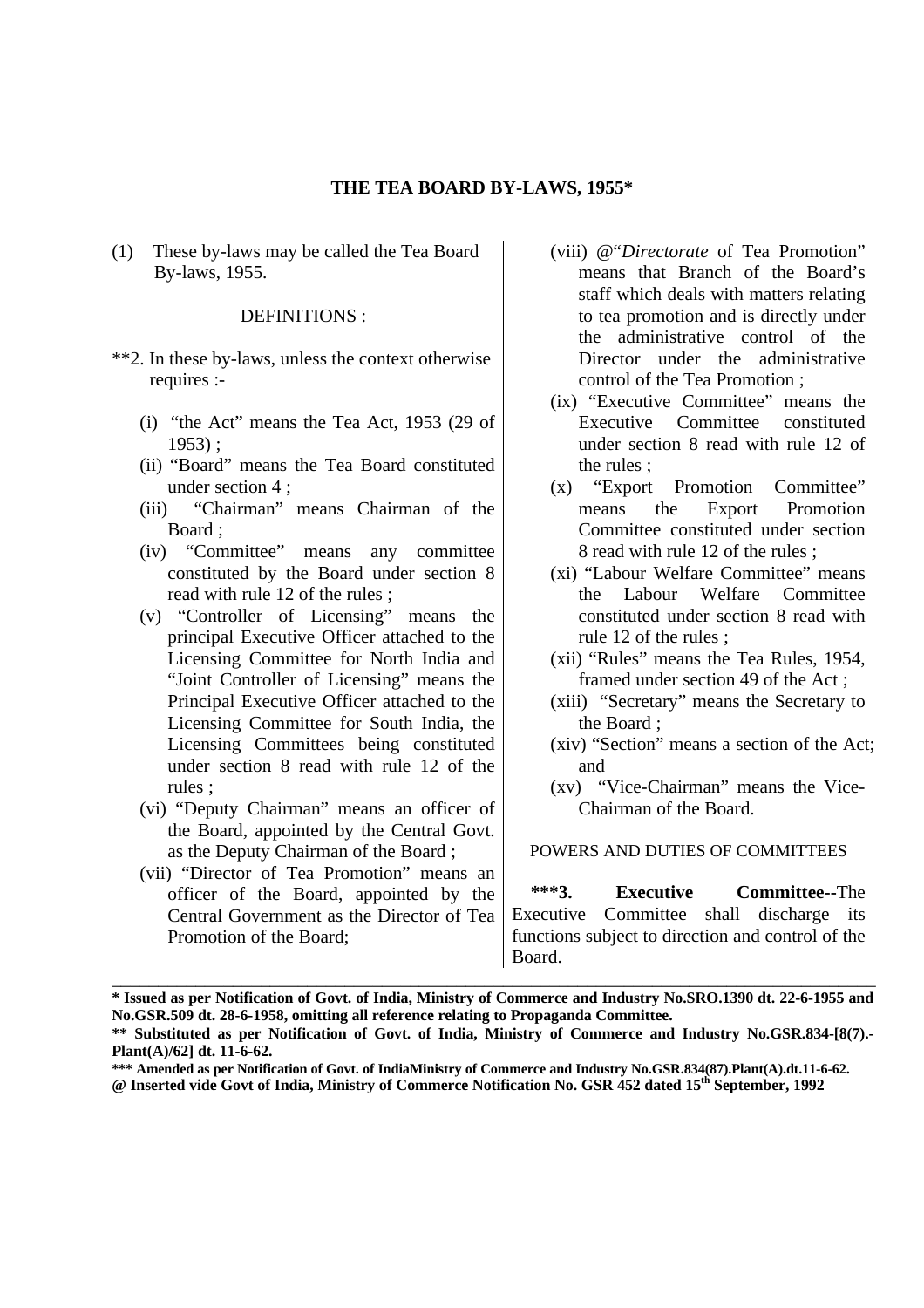# THE TEA BOARD BY-LAWS, 1955*

(1) These by-laws may be called the Tea Board By-laws, 1955.

## DEFINITIONS :

**2. In these by-laws, unless the context otherwise requires :-

(i) "the Act" means the Tea Act, 1953 (29 of 1953) ;

(ii) "Board" means the Tea Board constituted under section 4 ;

(iii) "Chairman" means Chairman of the Board ;

(iv) "Committee" means any committee constituted by the Board under section 8 read with rule 12 of the rules ;

(v) "Controller of Licensing" means the principal Executive Officer attached to the Licensing Committee for North India and "Joint Controller of Licensing" means the Principal Executive Officer attached to the Licensing Committee for South India, the Licensing Committees being constituted under section 8 read with rule 12 of the rules ;

(vi) "Deputy Chairman" means an officer of the Board, appointed by the Central Govt. as the Deputy Chairman of the Board ;

(vii) "Director of Tea Promotion" means an officer of the Board, appointed by the Central Government as the Director of Tea Promotion of the Board;

(viii) @"*Directorate* of Tea Promotion" means that Branch of the Board's staff which deals with matters relating to tea promotion and is directly under the administrative control of the Director under the administrative control of the Tea Promotion ;

(ix) "Executive Committee" means the Executive Committee constituted under section 8 read with rule 12 of the rules ;

(x) "Export Promotion Committee" means the Export Promotion Committee constituted under section 8 read with rule 12 of the rules ;

(xi) "Labour Welfare Committee" means the Labour Welfare Committee constituted under section 8 read with rule 12 of the rules ;

(xii) "Rules" means the Tea Rules, 1954, framed under section 49 of the Act ;

(xiii) "Secretary" means the Secretary to the Board ;

(xiv) "Section" means a section of the Act; and

(xv) "Vice-Chairman" means the Vice-Chairman of the Board.

## POWERS AND DUTIES OF COMMITTEES

**\*\*\*3. Executive Committee--**The Executive Committee shall discharge its functions subject to direction and control of the Board.

---

**\* Issued as per Notification of Govt. of India, Ministry of Commerce and Industry No.SRO.1390 dt. 22-6-1955 and No.GSR.509 dt. 28-6-1958, omitting all reference relating to Propaganda Committee.**

**\*\* Substituted as per Notification of Govt. of India, Ministry of Commerce and Industry No.GSR.834-[8(7).-Plant(A)/62] dt. 11-6-62.**

**\*\*\* Amended as per Notification of Govt. of IndiaMinistry of Commerce and Industry No.GSR.834(87).Plant(A).dt.11-6-62.**

**@ Inserted vide Govt of India, Ministry of Commerce Notification No. GSR 452 dated 15th September, 1992**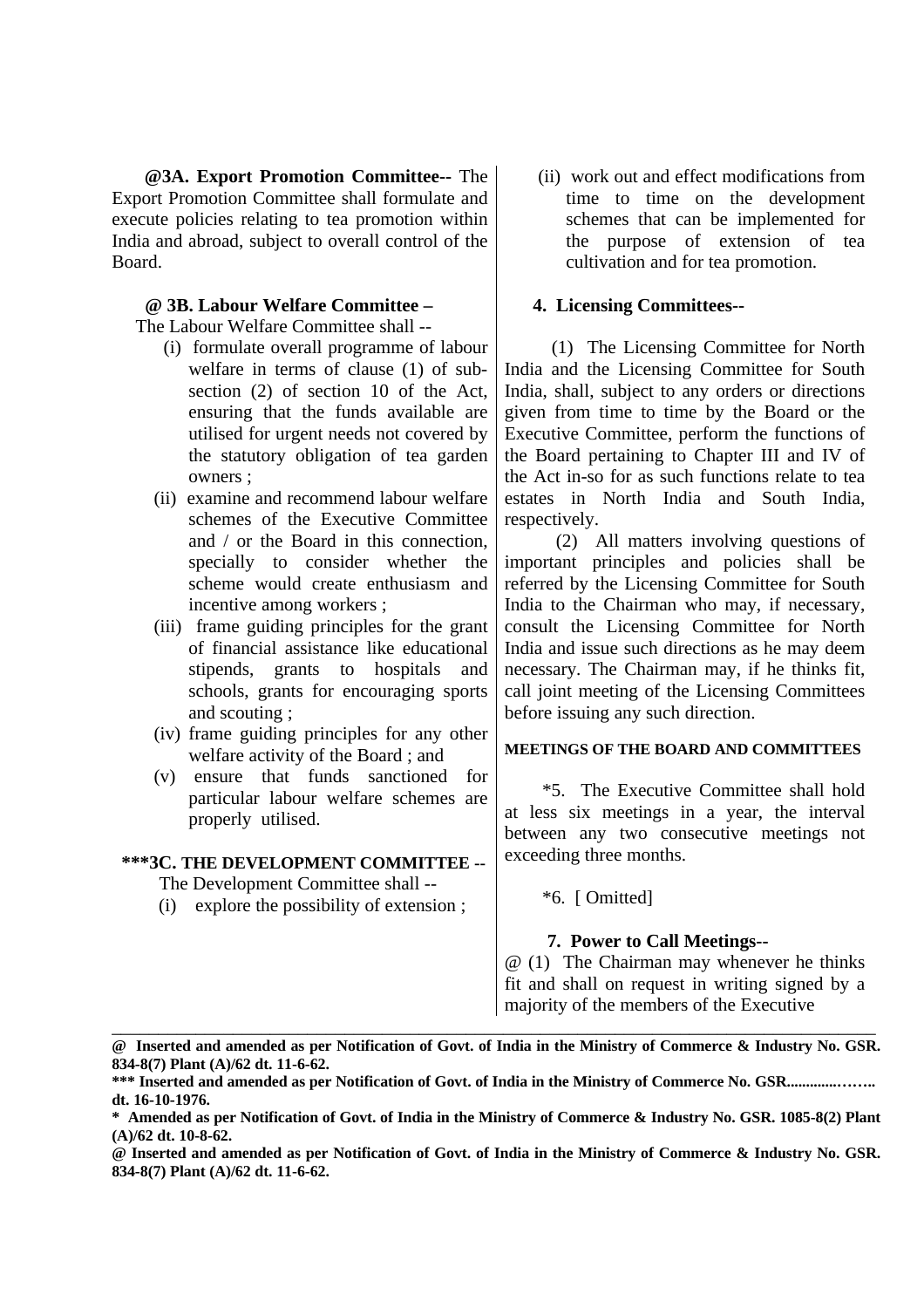**@3A. Export Promotion Committee--** The Export Promotion Committee shall formulate and execute policies relating to tea promotion within India and abroad, subject to overall control of the Board.

**@ 3B. Labour Welfare Committee –**

The Labour Welfare Committee shall --

(i) formulate overall programme of labour welfare in terms of clause (1) of sub-section (2) of section 10 of the Act, ensuring that the funds available are utilised for urgent needs not covered by the statutory obligation of tea garden owners ;

(ii) examine and recommend labour welfare schemes of the Executive Committee and / or the Board in this connection, specially to consider whether the scheme would create enthusiasm and incentive among workers ;

(iii) frame guiding principles for the grant of financial assistance like educational stipends, grants to hospitals and schools, grants for encouraging sports and scouting ;

(iv) frame guiding principles for any other welfare activity of the Board ; and

(v) ensure that funds sanctioned for particular labour welfare schemes are properly utilised.

**\*\*\*3C. THE DEVELOPMENT COMMITTEE --**

The Development Committee shall --

(i) explore the possibility of extension ;

(ii) work out and effect modifications from time to time on the development schemes that can be implemented for the purpose of extension of tea cultivation and for tea promotion.

**4. Licensing Committees--**

(1) The Licensing Committee for North India and the Licensing Committee for South India, shall, subject to any orders or directions given from time to time by the Board or the Executive Committee, perform the functions of the Board pertaining to Chapter III and IV of the Act in-so for as such functions relate to tea estates in North India and South India, respectively.

(2) All matters involving questions of important principles and policies shall be referred by the Licensing Committee for South India to the Chairman who may, if necessary, consult the Licensing Committee for North India and issue such directions as he may deem necessary. The Chairman may, if he thinks fit, call joint meeting of the Licensing Committees before issuing any such direction.

**MEETINGS OF THE BOARD AND COMMITTEES**

*5. The Executive Committee shall hold at less six meetings in a year, the interval between any two consecutive meetings not exceeding three months.

*6. [ Omitted]

**7. Power to Call Meetings--**

@ (1) The Chairman may whenever he thinks fit and shall on request in writing signed by a majority of the members of the Executive

---

**@ Inserted and amended as per Notification of Govt. of India in the Ministry of Commerce & Industry No. GSR. 834-8(7) Plant (A)/62 dt. 11-6-62.**

**\*\*\* Inserted and amended as per Notification of Govt. of India in the Ministry of Commerce No. GSR.............…….. dt. 16-10-1976.**

**\* Amended as per Notification of Govt. of India in the Ministry of Commerce & Industry No. GSR. 1085-8(2) Plant (A)/62 dt. 10-8-62.**

**@ Inserted and amended as per Notification of Govt. of India in the Ministry of Commerce & Industry No. GSR. 834-8(7) Plant (A)/62 dt. 11-6-62.**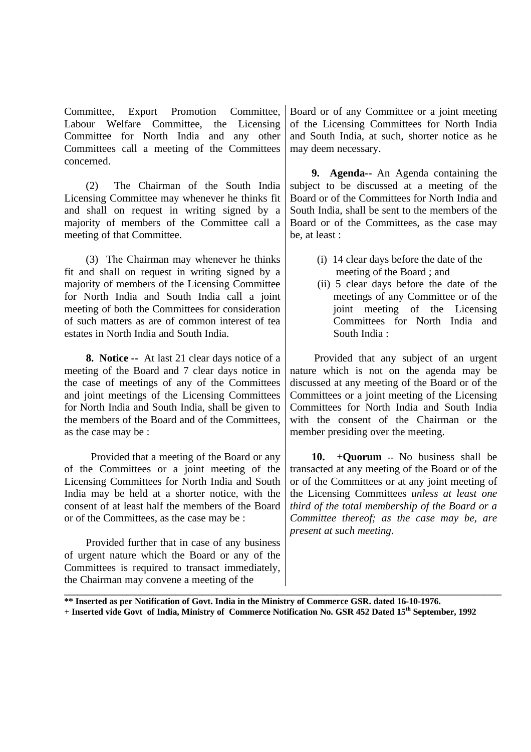Committee, Export Promotion Committee, Labour Welfare Committee, the Licensing Committee for North India and any other Committees call a meeting of the Committees concerned.

(2) The Chairman of the South India Licensing Committee may whenever he thinks fit and shall on request in writing signed by a majority of members of the Committee call a meeting of that Committee.

(3) The Chairman may whenever he thinks fit and shall on request in writing signed by a majority of members of the Licensing Committee for North India and South India call a joint meeting of both the Committees for consideration of such matters as are of common interest of tea estates in North India and South India.

**8. Notice --** At last 21 clear days notice of a meeting of the Board and 7 clear days notice in the case of meetings of any of the Committees and joint meetings of the Licensing Committees for North India and South India, shall be given to the members of the Board and of the Committees, as the case may be :

Provided that a meeting of the Board or any of the Committees or a joint meeting of the Licensing Committees for North India and South India may be held at a shorter notice, with the consent of at least half the members of the Board or of the Committees, as the case may be :

Provided further that in case of any business of urgent nature which the Board or any of the Committees is required to transact immediately, the Chairman may convene a meeting of the Board or of any Committee or a joint meeting of the Licensing Committees for North India and South India, at such, shorter notice as he may deem necessary.

**9. Agenda--** An Agenda containing the subject to be discussed at a meeting of the Board or of the Committees for North India and South India, shall be sent to the members of the Board or of the Committees, as the case may be, at least :

(i) 14 clear days before the date of the meeting of the Board ; and
(ii) 5 clear days before the date of the meetings of any Committee or of the joint meeting of the Licensing Committees for North India and South India :

Provided that any subject of an urgent nature which is not on the agenda may be discussed at any meeting of the Board or of the Committees or a joint meeting of the Licensing Committees for North India and South India with the consent of the Chairman or the member presiding over the meeting.

**10. +Quorum** -- No business shall be transacted at any meeting of the Board or of the or of the Committees or at any joint meeting of the Licensing Committees *unless at least one third of the total membership of the Board or a Committee thereof; as the case may be, are present at such meeting*.

---

**\*\* Inserted as per Notification of Govt. India in the Ministry of Commerce GSR. dated 16-10-1976.**
**+ Inserted vide Govt of India, Ministry of Commerce Notification No. GSR 452 Dated 15th September, 1992**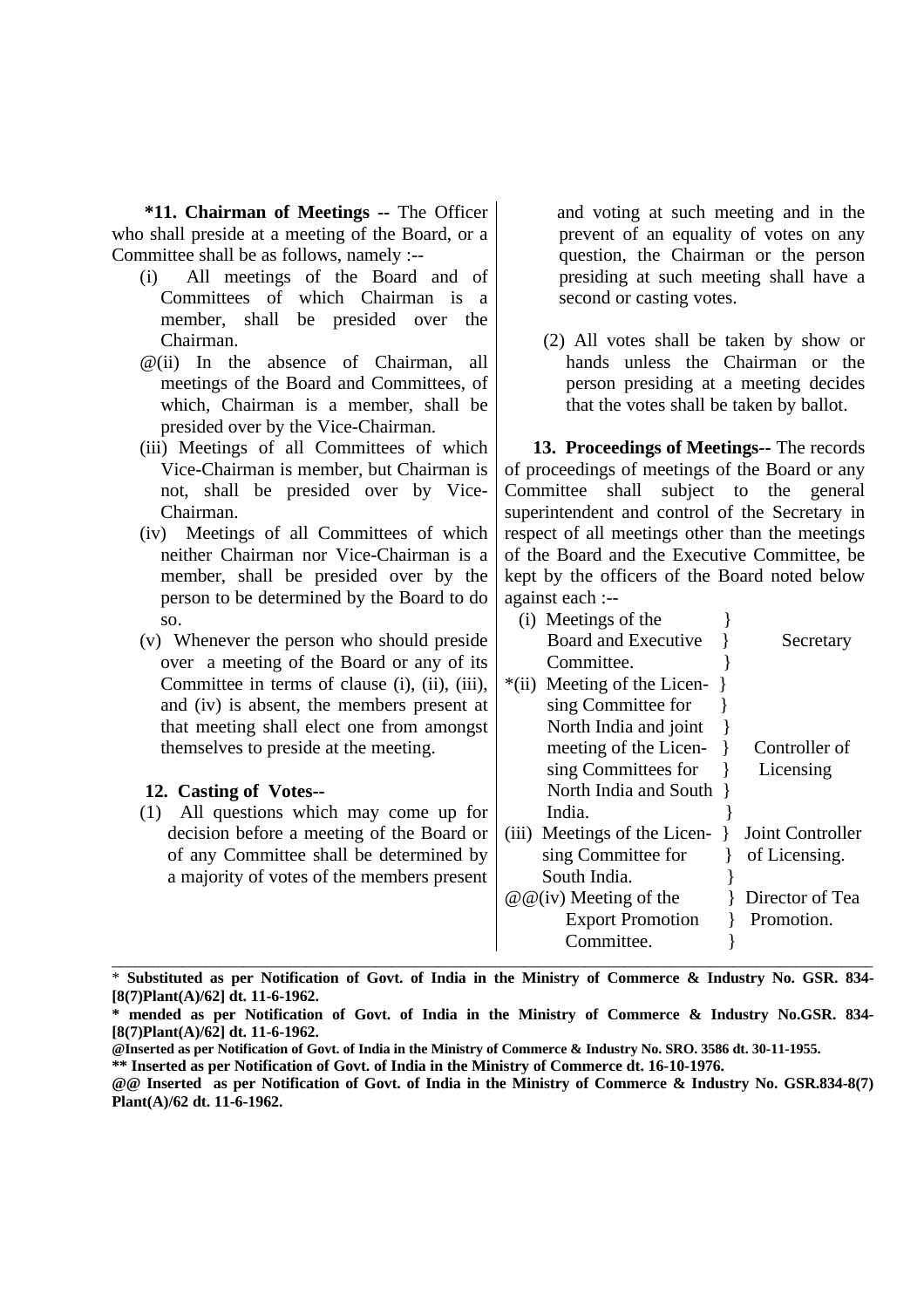**\*11. Chairman of Meetings --** The Officer who shall preside at a meeting of the Board, or a Committee shall be as follows, namely :--

(i) All meetings of the Board and of Committees of which Chairman is a member, shall be presided over the Chairman.

@(ii) In the absence of Chairman, all meetings of the Board and Committees, of which, Chairman is a member, shall be presided over by the Vice-Chairman.

(iii) Meetings of all Committees of which Vice-Chairman is member, but Chairman is not, shall be presided over by Vice-Chairman.

(iv) Meetings of all Committees of which neither Chairman nor Vice-Chairman is a member, shall be presided over by the person to be determined by the Board to do so.

(v) Whenever the person who should preside over a meeting of the Board or any of its Committee in terms of clause (i), (ii), (iii), and (iv) is absent, the members present at that meeting shall elect one from amongst themselves to preside at the meeting.

**12. Casting of Votes--**

(1) All questions which may come up for decision before a meeting of the Board or of any Committee shall be determined by a majority of votes of the members present and voting at such meeting and in the prevent of an equality of votes on any question, the Chairman or the person presiding at such meeting shall have a second or casting votes.

(2) All votes shall be taken by show or hands unless the Chairman or the person presiding at a meeting decides that the votes shall be taken by ballot.

**13. Proceedings of Meetings--** The records of proceedings of meetings of the Board or any Committee shall subject to the general superintendent and control of the Secretary in respect of all meetings other than the meetings of the Board and the Executive Committee, be kept by the officers of the Board noted below against each :--

| Meetings | Officer |
|---|---|
| (i) Meetings of the Board and Executive Committee. | Secretary |
| \*(ii) Meeting of the Licensing Committee for North India and joint meeting of the Licensing Committees for North India and South India. | Controller of Licensing |
| (iii) Meetings of the Licensing Committee for South India. | Joint Controller of Licensing. |
| @@(iv) Meeting of the Export Promotion Committee. | Director of Tea Promotion. |

---

\* **Substituted as per Notification of Govt. of India in the Ministry of Commerce & Industry No. GSR. 834-[8(7)Plant(A)/62] dt. 11-6-1962.**

**\* mended as per Notification of Govt. of India in the Ministry of Commerce & Industry No.GSR. 834-[8(7)Plant(A)/62] dt. 11-6-1962.**

**@Inserted as per Notification of Govt. of India in the Ministry of Commerce & Industry No. SRO. 3586 dt. 30-11-1955.**

**\*\* Inserted as per Notification of Govt. of India in the Ministry of Commerce dt. 16-10-1976.**

**@@ Inserted as per Notification of Govt. of India in the Ministry of Commerce & Industry No. GSR.834-8(7) Plant(A)/62 dt. 11-6-1962.**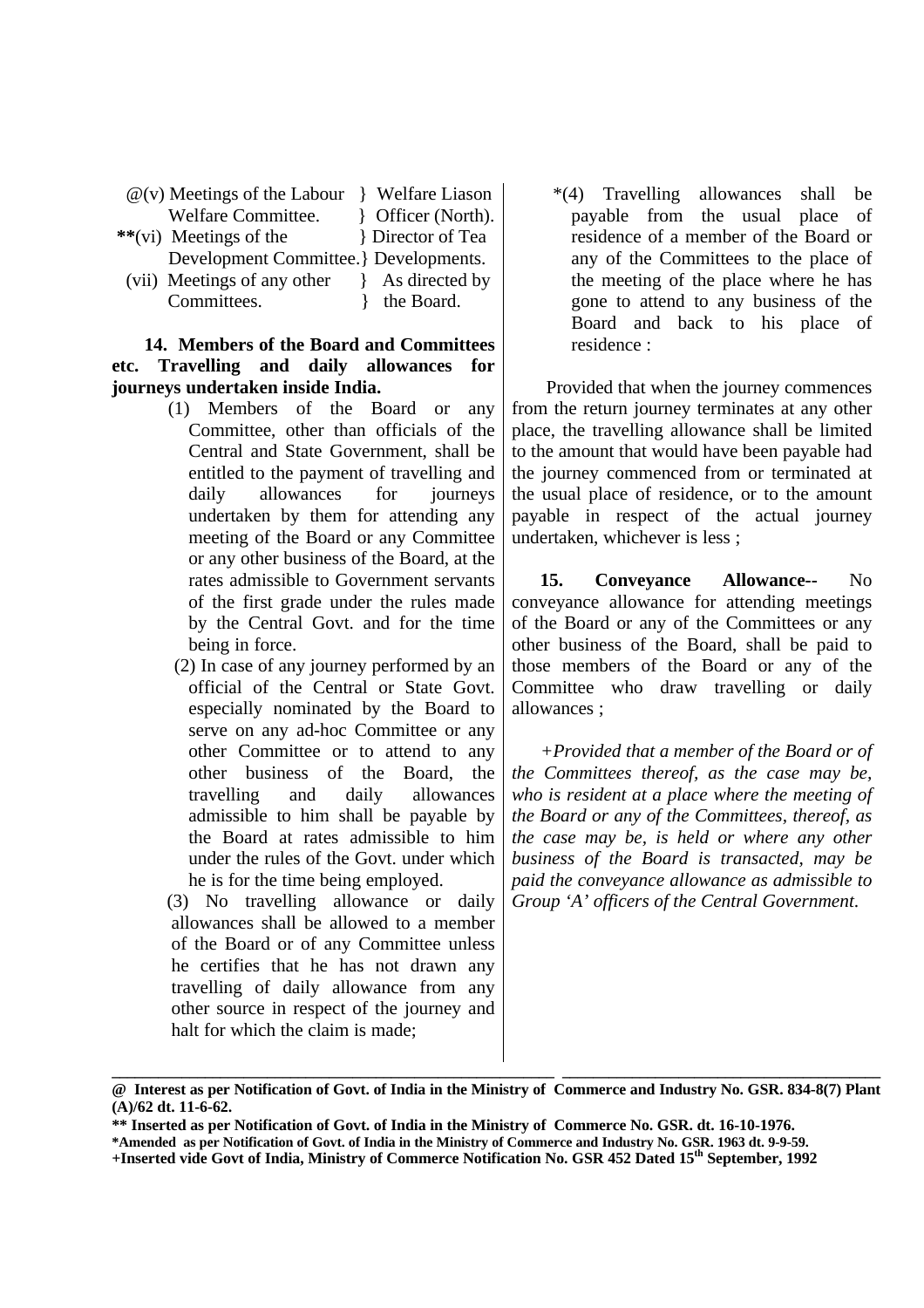| | |
|---|---|
| @(v) Meetings of the Labour Welfare Committee. | Welfare Liason Officer (North). |
| **(vi) Meetings of the Development Committee. | Director of Tea Developments. |
| (vii) Meetings of any other Committees. | As directed by the Board. |

**14. Members of the Board and Committees etc. Travelling and daily allowances for journeys undertaken inside India.**

(1) Members of the Board or any Committee, other than officials of the Central and State Government, shall be entitled to the payment of travelling and daily allowances for journeys undertaken by them for attending any meeting of the Board or any Committee or any other business of the Board, at the rates admissible to Government servants of the first grade under the rules made by the Central Govt. and for the time being in force.

(2) In case of any journey performed by an official of the Central or State Govt. especially nominated by the Board to serve on any ad-hoc Committee or any other Committee or to attend to any other business of the Board, the travelling and daily allowances admissible to him shall be payable by the Board at rates admissible to him under the rules of the Govt. under which he is for the time being employed.

(3) No travelling allowance or daily allowances shall be allowed to a member of the Board or of any Committee unless he certifies that he has not drawn any travelling of daily allowance from any other source in respect of the journey and halt for which the claim is made;

*(4) Travelling allowances shall be payable from the usual place of residence of a member of the Board or any of the Committees to the place of the meeting of the place where he has gone to attend to any business of the Board and back to his place of residence :

Provided that when the journey commences from the return journey terminates at any other place, the travelling allowance shall be limited to the amount that would have been payable had the journey commenced from or terminated at the usual place of residence, or to the amount payable in respect of the actual journey undertaken, whichever is less ;

**15. Conveyance Allowance--** No conveyance allowance for attending meetings of the Board or any of the Committees or any other business of the Board, shall be paid to those members of the Board or any of the Committee who draw travelling or daily allowances ;

+*Provided that a member of the Board or of the Committees thereof, as the case may be, who is resident at a place where the meeting of the Board or any of the Committees, thereof, as the case may be, is held or where any other business of the Board is transacted, may be paid the conveyance allowance as admissible to Group 'A' officers of the Central Government.*

---

**@ Interest as per Notification of Govt. of India in the Ministry of Commerce and Industry No. GSR. 834-8(7) Plant (A)/62 dt. 11-6-62.**

**** Inserted as per Notification of Govt. of India in the Ministry of Commerce No. GSR. dt. 16-10-1976.**

***Amended as per Notification of Govt. of India in the Ministry of Commerce and Industry No. GSR. 1963 dt. 9-9-59.**

**+Inserted vide Govt of India, Ministry of Commerce Notification No. GSR 452 Dated 15th September, 1992**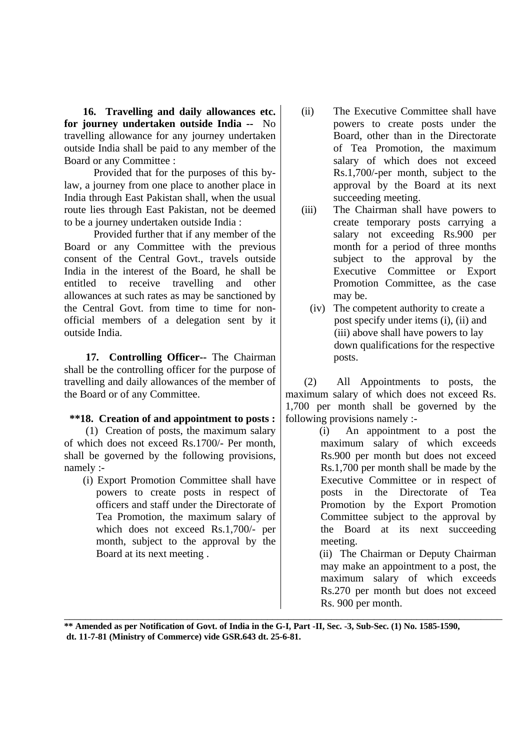**16. Travelling and daily allowances etc. for journey undertaken outside India --** No travelling allowance for any journey undertaken outside India shall be paid to any member of the Board or any Committee :

Provided that for the purposes of this by-law, a journey from one place to another place in India through East Pakistan shall, when the usual route lies through East Pakistan, not be deemed to be a journey undertaken outside India :

Provided further that if any member of the Board or any Committee with the previous consent of the Central Govt., travels outside India in the interest of the Board, he shall be entitled to receive travelling and other allowances at such rates as may be sanctioned by the Central Govt. from time to time for non-official members of a delegation sent by it outside India.

**17. Controlling Officer--** The Chairman shall be the controlling officer for the purpose of travelling and daily allowances of the member of the Board or of any Committee.

**\*\*18. Creation of and appointment to posts :**

(1) Creation of posts, the maximum salary of which does not exceed Rs.1700/- Per month, shall be governed by the following provisions, namely :-

(i) Export Promotion Committee shall have powers to create posts in respect of officers and staff under the Directorate of Tea Promotion, the maximum salary of which does not exceed Rs.1,700/- per month, subject to the approval by the Board at its next meeting .

(ii) The Executive Committee shall have powers to create posts under the Board, other than in the Directorate of Tea Promotion, the maximum salary of which does not exceed Rs.1,700/-per month, subject to the approval by the Board at its next succeeding meeting.

(iii) The Chairman shall have powers to create temporary posts carrying a salary not exceeding Rs.900 per month for a period of three months subject to the approval by the Executive Committee or Export Promotion Committee, as the case may be.

(iv) The competent authority to create a post specify under items (i), (ii) and (iii) above shall have powers to lay down qualifications for the respective posts.

(2) All Appointments to posts, the maximum salary of which does not exceed Rs. 1,700 per month shall be governed by the following provisions namely :-

(i) An appointment to a post the maximum salary of which exceeds Rs.900 per month but does not exceed Rs.1,700 per month shall be made by the Executive Committee or in respect of posts in the Directorate of Tea Promotion by the Export Promotion Committee subject to the approval by the Board at its next succeeding meeting.

(ii) The Chairman or Deputy Chairman may make an appointment to a post, the maximum salary of which exceeds Rs.270 per month but does not exceed Rs. 900 per month.

---

**\*\* Amended as per Notification of Govt. of India in the G-I, Part -II, Sec. -3, Sub-Sec. (1) No. 1585-1590, dt. 11-7-81 (Ministry of Commerce) vide GSR.643 dt. 25-6-81.**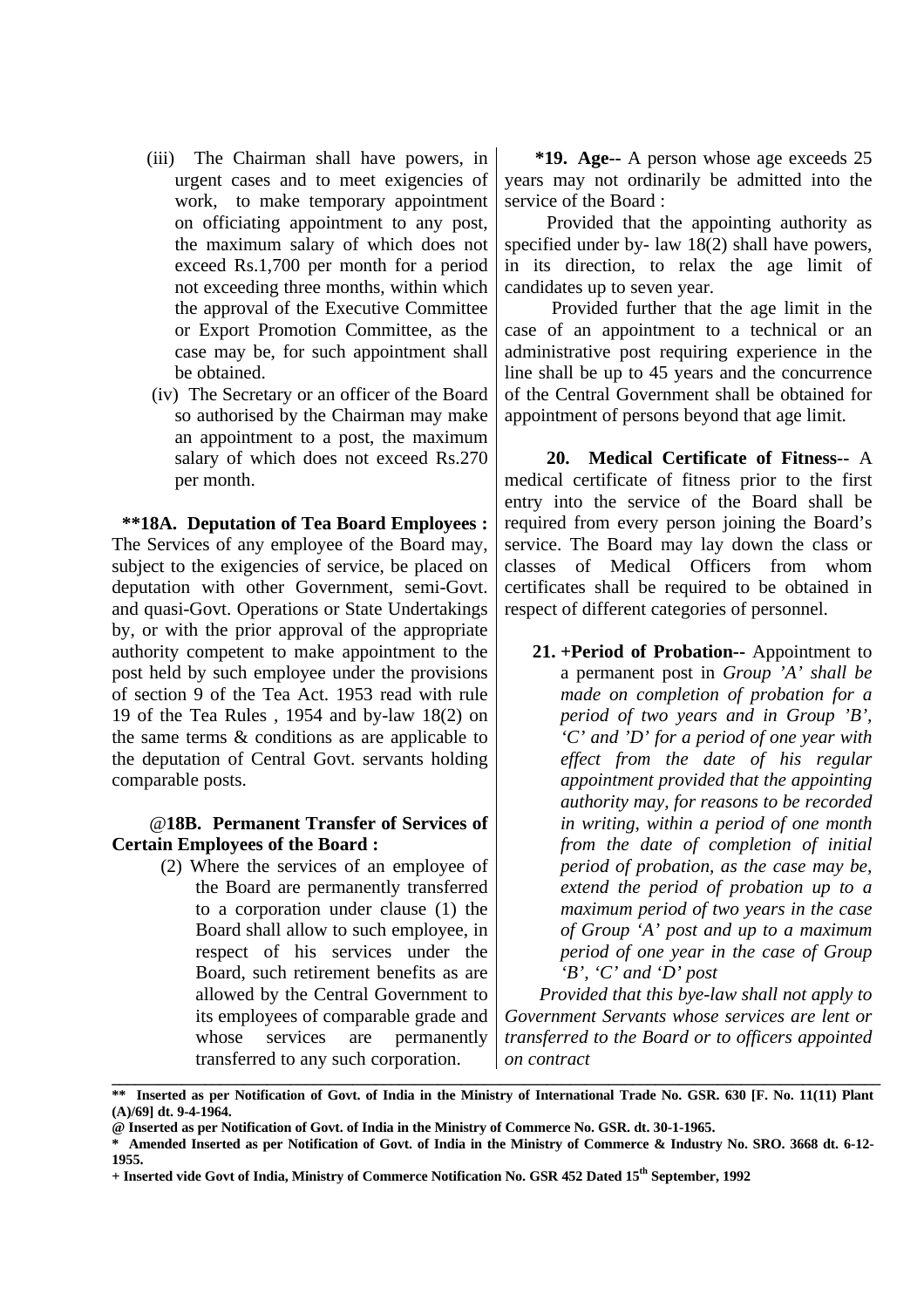(iii) The Chairman shall have powers, in urgent cases and to meet exigencies of work, to make temporary appointment on officiating appointment to any post, the maximum salary of which does not exceed Rs.1,700 per month for a period not exceeding three months, within which the approval of the Executive Committee or Export Promotion Committee, as the case may be, for such appointment shall be obtained.

(iv) The Secretary or an officer of the Board so authorised by the Chairman may make an appointment to a post, the maximum salary of which does not exceed Rs.270 per month.

**\*\*18A. Deputation of Tea Board Employees :** The Services of any employee of the Board may, subject to the exigencies of service, be placed on deputation with other Government, semi-Govt. and quasi-Govt. Operations or State Undertakings by, or with the prior approval of the appropriate authority competent to make appointment to the post held by such employee under the provisions of section 9 of the Tea Act. 1953 read with rule 19 of the Tea Rules , 1954 and by-law 18(2) on the same terms & conditions as are applicable to the deputation of Central Govt. servants holding comparable posts.

**@18B. Permanent Transfer of Services of Certain Employees of the Board :**

(2) Where the services of an employee of the Board are permanently transferred to a corporation under clause (1) the Board shall allow to such employee, in respect of his services under the Board, such retirement benefits as are allowed by the Central Government to its employees of comparable grade and whose services are permanently transferred to any such corporation.

**\*19. Age--** A person whose age exceeds 25 years may not ordinarily be admitted into the service of the Board :

Provided that the appointing authority as specified under by- law 18(2) shall have powers, in its direction, to relax the age limit of candidates up to seven year.

Provided further that the age limit in the case of an appointment to a technical or an administrative post requiring experience in the line shall be up to 45 years and the concurrence of the Central Government shall be obtained for appointment of persons beyond that age limit.

**20. Medical Certificate of Fitness--** A medical certificate of fitness prior to the first entry into the service of the Board shall be required from every person joining the Board's service. The Board may lay down the class or classes of Medical Officers from whom certificates shall be required to be obtained in respect of different categories of personnel.

**21. +Period of Probation--** Appointment to a permanent post in *Group 'A' shall be made on completion of probation for a period of two years and in Group 'B', 'C' and 'D' for a period of one year with effect from the date of his regular appointment provided that the appointing authority may, for reasons to be recorded in writing, within a period of one month from the date of completion of initial period of probation, as the case may be, extend the period of probation up to a maximum period of two years in the case of Group 'A' post and up to a maximum period of one year in the case of Group 'B', 'C' and 'D' post*

*Provided that this bye-law shall not apply to Government Servants whose services are lent or transferred to the Board or to officers appointed on contract*

---

**\*\* Inserted as per Notification of Govt. of India in the Ministry of International Trade No. GSR. 630 [F. No. 11(11) Plant (A)/69] dt. 9-4-1964.**

**@ Inserted as per Notification of Govt. of India in the Ministry of Commerce No. GSR. dt. 30-1-1965.**

**\* Amended Inserted as per Notification of Govt. of India in the Ministry of Commerce & Industry No. SRO. 3668 dt. 6-12-1955.**

**+ Inserted vide Govt of India, Ministry of Commerce Notification No. GSR 452 Dated 15th September, 1992**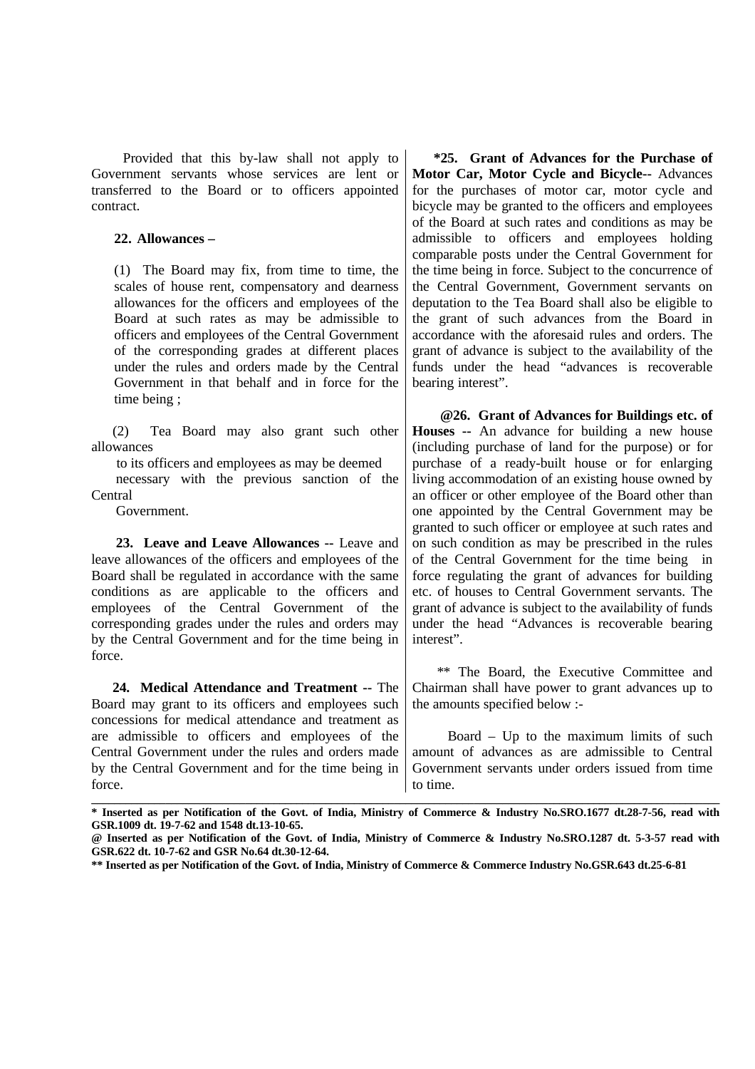Provided that this by-law shall not apply to Government servants whose services are lent or transferred to the Board or to officers appointed contract.

**22. Allowances –**

(1) The Board may fix, from time to time, the scales of house rent, compensatory and dearness allowances for the officers and employees of the Board at such rates as may be admissible to officers and employees of the Central Government of the corresponding grades at different places under the rules and orders made by the Central Government in that behalf and in force for the time being ;

(2) Tea Board may also grant such other allowances to its officers and employees as may be deemed necessary with the previous sanction of the Central Government.

**23. Leave and Leave Allowances --** Leave and leave allowances of the officers and employees of the Board shall be regulated in accordance with the same conditions as are applicable to the officers and employees of the Central Government of the corresponding grades under the rules and orders may by the Central Government and for the time being in force.

**24. Medical Attendance and Treatment --** The Board may grant to its officers and employees such concessions for medical attendance and treatment as are admissible to officers and employees of the Central Government under the rules and orders made by the Central Government and for the time being in force.

**\*25. Grant of Advances for the Purchase of Motor Car, Motor Cycle and Bicycle--** Advances for the purchases of motor car, motor cycle and bicycle may be granted to the officers and employees of the Board at such rates and conditions as may be admissible to officers and employees holding comparable posts under the Central Government for the time being in force. Subject to the concurrence of the Central Government, Government servants on deputation to the Tea Board shall also be eligible to the grant of such advances from the Board in accordance with the aforesaid rules and orders. The grant of advance is subject to the availability of the funds under the head "advances is recoverable bearing interest".

**@26. Grant of Advances for Buildings etc. of Houses --** An advance for building a new house (including purchase of land for the purpose) or for purchase of a ready-built house or for enlarging living accommodation of an existing house owned by an officer or other employee of the Board other than one appointed by the Central Government may be granted to such officer or employee at such rates and on such condition as may be prescribed in the rules of the Central Government for the time being in force regulating the grant of advances for building etc. of houses to Central Government servants. The grant of advance is subject to the availability of funds under the head "Advances is recoverable bearing interest".

** The Board, the Executive Committee and Chairman shall have power to grant advances up to the amounts specified below :-

Board – Up to the maximum limits of such amount of advances as are admissible to Central Government servants under orders issued from time to time.

---

**\* Inserted as per Notification of the Govt. of India, Ministry of Commerce & Industry No.SRO.1677 dt.28-7-56, read with GSR.1009 dt. 19-7-62 and 1548 dt.13-10-65.**

**@ Inserted as per Notification of the Govt. of India, Ministry of Commerce & Industry No.SRO.1287 dt. 5-3-57 read with GSR.622 dt. 10-7-62 and GSR No.64 dt.30-12-64.**

**\*\* Inserted as per Notification of the Govt. of India, Ministry of Commerce & Commerce Industry No.GSR.643 dt.25-6-81**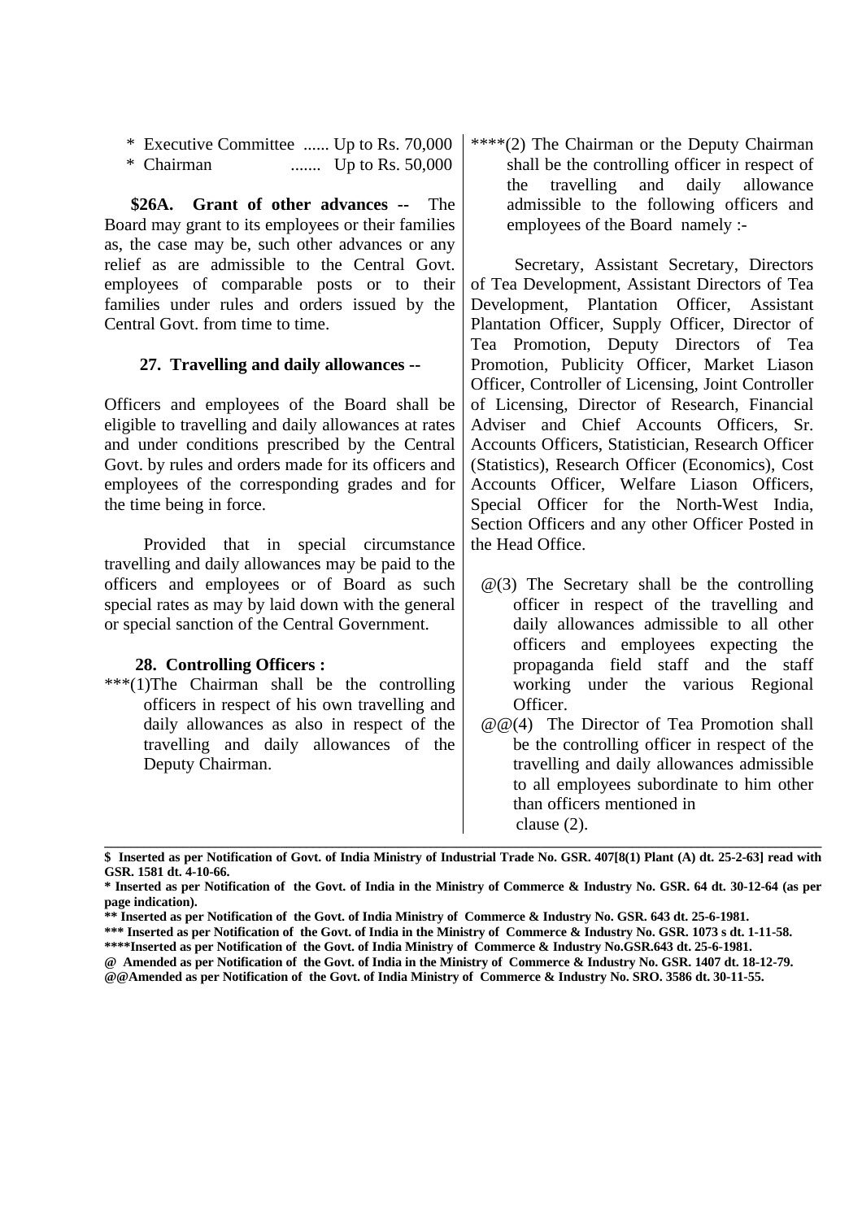\* Executive Committee ...... Up to Rs. 70,000
\* Chairman ....... Up to Rs. 50,000

**$26A. Grant of other advances --** The Board may grant to its employees or their families as, the case may be, such other advances or any relief as are admissible to the Central Govt. employees of comparable posts or to their families under rules and orders issued by the Central Govt. from time to time.

**27. Travelling and daily allowances --**

Officers and employees of the Board shall be eligible to travelling and daily allowances at rates and under conditions prescribed by the Central Govt. by rules and orders made for its officers and employees of the corresponding grades and for the time being in force.

Provided that in special circumstance travelling and daily allowances may be paid to the officers and employees or of Board as such special rates as may by laid down with the general or special sanction of the Central Government.

**28. Controlling Officers :**

***(1)The Chairman shall be the controlling officers in respect of his own travelling and daily allowances as also in respect of the travelling and daily allowances of the Deputy Chairman.

****(2) The Chairman or the Deputy Chairman shall be the controlling officer in respect of the travelling and daily allowance admissible to the following officers and employees of the Board namely :-

Secretary, Assistant Secretary, Directors of Tea Development, Assistant Directors of Tea Development, Plantation Officer, Assistant Plantation Officer, Supply Officer, Director of Tea Promotion, Deputy Directors of Tea Promotion, Publicity Officer, Market Liason Officer, Controller of Licensing, Joint Controller of Licensing, Director of Research, Financial Adviser and Chief Accounts Officers, Sr. Accounts Officers, Statistician, Research Officer (Statistics), Research Officer (Economics), Cost Accounts Officer, Welfare Liason Officers, Special Officer for the North-West India, Section Officers and any other Officer Posted in the Head Office.

@(3) The Secretary shall be the controlling officer in respect of the travelling and daily allowances admissible to all other officers and employees expecting the propaganda field staff and the staff working under the various Regional Officer.

@@(4) The Director of Tea Promotion shall be the controlling officer in respect of the travelling and daily allowances admissible to all employees subordinate to him other than officers mentioned in clause (2).

---

**$ Inserted as per Notification of Govt. of India Ministry of Industrial Trade No. GSR. 407[8(1) Plant (A) dt. 25-2-63] read with GSR. 1581 dt. 4-10-66.**

**\* Inserted as per Notification of the Govt. of India in the Ministry of Commerce & Industry No. GSR. 64 dt. 30-12-64 (as per page indication).**

**\*\* Inserted as per Notification of the Govt. of India Ministry of Commerce & Industry No. GSR. 643 dt. 25-6-1981.**

**\*\*\* Inserted as per Notification of the Govt. of India in the Ministry of Commerce & Industry No. GSR. 1073 s dt. 1-11-58.**

**\*\*\*\*Inserted as per Notification of the Govt. of India Ministry of Commerce & Industry No.GSR.643 dt. 25-6-1981.**

**@ Amended as per Notification of the Govt. of India in the Ministry of Commerce & Industry No. GSR. 1407 dt. 18-12-79.**

**@@Amended as per Notification of the Govt. of India Ministry of Commerce & Industry No. SRO. 3586 dt. 30-11-55.**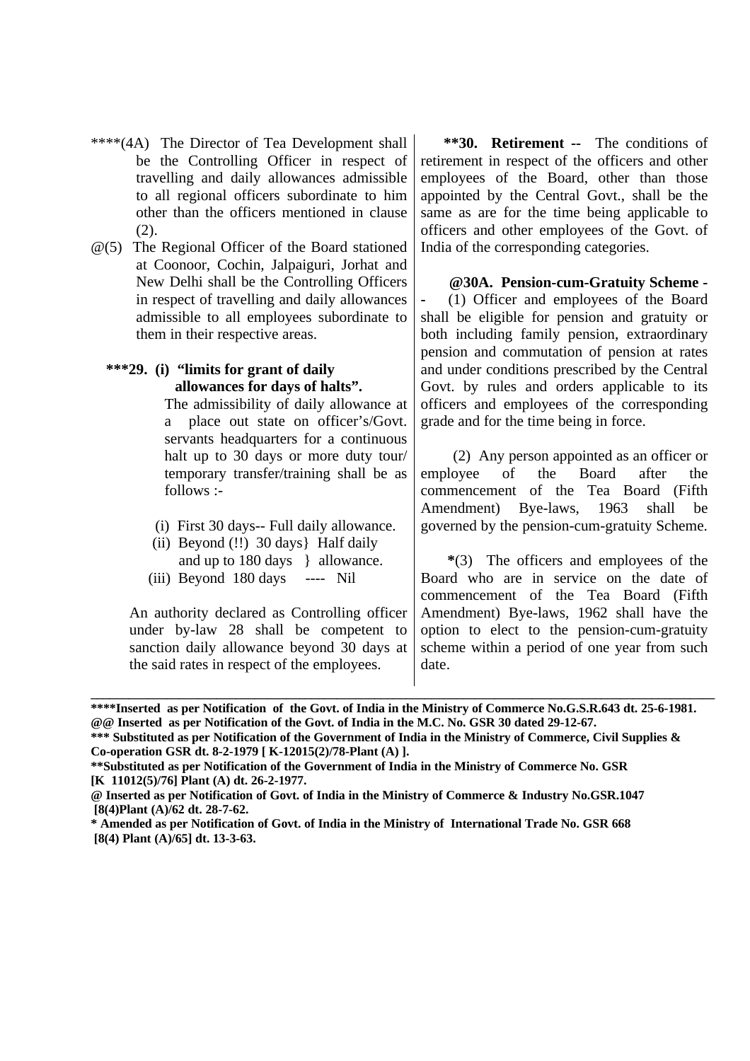****(4A) The Director of Tea Development shall be the Controlling Officer in respect of travelling and daily allowances admissible to all regional officers subordinate to him other than the officers mentioned in clause (2).

@(5) The Regional Officer of the Board stationed at Coonoor, Cochin, Jalpaiguri, Jorhat and New Delhi shall be the Controlling Officers in respect of travelling and daily allowances admissible to all employees subordinate to them in their respective areas.

**\*\*\*29. (i) "limits for grant of daily allowances for days of halts".**

The admissibility of daily allowance at a place out state on officer's/Govt. servants headquarters for a continuous halt up to 30 days or more duty tour/ temporary transfer/training shall be as follows :-

(i) First 30 days-- Full daily allowance.
(ii) Beyond (!!) 30 days and up to 180 days } Half daily allowance.
(iii) Beyond 180 days ---- Nil

An authority declared as Controlling officer under by-law 28 shall be competent to sanction daily allowance beyond 30 days at the said rates in respect of the employees.

**\*\*30. Retirement --** The conditions of retirement in respect of the officers and other employees of the Board, other than those appointed by the Central Govt., shall be the same as are for the time being applicable to officers and other employees of the Govt. of India of the corresponding categories.

**@30A. Pension-cum-Gratuity Scheme --** (1) Officer and employees of the Board shall be eligible for pension and gratuity or both including family pension, extraordinary pension and commutation of pension at rates and under conditions prescribed by the Central Govt. by rules and orders applicable to its officers and employees of the corresponding grade and for the time being in force.

(2) Any person appointed as an officer or employee of the Board after the commencement of the Tea Board (Fifth Amendment) Bye-laws, 1963 shall be governed by the pension-cum-gratuity Scheme.

*(3) The officers and employees of the Board who are in service on the date of commencement of the Tea Board (Fifth Amendment) Bye-laws, 1962 shall have the option to elect to the pension-cum-gratuity scheme within a period of one year from such date.

---

**\*\*\*\*Inserted as per Notification of the Govt. of India in the Ministry of Commerce No.G.S.R.643 dt. 25-6-1981.**
**@@ Inserted as per Notification of the Govt. of India in the M.C. No. GSR 30 dated 29-12-67.**
**\*\*\* Substituted as per Notification of the Government of India in the Ministry of Commerce, Civil Supplies & Co-operation GSR dt. 8-2-1979 [ K-12015(2)/78-Plant (A) ].**
**\*\*Substituted as per Notification of the Government of India in the Ministry of Commerce No. GSR [K 11012(5)/76] Plant (A) dt. 26-2-1977.**
**@ Inserted as per Notification of Govt. of India in the Ministry of Commerce & Industry No.GSR.1047 [8(4)Plant (A)/62 dt. 28-7-62.**
**\* Amended as per Notification of Govt. of India in the Ministry of International Trade No. GSR 668 [8(4) Plant (A)/65] dt. 13-3-63.**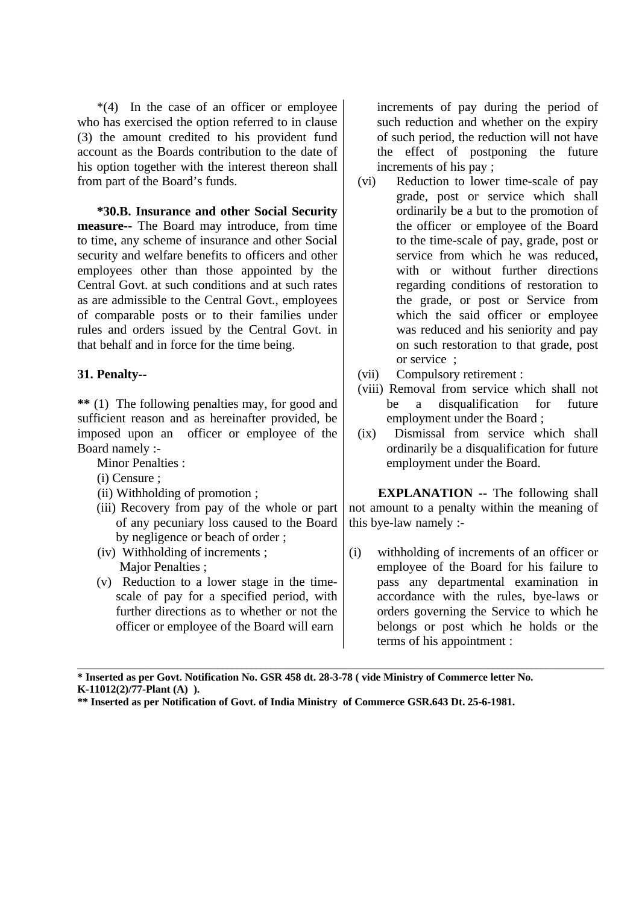*(4) In the case of an officer or employee who has exercised the option referred to in clause (3) the amount credited to his provident fund account as the Boards contribution to the date of his option together with the interest thereon shall from part of the Board's funds.

**\*30.B. Insurance and other Social Security measure--** The Board may introduce, from time to time, any scheme of insurance and other Social security and welfare benefits to officers and other employees other than those appointed by the Central Govt. at such conditions and at such rates as are admissible to the Central Govt., employees of comparable posts or to their families under rules and orders issued by the Central Govt. in that behalf and in force for the time being.

**31. Penalty--**

**\*\*** (1) The following penalties may, for good and sufficient reason and as hereinafter provided, be imposed upon an officer or employee of the Board namely :-

Minor Penalties :

(i) Censure ;

(ii) Withholding of promotion ;

(iii) Recovery from pay of the whole or part of any pecuniary loss caused to the Board by negligence or beach of order ;

(iv) Withholding of increments ;

Major Penalties ;

(v) Reduction to a lower stage in the time-scale of pay for a specified period, with further directions as to whether or not the officer or employee of the Board will earn increments of pay during the period of such reduction and whether on the expiry of such period, the reduction will not have the effect of postponing the future increments of his pay ;

(vi) Reduction to lower time-scale of pay grade, post or service which shall ordinarily be a but to the promotion of the officer or employee of the Board to the time-scale of pay, grade, post or service from which he was reduced, with or without further directions regarding conditions of restoration to the grade, or post or Service from which the said officer or employee was reduced and his seniority and pay on such restoration to that grade, post or service ;

(vii) Compulsory retirement :

(viii) Removal from service which shall not be a disqualification for future employment under the Board ;

(ix) Dismissal from service which shall ordinarily be a disqualification for future employment under the Board.

**EXPLANATION --** The following shall not amount to a penalty within the meaning of this bye-law namely :-

(i) withholding of increments of an officer or employee of the Board for his failure to pass any departmental examination in accordance with the rules, bye-laws or orders governing the Service to which he belongs or post which he holds or the terms of his appointment :

---

**\* Inserted as per Govt. Notification No. GSR 458 dt. 28-3-78 ( vide Ministry of Commerce letter No. K-11012(2)/77-Plant (A) ).**

**\*\* Inserted as per Notification of Govt. of India Ministry of Commerce GSR.643 Dt. 25-6-1981.**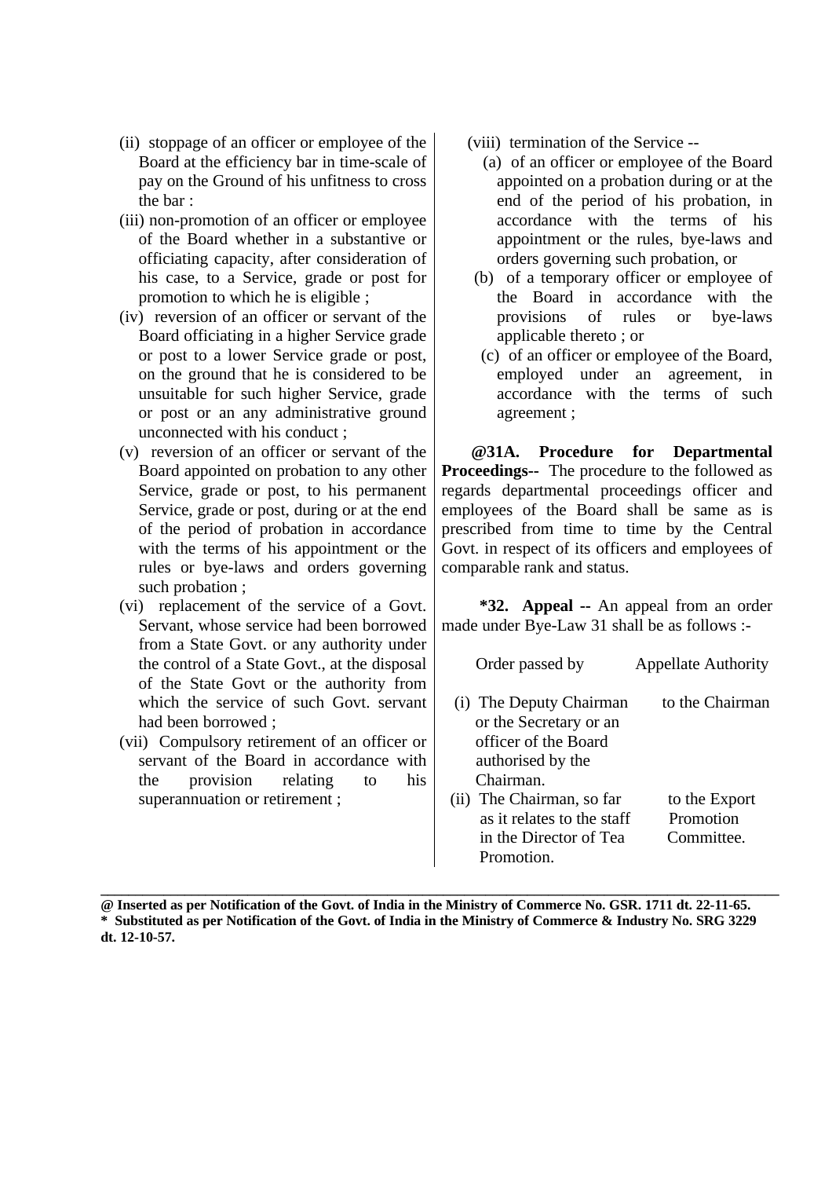(ii) stoppage of an officer or employee of the Board at the efficiency bar in time-scale of pay on the Ground of his unfitness to cross the bar :

(iii) non-promotion of an officer or employee of the Board whether in a substantive or officiating capacity, after consideration of his case, to a Service, grade or post for promotion to which he is eligible ;

(iv) reversion of an officer or servant of the Board officiating in a higher Service grade or post to a lower Service grade or post, on the ground that he is considered to be unsuitable for such higher Service, grade or post or an any administrative ground unconnected with his conduct ;

(v) reversion of an officer or servant of the Board appointed on probation to any other Service, grade or post, to his permanent Service, grade or post, during or at the end of the period of probation in accordance with the terms of his appointment or the rules or bye-laws and orders governing such probation ;

(vi) replacement of the service of a Govt. Servant, whose service had been borrowed from a State Govt. or any authority under the control of a State Govt., at the disposal of the State Govt or the authority from which the service of such Govt. servant had been borrowed ;

(vii) Compulsory retirement of an officer or servant of the Board in accordance with the provision relating to his superannuation or retirement ;

(viii) termination of the Service --

(a) of an officer or employee of the Board appointed on a probation during or at the end of the period of his probation, in accordance with the terms of his appointment or the rules, bye-laws and orders governing such probation, or

(b) of a temporary officer or employee of the Board in accordance with the provisions of rules or bye-laws applicable thereto ; or

(c) of an officer or employee of the Board, employed under an agreement, in accordance with the terms of such agreement ;

**@31A. Procedure for Departmental Proceedings--** The procedure to the followed as regards departmental proceedings officer and employees of the Board shall be same as is prescribed from time to time by the Central Govt. in respect of its officers and employees of comparable rank and status.

***32. Appeal --** An appeal from an order made under Bye-Law 31 shall be as follows :-

| Order passed by | Appellate Authority |
|---|---|
| (i) The Deputy Chairman or the Secretary or an officer of the Board authorised by the Chairman. | to the Chairman |
| (ii) The Chairman, so far as it relates to the staff in the Director of Tea Promotion. | to the Export Promotion Committee. |

---

**@ Inserted as per Notification of the Govt. of India in the Ministry of Commerce No. GSR. 1711 dt. 22-11-65.**

**\* Substituted as per Notification of the Govt. of India in the Ministry of Commerce & Industry No. SRG 3229 dt. 12-10-57.**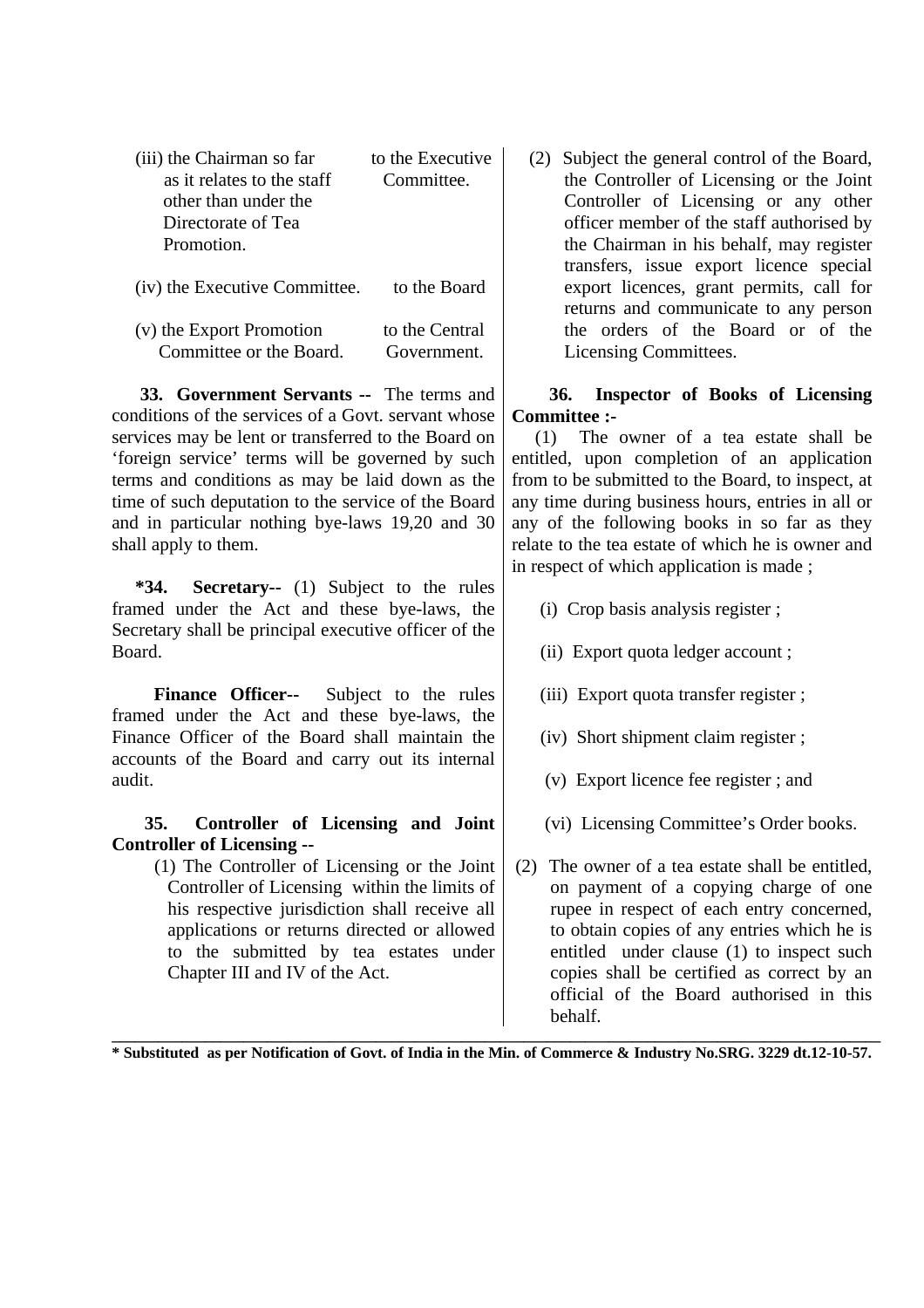| | |
|---|---|
| (iii) the Chairman so far as it relates to the staff other than under the Directorate of Tea Promotion. | to the Executive Committee. |
| (iv) the Executive Committee. | to the Board |
| (v) the Export Promotion Committee or the Board. | to the Central Government. |

**33. Government Servants --** The terms and conditions of the services of a Govt. servant whose services may be lent or transferred to the Board on 'foreign service' terms will be governed by such terms and conditions as may be laid down as the time of such deputation to the service of the Board and in particular nothing bye-laws 19,20 and 30 shall apply to them.

**\*34. Secretary--** (1) Subject to the rules framed under the Act and these bye-laws, the Secretary shall be principal executive officer of the Board.

**Finance Officer--** Subject to the rules framed under the Act and these bye-laws, the Finance Officer of the Board shall maintain the accounts of the Board and carry out its internal audit.

**35. Controller of Licensing and Joint Controller of Licensing --**

(1) The Controller of Licensing or the Joint Controller of Licensing within the limits of his respective jurisdiction shall receive all applications or returns directed or allowed to the submitted by tea estates under Chapter III and IV of the Act.

(2) Subject the general control of the Board, the Controller of Licensing or the Joint Controller of Licensing or any other officer member of the staff authorised by the Chairman in his behalf, may register transfers, issue export licence special export licences, grant permits, call for returns and communicate to any person the orders of the Board or of the Licensing Committees.

**36. Inspector of Books of Licensing Committee :-**

(1) The owner of a tea estate shall be entitled, upon completion of an application from to be submitted to the Board, to inspect, at any time during business hours, entries in all or any of the following books in so far as they relate to the tea estate of which he is owner and in respect of which application is made ;

(i) Crop basis analysis register ;

(ii) Export quota ledger account ;

(iii) Export quota transfer register ;

(iv) Short shipment claim register ;

(v) Export licence fee register ; and

(vi) Licensing Committee's Order books.

(2) The owner of a tea estate shall be entitled, on payment of a copying charge of one rupee in respect of each entry concerned, to obtain copies of any entries which he is entitled under clause (1) to inspect such copies shall be certified as correct by an official of the Board authorised in this behalf.

---

**\* Substituted as per Notification of Govt. of India in the Min. of Commerce & Industry No.SRG. 3229 dt.12-10-57.**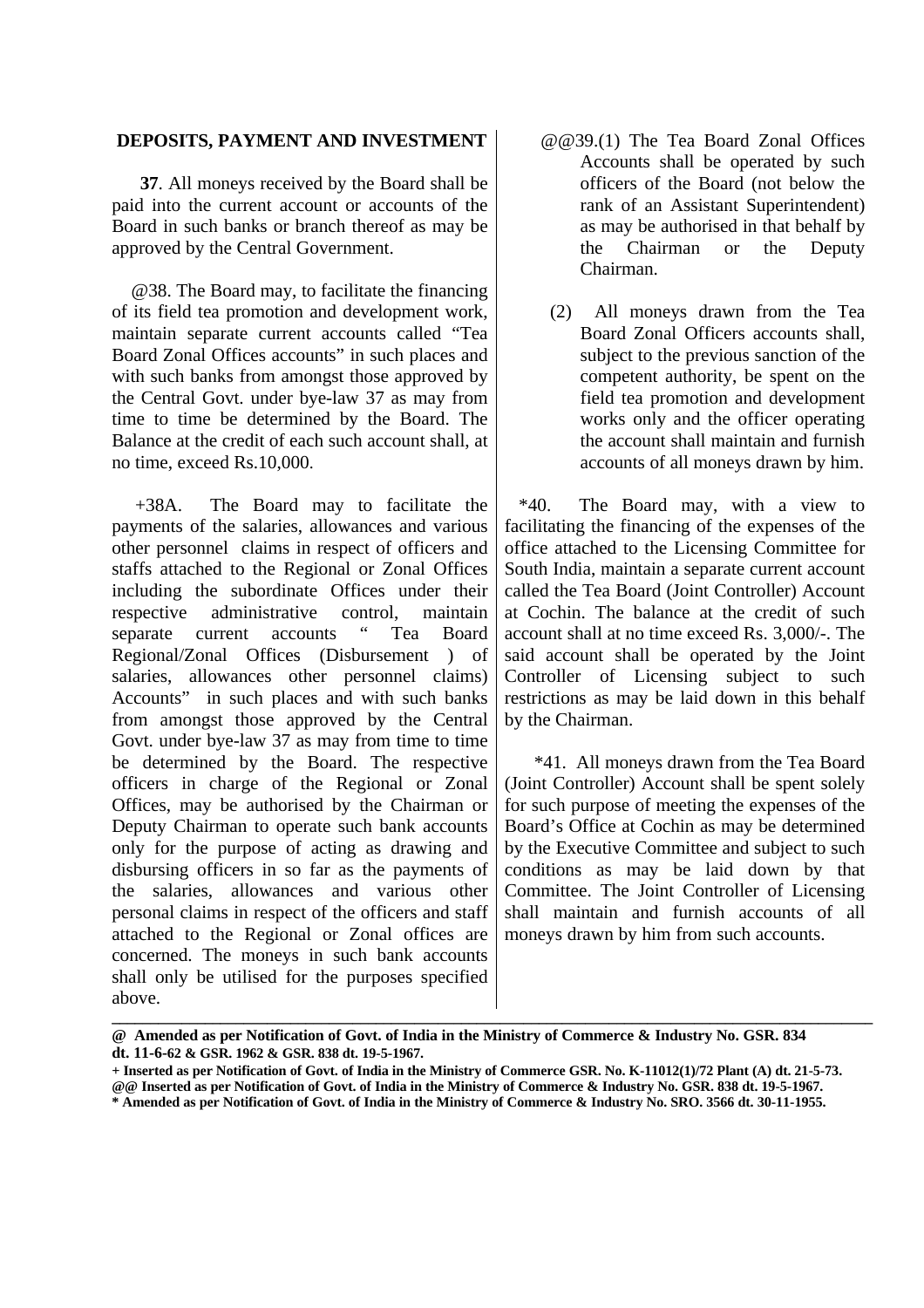## DEPOSITS, PAYMENT AND INVESTMENT

**37**. All moneys received by the Board shall be paid into the current account or accounts of the Board in such banks or branch thereof as may be approved by the Central Government.

@38. The Board may, to facilitate the financing of its field tea promotion and development work, maintain separate current accounts called "Tea Board Zonal Offices accounts" in such places and with such banks from amongst those approved by the Central Govt. under bye-law 37 as may from time to time be determined by the Board. The Balance at the credit of each such account shall, at no time, exceed Rs.10,000.

+38A. The Board may to facilitate the payments of the salaries, allowances and various other personnel claims in respect of officers and staffs attached to the Regional or Zonal Offices including the subordinate Offices under their respective administrative control, maintain separate current accounts " Tea Board Regional/Zonal Offices (Disbursement ) of salaries, allowances other personnel claims) Accounts" in such places and with such banks from amongst those approved by the Central Govt. under bye-law 37 as may from time to time be determined by the Board. The respective officers in charge of the Regional or Zonal Offices, may be authorised by the Chairman or Deputy Chairman to operate such bank accounts only for the purpose of acting as drawing and disbursing officers in so far as the payments of the salaries, allowances and various other personal claims in respect of the officers and staff attached to the Regional or Zonal offices are concerned. The moneys in such bank accounts shall only be utilised for the purposes specified above.

@@39.(1) The Tea Board Zonal Offices Accounts shall be operated by such officers of the Board (not below the rank of an Assistant Superintendent) as may be authorised in that behalf by the Chairman or the Deputy Chairman.

(2) All moneys drawn from the Tea Board Zonal Officers accounts shall, subject to the previous sanction of the competent authority, be spent on the field tea promotion and development works only and the officer operating the account shall maintain and furnish accounts of all moneys drawn by him.

*40. The Board may, with a view to facilitating the financing of the expenses of the office attached to the Licensing Committee for South India, maintain a separate current account called the Tea Board (Joint Controller) Account at Cochin. The balance at the credit of such account shall at no time exceed Rs. 3,000/-. The said account shall be operated by the Joint Controller of Licensing subject to such restrictions as may be laid down in this behalf by the Chairman.

*41. All moneys drawn from the Tea Board (Joint Controller) Account shall be spent solely for such purpose of meeting the expenses of the Board's Office at Cochin as may be determined by the Executive Committee and subject to such conditions as may be laid down by that Committee. The Joint Controller of Licensing shall maintain and furnish accounts of all moneys drawn by him from such accounts.

---

**@ Amended as per Notification of Govt. of India in the Ministry of Commerce & Industry No. GSR. 834 dt. 11-6-62 & GSR. 1962 & GSR. 838 dt. 19-5-1967.**

**+ Inserted as per Notification of Govt. of India in the Ministry of Commerce GSR. No. K-11012(1)/72 Plant (A) dt. 21-5-73.**

**@@ Inserted as per Notification of Govt. of India in the Ministry of Commerce & Industry No. GSR. 838 dt. 19-5-1967.**

**\* Amended as per Notification of Govt. of India in the Ministry of Commerce & Industry No. SRO. 3566 dt. 30-11-1955.**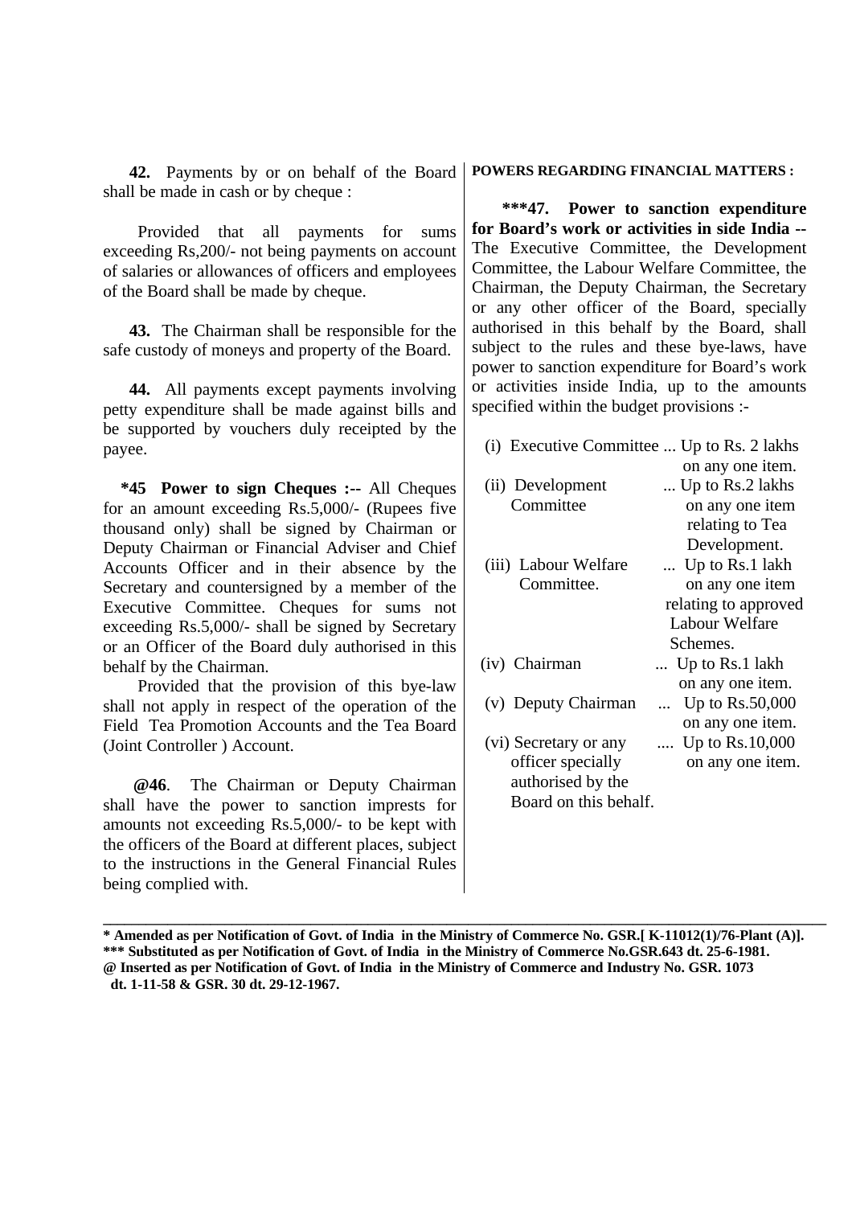**42.** Payments by or on behalf of the Board shall be made in cash or by cheque :

Provided that all payments for sums exceeding Rs,200/- not being payments on account of salaries or allowances of officers and employees of the Board shall be made by cheque.

**43.** The Chairman shall be responsible for the safe custody of moneys and property of the Board.

**44.** All payments except payments involving petty expenditure shall be made against bills and be supported by vouchers duly receipted by the payee.

***45 Power to sign Cheques :--** All Cheques for an amount exceeding Rs.5,000/- (Rupees five thousand only) shall be signed by Chairman or Deputy Chairman or Financial Adviser and Chief Accounts Officer and in their absence by the Secretary and countersigned by a member of the Executive Committee. Cheques for sums not exceeding Rs.5,000/- shall be signed by Secretary or an Officer of the Board duly authorised in this behalf by the Chairman.

Provided that the provision of this bye-law shall not apply in respect of the operation of the Field Tea Promotion Accounts and the Tea Board (Joint Controller ) Account.

**@46**. The Chairman or Deputy Chairman shall have the power to sanction imprests for amounts not exceeding Rs.5,000/- to be kept with the officers of the Board at different places, subject to the instructions in the General Financial Rules being complied with.

**POWERS REGARDING FINANCIAL MATTERS :**

*****47. Power to sanction expenditure for Board's work or activities in side India --** The Executive Committee, the Development Committee, the Labour Welfare Committee, the Chairman, the Deputy Chairman, the Secretary or any other officer of the Board, specially authorised in this behalf by the Board, shall subject to the rules and these bye-laws, have power to sanction expenditure for Board's work or activities inside India, up to the amounts specified within the budget provisions :-

| | |
|---|---|
| (i) Executive Committee | ... Up to Rs. 2 lakhs on any one item. |
| (ii) Development Committee | ... Up to Rs.2 lakhs on any one item relating to Tea Development. |
| (iii) Labour Welfare Committee. | ... Up to Rs.1 lakh on any one item relating to approved Labour Welfare Schemes. |
| (iv) Chairman | ... Up to Rs.1 lakh on any one item. |
| (v) Deputy Chairman | ... Up to Rs.50,000 on any one item. |
| (vi) Secretary or any officer specially authorised by the Board on this behalf. | .... Up to Rs.10,000 on any one item. |

---

**\* Amended as per Notification of Govt. of India in the Ministry of Commerce No. GSR.[ K-11012(1)/76-Plant (A)].**
**\*\*\* Substituted as per Notification of Govt. of India in the Ministry of Commerce No.GSR.643 dt. 25-6-1981.**
**@ Inserted as per Notification of Govt. of India in the Ministry of Commerce and Industry No. GSR. 1073 dt. 1-11-58 & GSR. 30 dt. 29-12-1967.**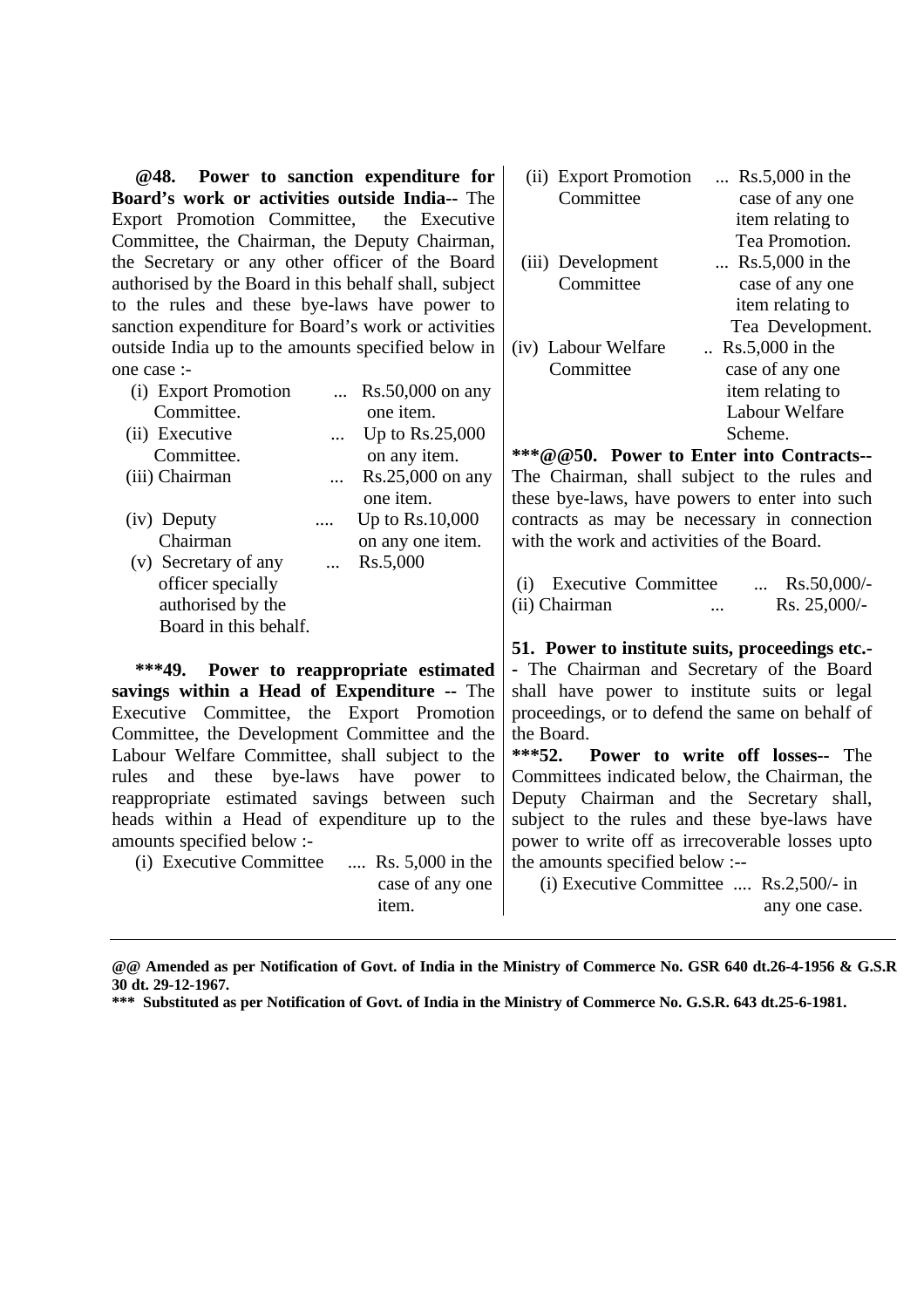**@48. Power to sanction expenditure for Board's work or activities outside India--** The Export Promotion Committee, the Executive Committee, the Chairman, the Deputy Chairman, the Secretary or any other officer of the Board authorised by the Board in this behalf shall, subject to the rules and these bye-laws have power to sanction expenditure for Board's work or activities outside India up to the amounts specified below in one case :-

| | | |
|---|---|---|
| (i) Export Promotion Committee. | ... | Rs.50,000 on any one item. |
| (ii) Executive Committee. | ... | Up to Rs.25,000 on any item. |
| (iii) Chairman | ... | Rs.25,000 on any one item. |
| (iv) Deputy Chairman | .... | Up to Rs.10,000 on any one item. |
| (v) Secretary of any officer specially authorised by the Board in this behalf. | ... | Rs.5,000 |

**\*\*\*49. Power to reappropriate estimated savings within a Head of Expenditure --** The Executive Committee, the Export Promotion Committee, the Development Committee and the Labour Welfare Committee, shall subject to the rules and these bye-laws have power to reappropriate estimated savings between such heads within a Head of expenditure up to the amounts specified below :-

| | | |
|---|---|---|
| (i) Executive Committee | .... | Rs. 5,000 in the case of any one item. |
| (ii) Export Promotion Committee | ... | Rs.5,000 in the case of any one item relating to Tea Promotion. |
| (iii) Development Committee | ... | Rs.5,000 in the case of any one item relating to Tea Development. |
| (iv) Labour Welfare Committee | .. | Rs.5,000 in the case of any one item relating to Labour Welfare Scheme. |

**\*\*\*@@50. Power to Enter into Contracts--** The Chairman, shall subject to the rules and these bye-laws, have powers to enter into such contracts as may be necessary in connection with the work and activities of the Board.

| | | |
|---|---|---|
| (i) Executive Committee | ... | Rs.50,000/- |
| (ii) Chairman | ... | Rs. 25,000/- |

**51. Power to institute suits, proceedings etc.--** The Chairman and Secretary of the Board shall have power to institute suits or legal proceedings, or to defend the same on behalf of the Board.

**\*\*\*52. Power to write off losses--** The Committees indicated below, the Chairman, the Deputy Chairman and the Secretary shall, subject to the rules and these bye-laws have power to write off as irrecoverable losses upto the amounts specified below :--

| | | |
|---|---|---|
| (i) Executive Committee | .... | Rs.2,500/- in any one case. |

---

**@@ Amended as per Notification of Govt. of India in the Ministry of Commerce No. GSR 640 dt.26-4-1956 & G.S.R 30 dt. 29-12-1967.**

**\*\*\* Substituted as per Notification of Govt. of India in the Ministry of Commerce No. G.S.R. 643 dt.25-6-1981.**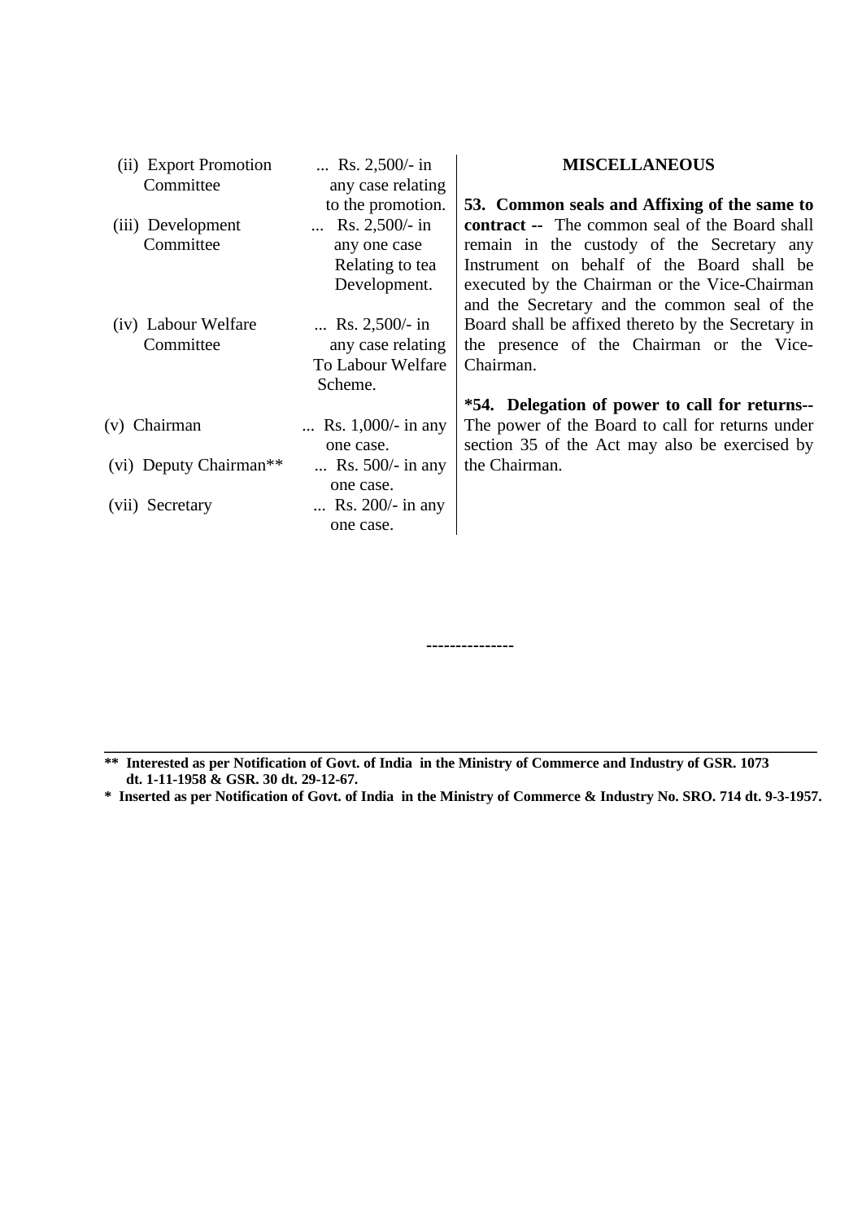| | |
|---|---|
| (ii) Export Promotion Committee | ... Rs. 2,500/- in any case relating to the promotion. |
| (iii) Development Committee | ... Rs. 2,500/- in any one case Relating to tea Development. |
| (iv) Labour Welfare Committee | ... Rs. 2,500/- in any case relating To Labour Welfare Scheme. |
| (v) Chairman | ... Rs. 1,000/- in any one case. |
| (vi) Deputy Chairman** | ... Rs. 500/- in any one case. |
| (vii) Secretary | ... Rs. 200/- in any one case. |

## MISCELLANEOUS

**53. Common seals and Affixing of the same to contract --** The common seal of the Board shall remain in the custody of the Secretary any Instrument on behalf of the Board shall be executed by the Chairman or the Vice-Chairman and the Secretary and the common seal of the Board shall be affixed thereto by the Secretary in the presence of the Chairman or the Vice-Chairman.

***54. Delegation of power to call for returns--** The power of the Board to call for returns under section 35 of the Act may also be exercised by the Chairman.

---------------

**** Interested as per Notification of Govt. of India in the Ministry of Commerce and Industry of GSR. 1073 dt. 1-11-1958 & GSR. 30 dt. 29-12-67.**

*** Inserted as per Notification of Govt. of India in the Ministry of Commerce & Industry No. SRO. 714 dt. 9-3-1957.**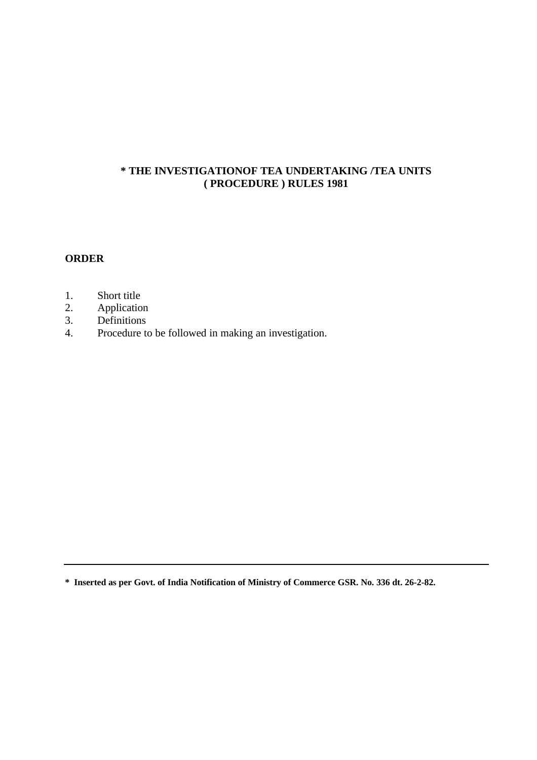# * THE INVESTIGATIONOF TEA UNDERTAKING /TEA UNITS ( PROCEDURE ) RULES 1981

**ORDER**

1. Short title
2. Application
3. Definitions
4. Procedure to be followed in making an investigation.

---

**\* Inserted as per Govt. of India Notification of Ministry of Commerce GSR. No. 336 dt. 26-2-82.**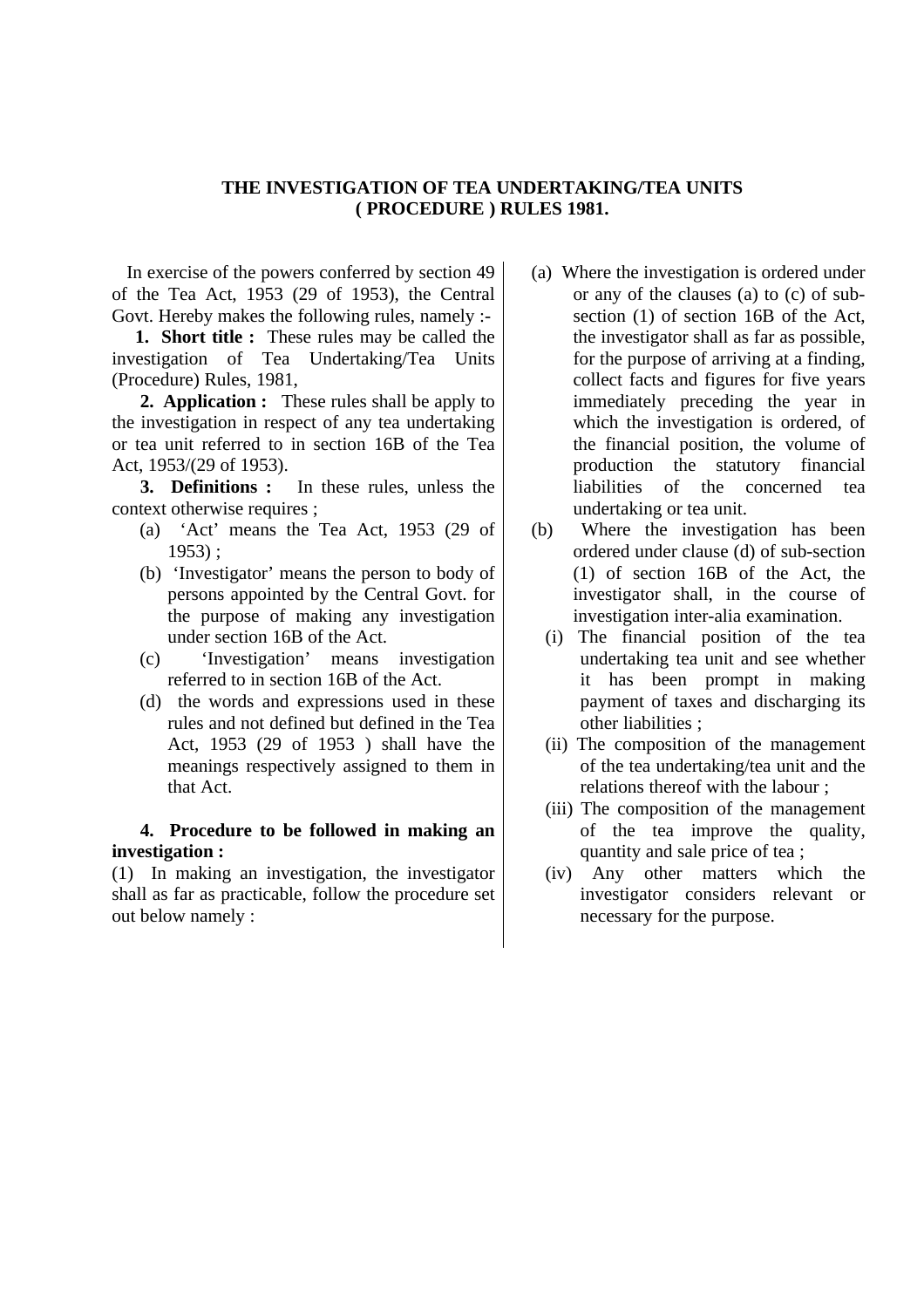## THE INVESTIGATION OF TEA UNDERTAKING/TEA UNITS ( PROCEDURE ) RULES 1981.

In exercise of the powers conferred by section 49 of the Tea Act, 1953 (29 of 1953), the Central Govt. Hereby makes the following rules, namely :-

**1. Short title :** These rules may be called the investigation of Tea Undertaking/Tea Units (Procedure) Rules, 1981,

**2. Application :** These rules shall be apply to the investigation in respect of any tea undertaking or tea unit referred to in section 16B of the Tea Act, 1953/(29 of 1953).

**3. Definitions :** In these rules, unless the context otherwise requires ;

(a) 'Act' means the Tea Act, 1953 (29 of 1953) ;

(b) 'Investigator' means the person to body of persons appointed by the Central Govt. for the purpose of making any investigation under section 16B of the Act.

(c) 'Investigation' means investigation referred to in section 16B of the Act.

(d) the words and expressions used in these rules and not defined but defined in the Tea Act, 1953 (29 of 1953 ) shall have the meanings respectively assigned to them in that Act.

**4. Procedure to be followed in making an investigation :**

(1) In making an investigation, the investigator shall as far as practicable, follow the procedure set out below namely :

(a) Where the investigation is ordered under or any of the clauses (a) to (c) of sub-section (1) of section 16B of the Act, the investigator shall as far as possible, for the purpose of arriving at a finding, collect facts and figures for five years immediately preceding the year in which the investigation is ordered, of the financial position, the volume of production the statutory financial liabilities of the concerned tea undertaking or tea unit.

(b) Where the investigation has been ordered under clause (d) of sub-section (1) of section 16B of the Act, the investigator shall, in the course of investigation inter-alia examination.

(i) The financial position of the tea undertaking tea unit and see whether it has been prompt in making payment of taxes and discharging its other liabilities ;

(ii) The composition of the management of the tea undertaking/tea unit and the relations thereof with the labour ;

(iii) The composition of the management of the tea improve the quality, quantity and sale price of tea ;

(iv) Any other matters which the investigator considers relevant or necessary for the purpose.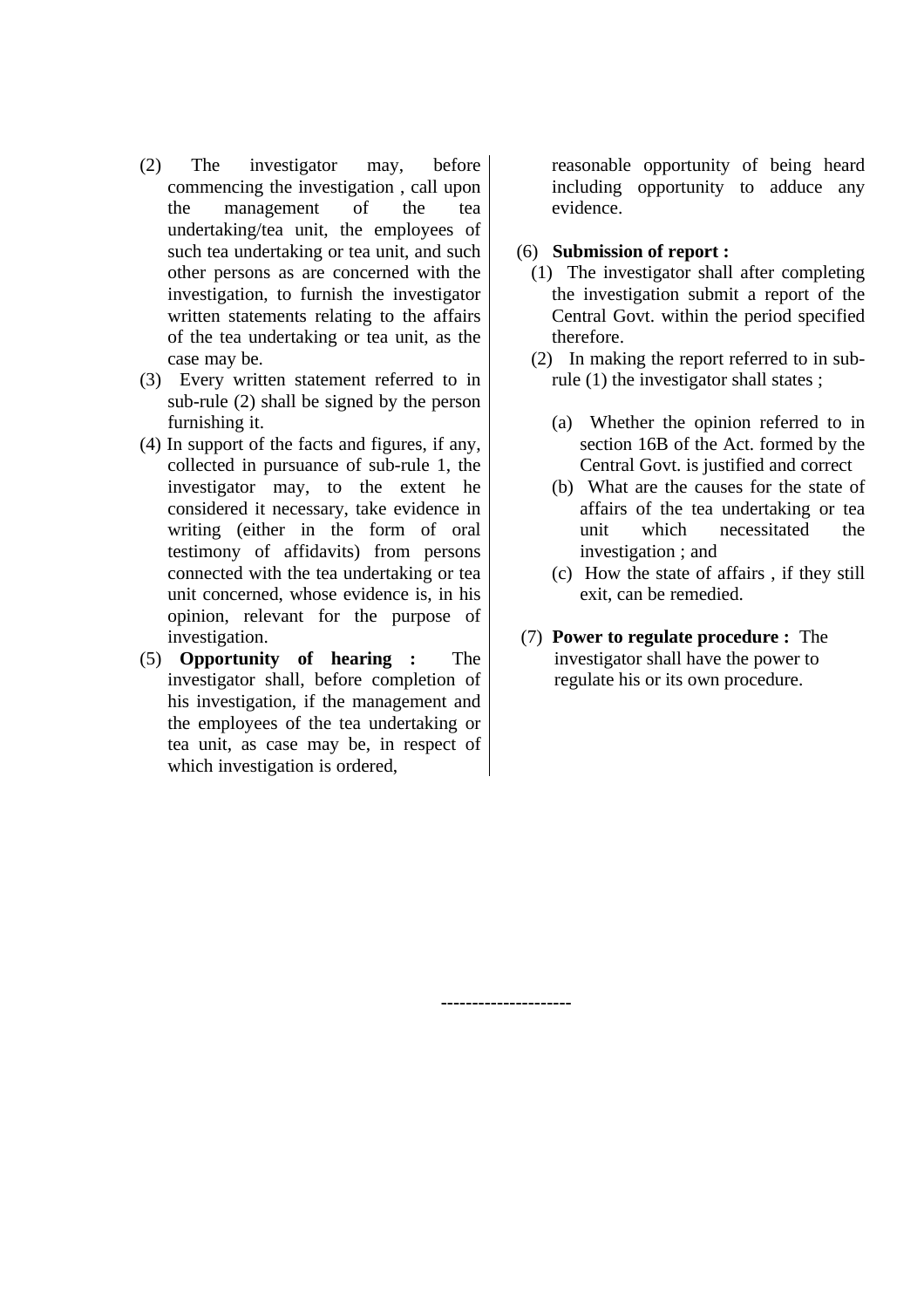(2) The investigator may, before commencing the investigation , call upon the management of the tea undertaking/tea unit, the employees of such tea undertaking or tea unit, and such other persons as are concerned with the investigation, to furnish the investigator written statements relating to the affairs of the tea undertaking or tea unit, as the case may be.

(3) Every written statement referred to in sub-rule (2) shall be signed by the person furnishing it.

(4) In support of the facts and figures, if any, collected in pursuance of sub-rule 1, the investigator may, to the extent he considered it necessary, take evidence in writing (either in the form of oral testimony of affidavits) from persons connected with the tea undertaking or tea unit concerned, whose evidence is, in his opinion, relevant for the purpose of investigation.

(5) **Opportunity of hearing :** The investigator shall, before completion of his investigation, if the management and the employees of the tea undertaking or tea unit, as case may be, in respect of which investigation is ordered, reasonable opportunity of being heard including opportunity to adduce any evidence.

(6) **Submission of report :**

(1) The investigator shall after completing the investigation submit a report of the Central Govt. within the period specified therefore.

(2) In making the report referred to in sub-rule (1) the investigator shall states ;

(a) Whether the opinion referred to in section 16B of the Act. formed by the Central Govt. is justified and correct

(b) What are the causes for the state of affairs of the tea undertaking or tea unit which necessitated the investigation ; and

(c) How the state of affairs , if they still exit, can be remedied.

(7) **Power to regulate procedure :** The investigator shall have the power to regulate his or its own procedure.

---------------------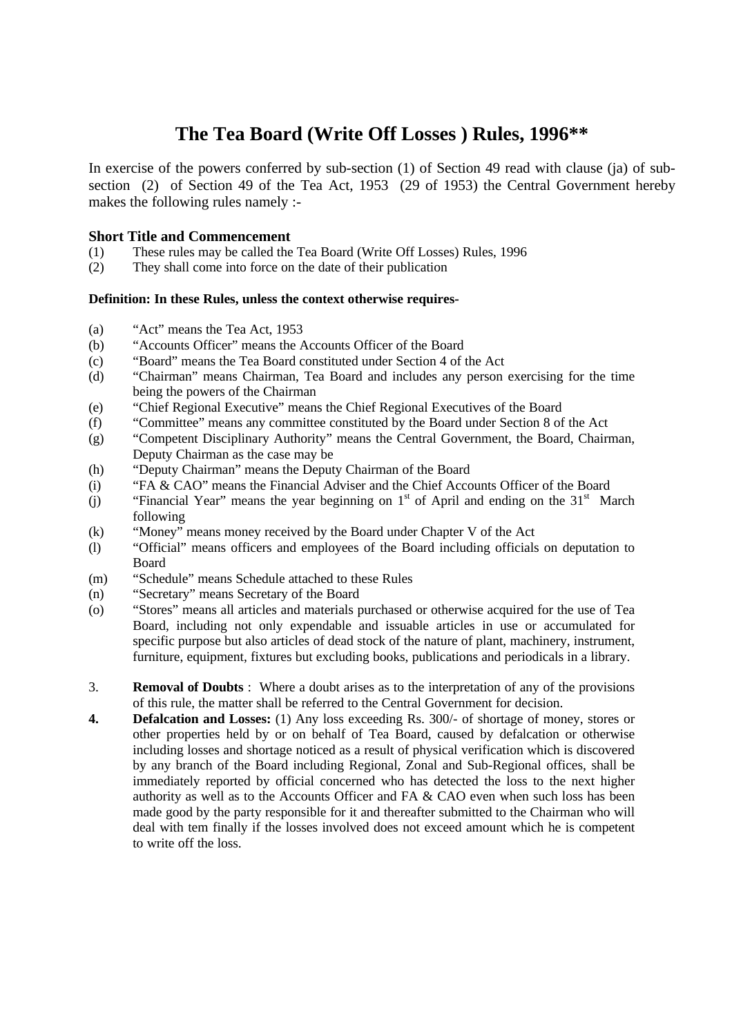# The Tea Board (Write Off Losses ) Rules, 1996**

In exercise of the powers conferred by sub-section (1) of Section 49 read with clause (ja) of sub-section (2) of Section 49 of the Tea Act, 1953 (29 of 1953) the Central Government hereby makes the following rules namely :-

**Short Title and Commencement**

(1) These rules may be called the Tea Board (Write Off Losses) Rules, 1996

(2) They shall come into force on the date of their publication

**Definition: In these Rules, unless the context otherwise requires-**

(a) "Act" means the Tea Act, 1953

(b) "Accounts Officer" means the Accounts Officer of the Board

(c) "Board" means the Tea Board constituted under Section 4 of the Act

(d) "Chairman" means Chairman, Tea Board and includes any person exercising for the time being the powers of the Chairman

(e) "Chief Regional Executive" means the Chief Regional Executives of the Board

(f) "Committee" means any committee constituted by the Board under Section 8 of the Act

(g) "Competent Disciplinary Authority" means the Central Government, the Board, Chairman, Deputy Chairman as the case may be

(h) "Deputy Chairman" means the Deputy Chairman of the Board

(i) "FA & CAO" means the Financial Adviser and the Chief Accounts Officer of the Board

(j) "Financial Year" means the year beginning on 1st of April and ending on the 31st March following

(k) "Money" means money received by the Board under Chapter V of the Act

(l) "Official" means officers and employees of the Board including officials on deputation to Board

(m) "Schedule" means Schedule attached to these Rules

(n) "Secretary" means Secretary of the Board

(o) "Stores" means all articles and materials purchased or otherwise acquired for the use of Tea Board, including not only expendable and issuable articles in use or accumulated for specific purpose but also articles of dead stock of the nature of plant, machinery, instrument, furniture, equipment, fixtures but excluding books, publications and periodicals in a library.

3. **Removal of Doubts** : Where a doubt arises as to the interpretation of any of the provisions of this rule, the matter shall be referred to the Central Government for decision.

**4. Defalcation and Losses:** (1) Any loss exceeding Rs. 300/- of shortage of money, stores or other properties held by or on behalf of Tea Board, caused by defalcation or otherwise including losses and shortage noticed as a result of physical verification which is discovered by any branch of the Board including Regional, Zonal and Sub-Regional offices, shall be immediately reported by official concerned who has detected the loss to the next higher authority as well as to the Accounts Officer and FA & CAO even when such loss has been made good by the party responsible for it and thereafter submitted to the Chairman who will deal with tem finally if the losses involved does not exceed amount which he is competent to write off the loss.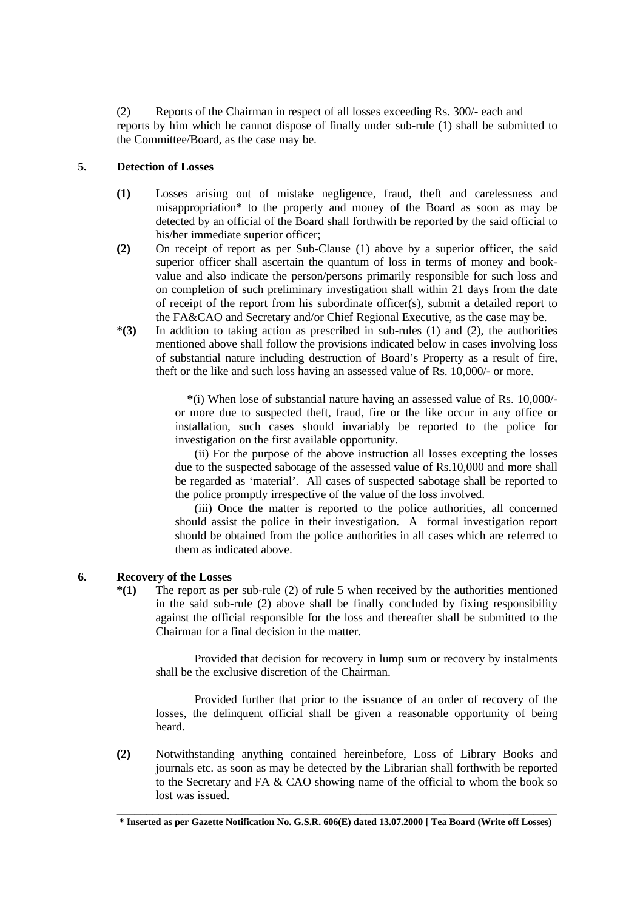(2) Reports of the Chairman in respect of all losses exceeding Rs. 300/- each and reports by him which he cannot dispose of finally under sub-rule (1) shall be submitted to the Committee/Board, as the case may be.

**5. Detection of Losses**

**(1)** Losses arising out of mistake negligence, fraud, theft and carelessness and misappropriation* to the property and money of the Board as soon as may be detected by an official of the Board shall forthwith be reported by the said official to his/her immediate superior officer;

**(2)** On receipt of report as per Sub-Clause (1) above by a superior officer, the said superior officer shall ascertain the quantum of loss in terms of money and book-value and also indicate the person/persons primarily responsible for such loss and on completion of such preliminary investigation shall within 21 days from the date of receipt of the report from his subordinate officer(s), submit a detailed report to the FA&CAO and Secretary and/or Chief Regional Executive, as the case may be.

***(3)** In addition to taking action as prescribed in sub-rules (1) and (2), the authorities mentioned above shall follow the provisions indicated below in cases involving loss of substantial nature including destruction of Board's Property as a result of fire, theft or the like and such loss having an assessed value of Rs. 10,000/- or more.

**\***(i) When lose of substantial nature having an assessed value of Rs. 10,000/- or more due to suspected theft, fraud, fire or the like occur in any office or installation, such cases should invariably be reported to the police for investigation on the first available opportunity.

(ii) For the purpose of the above instruction all losses excepting the losses due to the suspected sabotage of the assessed value of Rs.10,000 and more shall be regarded as 'material'. All cases of suspected sabotage shall be reported to the police promptly irrespective of the value of the loss involved.

(iii) Once the matter is reported to the police authorities, all concerned should assist the police in their investigation. A formal investigation report should be obtained from the police authorities in all cases which are referred to them as indicated above.

**6. Recovery of the Losses**

***(1)** The report as per sub-rule (2) of rule 5 when received by the authorities mentioned in the said sub-rule (2) above shall be finally concluded by fixing responsibility against the official responsible for the loss and thereafter shall be submitted to the Chairman for a final decision in the matter.

Provided that decision for recovery in lump sum or recovery by instalments shall be the exclusive discretion of the Chairman.

Provided further that prior to the issuance of an order of recovery of the losses, the delinquent official shall be given a reasonable opportunity of being heard.

**(2)** Notwithstanding anything contained hereinbefore, Loss of Library Books and journals etc. as soon as may be detected by the Librarian shall forthwith be reported to the Secretary and FA & CAO showing name of the official to whom the book so lost was issued.

---

**\* Inserted as per Gazette Notification No. G.S.R. 606(E) dated 13.07.2000 [ Tea Board (Write off Losses)**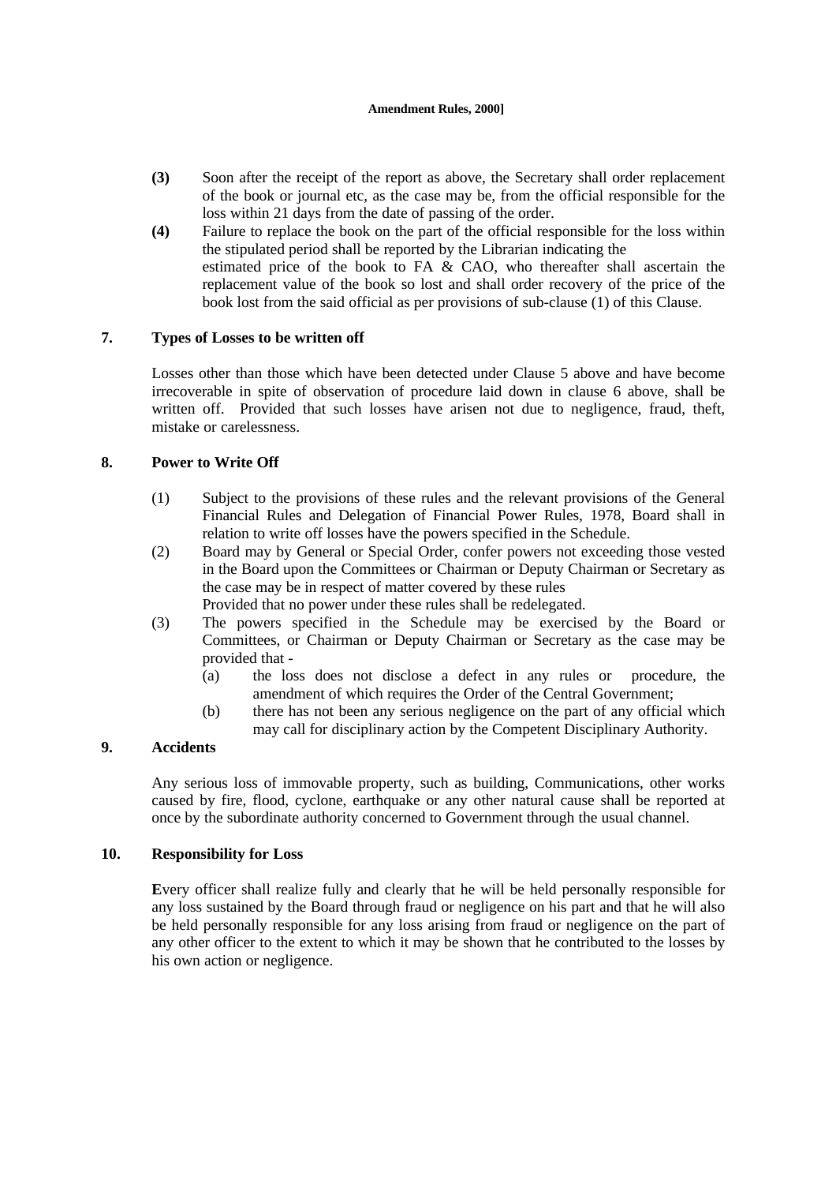**(3)** Soon after the receipt of the report as above, the Secretary shall order replacement of the book or journal etc, as the case may be, from the official responsible for the loss within 21 days from the date of passing of the order.

**(4)** Failure to replace the book on the part of the official responsible for the loss within the stipulated period shall be reported by the Librarian indicating the estimated price of the book to FA & CAO, who thereafter shall ascertain the replacement value of the book so lost and shall order recovery of the price of the book lost from the said official as per provisions of sub-clause (1) of this Clause.

## 7. Types of Losses to be written off

Losses other than those which have been detected under Clause 5 above and have become irrecoverable in spite of observation of procedure laid down in clause 6 above, shall be written off. Provided that such losses have arisen not due to negligence, fraud, theft, mistake or carelessness.

## 8. Power to Write Off

(1) Subject to the provisions of these rules and the relevant provisions of the General Financial Rules and Delegation of Financial Power Rules, 1978, Board shall in relation to write off losses have the powers specified in the Schedule.

(2) Board may by General or Special Order, confer powers not exceeding those vested in the Board upon the Committees or Chairman or Deputy Chairman or Secretary as the case may be in respect of matter covered by these rules
Provided that no power under these rules shall be redelegated.

(3) The powers specified in the Schedule may be exercised by the Board or Committees, or Chairman or Deputy Chairman or Secretary as the case may be provided that -

(a) the loss does not disclose a defect in any rules or procedure, the amendment of which requires the Order of the Central Government;

(b) there has not been any serious negligence on the part of any official which may call for disciplinary action by the Competent Disciplinary Authority.

## 9. Accidents

Any serious loss of immovable property, such as building, Communications, other works caused by fire, flood, cyclone, earthquake or any other natural cause shall be reported at once by the subordinate authority concerned to Government through the usual channel.

## 10. Responsibility for Loss

**E**very officer shall realize fully and clearly that he will be held personally responsible for any loss sustained by the Board through fraud or negligence on his part and that he will also be held personally responsible for any loss arising from fraud or negligence on the part of any other officer to the extent to which it may be shown that he contributed to the losses by his own action or negligence.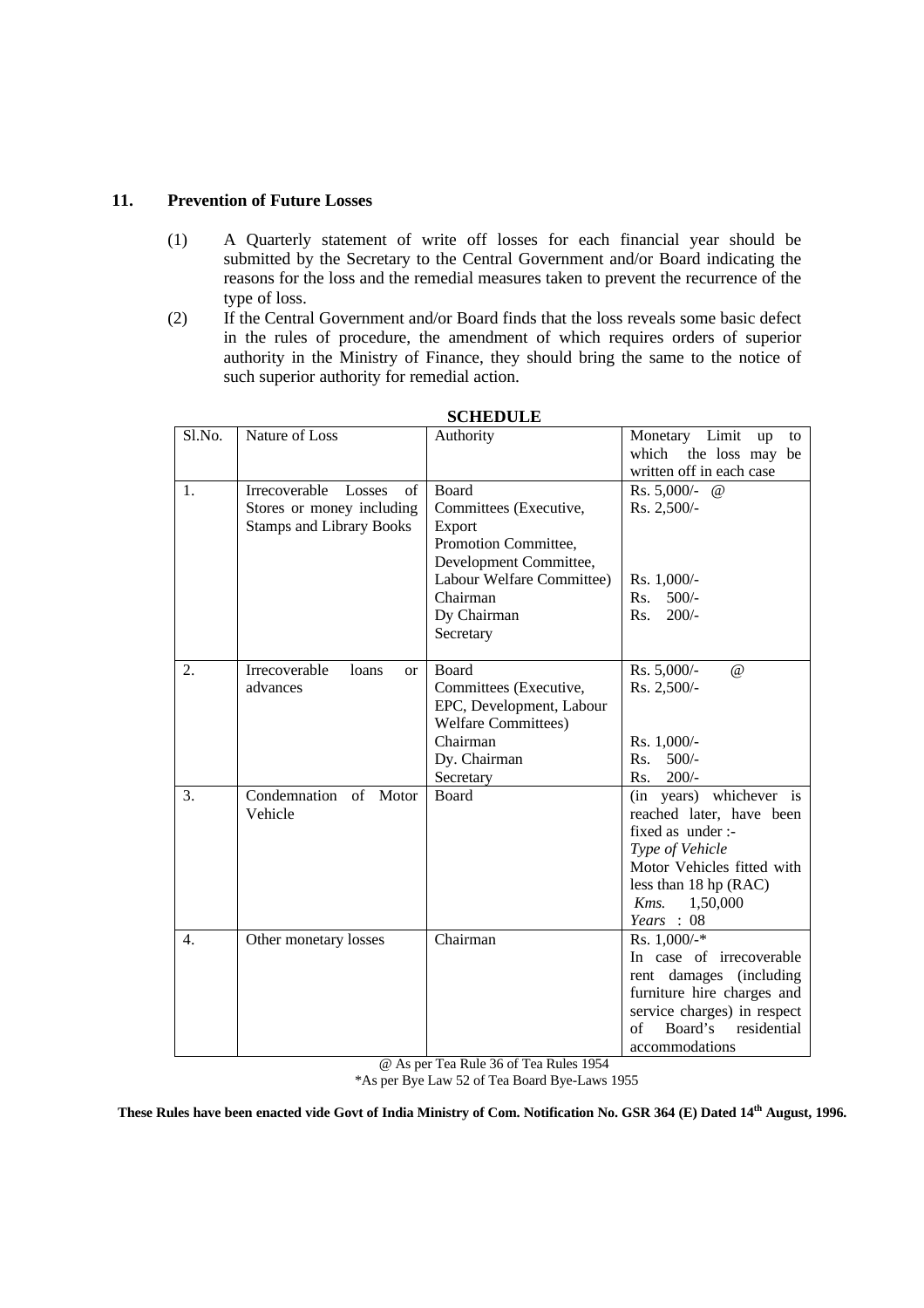## 11. Prevention of Future Losses

(1) A Quarterly statement of write off losses for each financial year should be submitted by the Secretary to the Central Government and/or Board indicating the reasons for the loss and the remedial measures taken to prevent the recurrence of the type of loss.

(2) If the Central Government and/or Board finds that the loss reveals some basic defect in the rules of procedure, the amendment of which requires orders of superior authority in the Ministry of Finance, they should bring the same to the notice of such superior authority for remedial action.

**SCHEDULE**

| Sl.No. | Nature of Loss | Authority | Monetary Limit up to which the loss may be written off in each case |
|---|---|---|---|
| 1. | Irrecoverable Losses of Stores or money including Stamps and Library Books | Board<br>Committees (Executive, Export Promotion Committee, Development Committee, Labour Welfare Committee)<br>Chairman<br>Dy Chairman<br>Secretary | Rs. 5,000/- @<br>Rs. 2,500/-<br><br>Rs. 1,000/-<br>Rs. 500/-<br>Rs. 200/- |
| 2. | Irrecoverable loans or advances | Board<br>Committees (Executive, EPC, Development, Labour Welfare Committees)<br>Chairman<br>Dy. Chairman<br>Secretary | Rs. 5,000/- @<br>Rs. 2,500/-<br><br>Rs. 1,000/-<br>Rs. 500/-<br>Rs. 200/- |
| 3. | Condemnation of Motor Vehicle | Board | (in years) whichever is reached later, have been fixed as under :-<br>*Type of Vehicle*<br>Motor Vehicles fitted with less than 18 hp (RAC)<br>*Kms.* 1,50,000<br>*Years* : 08 |
| 4. | Other monetary losses | Chairman | Rs. 1,000/-*<br>In case of irrecoverable rent damages (including furniture hire charges and service charges) in respect of Board's residential accommodations |

@ As per Tea Rule 36 of Tea Rules 1954

*As per Bye Law 52 of Tea Board Bye-Laws 1955

**These Rules have been enacted vide Govt of India Ministry of Com. Notification No. GSR 364 (E) Dated 14th August, 1996.**